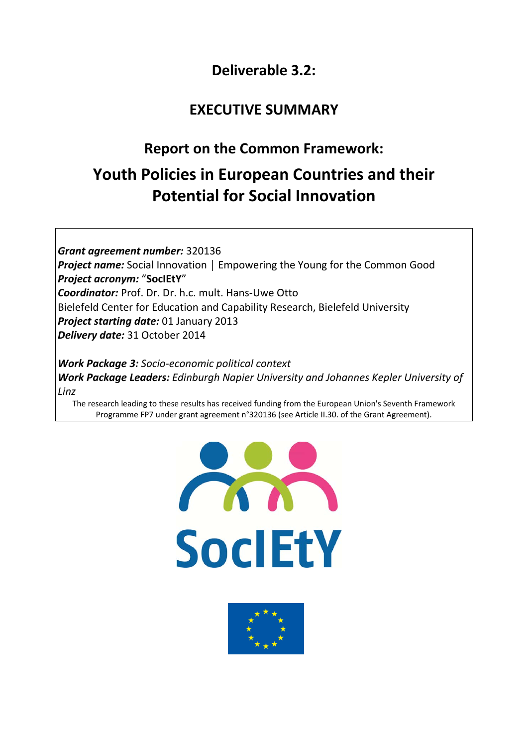# Deliverable 3.2:

## EXECUTIVE SUMMARY

## Report on the Common Framework:

# Youth Policies in European Countries and their Potential for Social Innovation

***Grant agreement number:*** 320136
***Project name:*** Social Innovation | Empowering the Young for the Common Good
***Project acronym:*** "**SocIEtY**"
***Coordinator:*** Prof. Dr. Dr. h.c. mult. Hans-Uwe Otto
Bielefeld Center for Education and Capability Research, Bielefeld University
***Project starting date:*** 01 January 2013
***Delivery date:*** 31 October 2014

***Work Package 3:*** *Socio-economic political context*
***Work Package Leaders:*** *Edinburgh Napier University and Johannes Kepler University of Linz*

The research leading to these results has received funding from the European Union's Seventh Framework Programme FP7 under grant agreement n°320136 (see Article II.30. of the Grant Agreement).

SocIEtY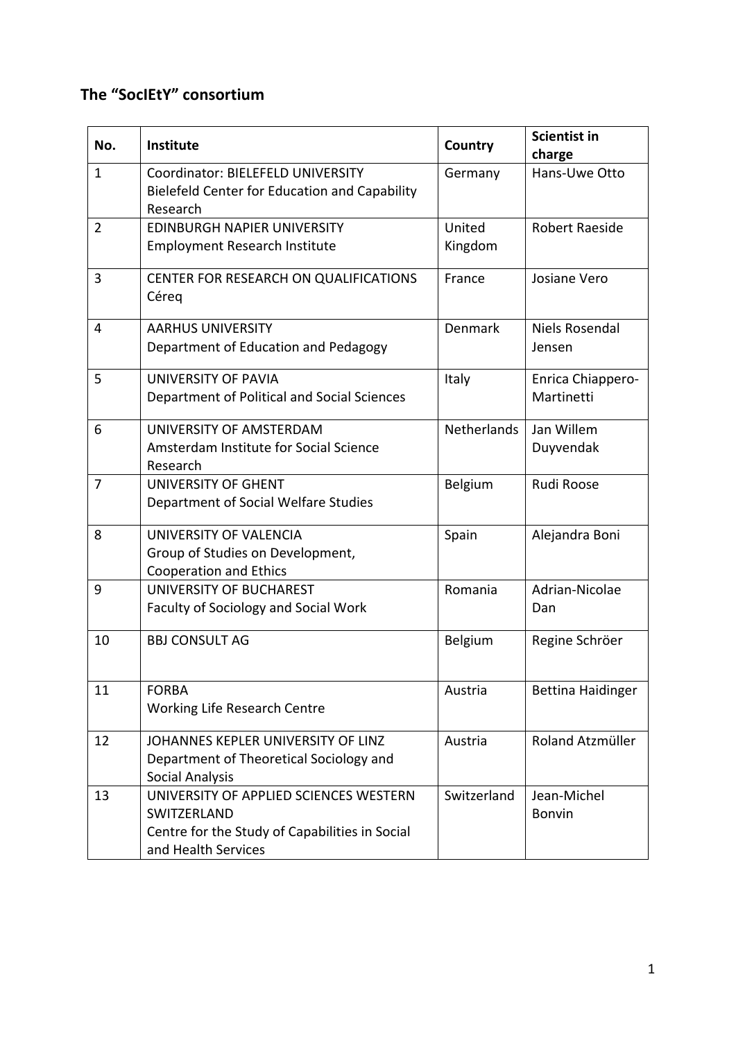## The "SocIEtY" consortium

| No. | Institute | Country | Scientist in charge |
|---|---|---|---|
| 1 | Coordinator: BIELEFELD UNIVERSITY<br>Bielefeld Center for Education and Capability Research | Germany | Hans-Uwe Otto |
| 2 | EDINBURGH NAPIER UNIVERSITY<br>Employment Research Institute | United Kingdom | Robert Raeside |
| 3 | CENTER FOR RESEARCH ON QUALIFICATIONS<br>Céreq | France | Josiane Vero |
| 4 | AARHUS UNIVERSITY<br>Department of Education and Pedagogy | Denmark | Niels Rosendal Jensen |
| 5 | UNIVERSITY OF PAVIA<br>Department of Political and Social Sciences | Italy | Enrica Chiappero-Martinetti |
| 6 | UNIVERSITY OF AMSTERDAM<br>Amsterdam Institute for Social Science Research | Netherlands | Jan Willem Duyvendak |
| 7 | UNIVERSITY OF GHENT<br>Department of Social Welfare Studies | Belgium | Rudi Roose |
| 8 | UNIVERSITY OF VALENCIA<br>Group of Studies on Development, Cooperation and Ethics | Spain | Alejandra Boni |
| 9 | UNIVERSITY OF BUCHAREST<br>Faculty of Sociology and Social Work | Romania | Adrian-Nicolae Dan |
| 10 | BBJ CONSULT AG | Belgium | Regine Schröer |
| 11 | FORBA<br>Working Life Research Centre | Austria | Bettina Haidinger |
| 12 | JOHANNES KEPLER UNIVERSITY OF LINZ<br>Department of Theoretical Sociology and Social Analysis | Austria | Roland Atzmüller |
| 13 | UNIVERSITY OF APPLIED SCIENCES WESTERN SWITZERLAND<br>Centre for the Study of Capabilities in Social and Health Services | Switzerland | Jean-Michel Bonvin |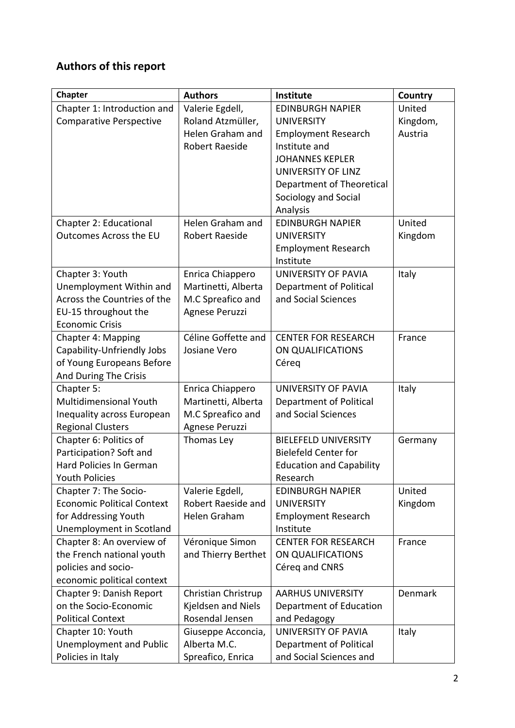## Authors of this report

| Chapter | Authors | Institute | Country |
|---|---|---|---|
| Chapter 1: Introduction and Comparative Perspective | Valerie Egdell, Roland Atzmüller, Helen Graham and Robert Raeside | EDINBURGH NAPIER UNIVERSITY Employment Research Institute and JOHANNES KEPLER UNIVERSITY OF LINZ Department of Theoretical Sociology and Social Analysis | United Kingdom, Austria |
| Chapter 2: Educational Outcomes Across the EU | Helen Graham and Robert Raeside | EDINBURGH NAPIER UNIVERSITY Employment Research Institute | United Kingdom |
| Chapter 3: Youth Unemployment Within and Across the Countries of the EU-15 throughout the Economic Crisis | Enrica Chiappero Martinetti, Alberta M.C Spreafico and Agnese Peruzzi | UNIVERSITY OF PAVIA Department of Political and Social Sciences | Italy |
| Chapter 4: Mapping Capability-Unfriendly Jobs of Young Europeans Before And During The Crisis | Céline Goffette and Josiane Vero | CENTER FOR RESEARCH ON QUALIFICATIONS Céreq | France |
| Chapter 5: Multidimensional Youth Inequality across European Regional Clusters | Enrica Chiappero Martinetti, Alberta M.C Spreafico and Agnese Peruzzi | UNIVERSITY OF PAVIA Department of Political and Social Sciences | Italy |
| Chapter 6: Politics of Participation? Soft and Hard Policies In German Youth Policies | Thomas Ley | BIELEFELD UNIVERSITY Bielefeld Center for Education and Capability Research | Germany |
| Chapter 7: The Socio-Economic Political Context for Addressing Youth Unemployment in Scotland | Valerie Egdell, Robert Raeside and Helen Graham | EDINBURGH NAPIER UNIVERSITY Employment Research Institute | United Kingdom |
| Chapter 8: An overview of the French national youth policies and socio-economic political context | Véronique Simon and Thierry Berthet | CENTER FOR RESEARCH ON QUALIFICATIONS Céreq and CNRS | France |
| Chapter 9: Danish Report on the Socio-Economic Political Context | Christian Christrup Kjeldsen and Niels Rosendal Jensen | AARHUS UNIVERSITY Department of Education and Pedagogy | Denmark |
| Chapter 10: Youth Unemployment and Public Policies in Italy | Giuseppe Acconcia, Alberta M.C. Spreafico, Enrica | UNIVERSITY OF PAVIA Department of Political and Social Sciences and | Italy |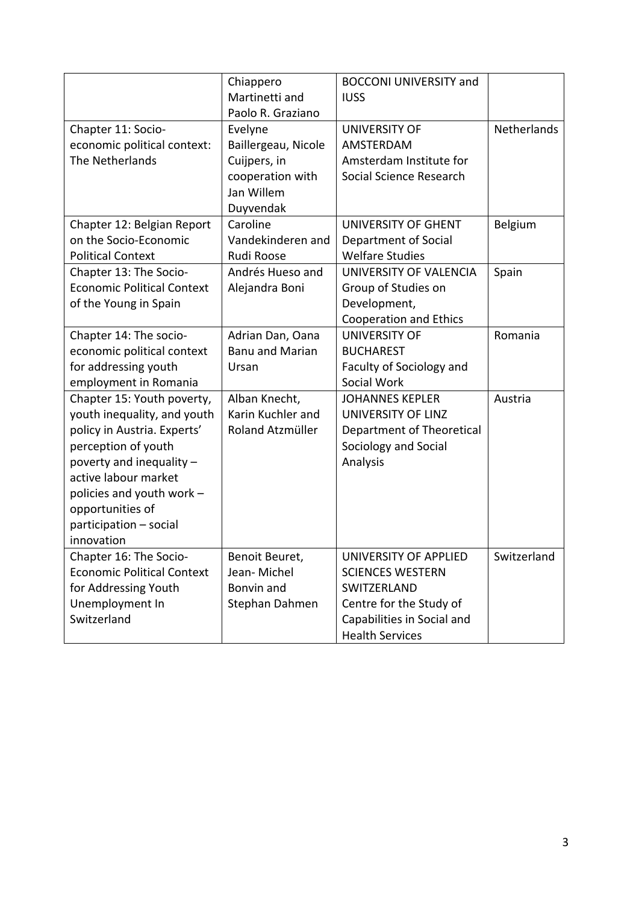|  |  |  |  |
|---|---|---|---|
|  | Chiappero Martinetti and Paolo R. Graziano | BOCCONI UNIVERSITY and IUSS |  |
| Chapter 11: Socio-economic political context: The Netherlands | Evelyne Baillergeau, Nicole Cuijpers, in cooperation with Jan Willem Duyvendak | UNIVERSITY OF AMSTERDAM Amsterdam Institute for Social Science Research | Netherlands |
| Chapter 12: Belgian Report on the Socio-Economic Political Context | Caroline Vandekinderen and Rudi Roose | UNIVERSITY OF GHENT Department of Social Welfare Studies | Belgium |
| Chapter 13: The Socio-Economic Political Context of the Young in Spain | Andrés Hueso and Alejandra Boni | UNIVERSITY OF VALENCIA Group of Studies on Development, Cooperation and Ethics | Spain |
| Chapter 14: The socio-economic political context for addressing youth employment in Romania | Adrian Dan, Oana Banu and Marian Ursan | UNIVERSITY OF BUCHAREST Faculty of Sociology and Social Work | Romania |
| Chapter 15: Youth poverty, youth inequality, and youth policy in Austria. Experts' perception of youth poverty and inequality – active labour market policies and youth work – opportunities of participation – social innovation | Alban Knecht, Karin Kuchler and Roland Atzmüller | JOHANNES KEPLER UNIVERSITY OF LINZ Department of Theoretical Sociology and Social Analysis | Austria |
| Chapter 16: The Socio-Economic Political Context for Addressing Youth Unemployment In Switzerland | Benoit Beuret, Jean- Michel Bonvin and Stephan Dahmen | UNIVERSITY OF APPLIED SCIENCES WESTERN SWITZERLAND Centre for the Study of Capabilities in Social and Health Services | Switzerland |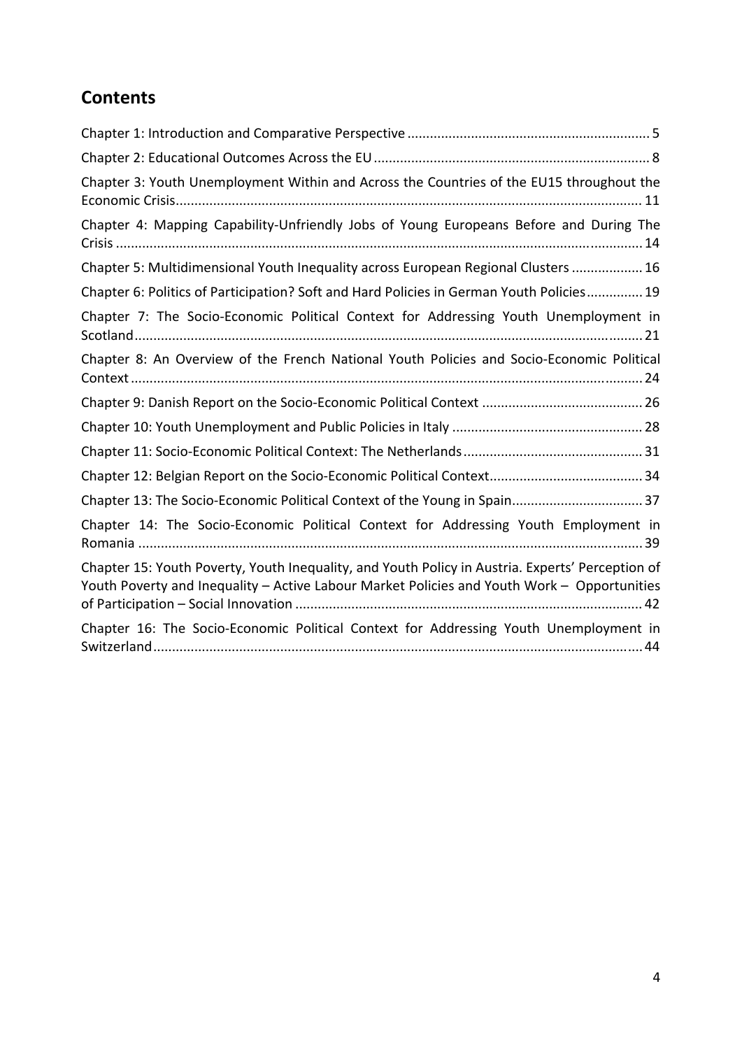## Contents

Chapter 1: Introduction and Comparative Perspective ........ 5

Chapter 2: Educational Outcomes Across the EU ........ 8

Chapter 3: Youth Unemployment Within and Across the Countries of the EU15 throughout the Economic Crisis ........ 11

Chapter 4: Mapping Capability-Unfriendly Jobs of Young Europeans Before and During The Crisis ........ 14

Chapter 5: Multidimensional Youth Inequality across European Regional Clusters ........ 16

Chapter 6: Politics of Participation? Soft and Hard Policies in German Youth Policies ........ 19

Chapter 7: The Socio-Economic Political Context for Addressing Youth Unemployment in Scotland ........ 21

Chapter 8: An Overview of the French National Youth Policies and Socio-Economic Political Context ........ 24

Chapter 9: Danish Report on the Socio-Economic Political Context ........ 26

Chapter 10: Youth Unemployment and Public Policies in Italy ........ 28

Chapter 11: Socio-Economic Political Context: The Netherlands ........ 31

Chapter 12: Belgian Report on the Socio-Economic Political Context ........ 34

Chapter 13: The Socio-Economic Political Context of the Young in Spain ........ 37

Chapter 14: The Socio-Economic Political Context for Addressing Youth Employment in Romania ........ 39

Chapter 15: Youth Poverty, Youth Inequality, and Youth Policy in Austria. Experts' Perception of Youth Poverty and Inequality – Active Labour Market Policies and Youth Work – Opportunities of Participation – Social Innovation ........ 42

Chapter 16: The Socio-Economic Political Context for Addressing Youth Unemployment in Switzerland ........ 44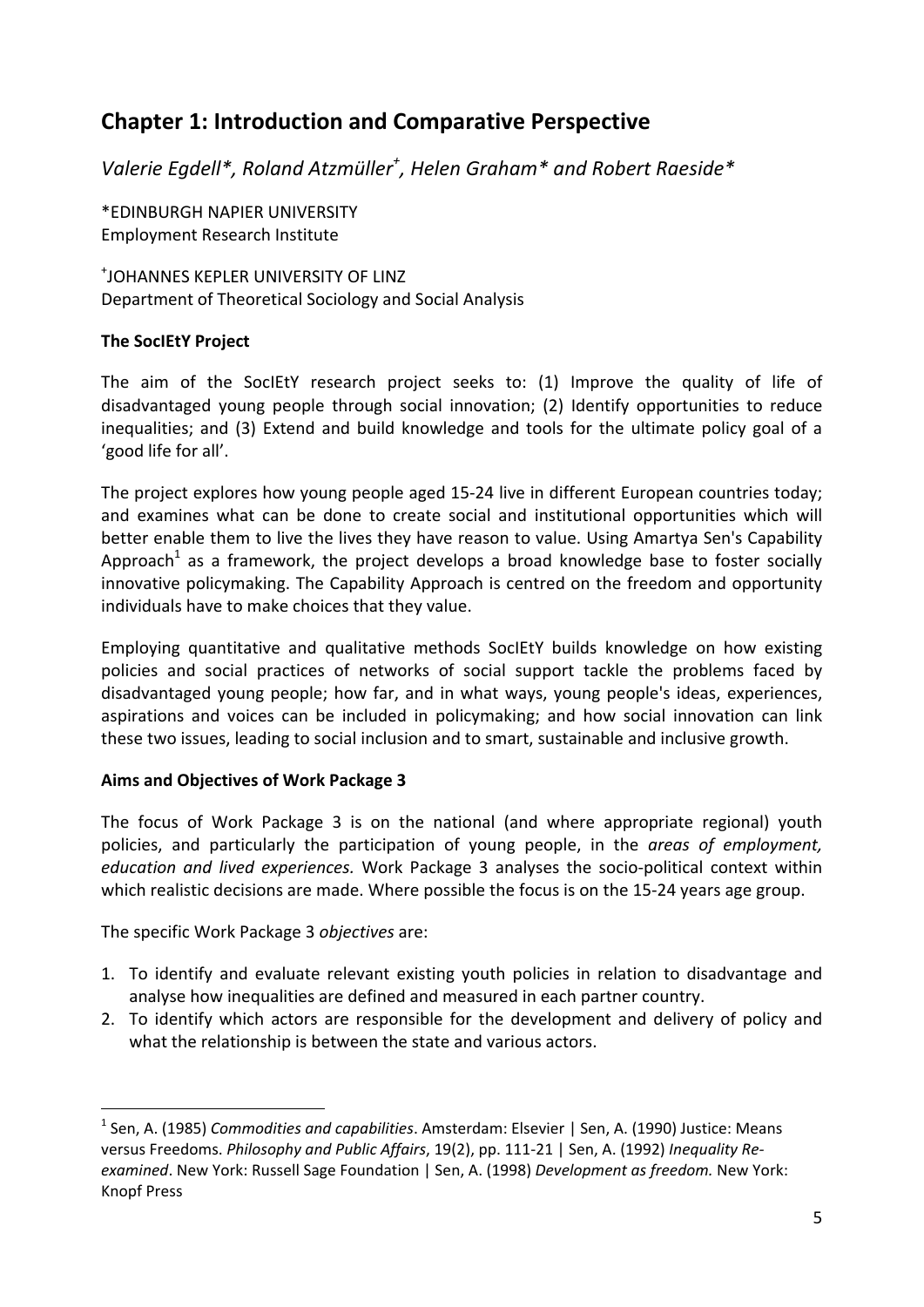# Chapter 1: Introduction and Comparative Perspective

*Valerie Egdell\*, Roland Atzmüller[+], Helen Graham\* and Robert Raeside\**

\*EDINBURGH NAPIER UNIVERSITY
Employment Research Institute

[+]JOHANNES KEPLER UNIVERSITY OF LINZ
Department of Theoretical Sociology and Social Analysis

### The SocIEtY Project

The aim of the SocIEtY research project seeks to: (1) Improve the quality of life of disadvantaged young people through social innovation; (2) Identify opportunities to reduce inequalities; and (3) Extend and build knowledge and tools for the ultimate policy goal of a 'good life for all'.

The project explores how young people aged 15-24 live in different European countries today; and examines what can be done to create social and institutional opportunities which will better enable them to live the lives they have reason to value. Using Amartya Sen's Capability Approach[1] as a framework, the project develops a broad knowledge base to foster socially innovative policymaking. The Capability Approach is centred on the freedom and opportunity individuals have to make choices that they value.

Employing quantitative and qualitative methods SocIEtY builds knowledge on how existing policies and social practices of networks of social support tackle the problems faced by disadvantaged young people; how far, and in what ways, young people's ideas, experiences, aspirations and voices can be included in policymaking; and how social innovation can link these two issues, leading to social inclusion and to smart, sustainable and inclusive growth.

### Aims and Objectives of Work Package 3

The focus of Work Package 3 is on the national (and where appropriate regional) youth policies, and particularly the participation of young people, in the *areas of employment, education and lived experiences.* Work Package 3 analyses the socio-political context within which realistic decisions are made. Where possible the focus is on the 15-24 years age group.

The specific Work Package 3 *objectives* are:

1. To identify and evaluate relevant existing youth policies in relation to disadvantage and analyse how inequalities are defined and measured in each partner country.
2. To identify which actors are responsible for the development and delivery of policy and what the relationship is between the state and various actors.

---

[1] Sen, A. (1985) *Commodities and capabilities*. Amsterdam: Elsevier | Sen, A. (1990) Justice: Means versus Freedoms. *Philosophy and Public Affairs*, 19(2), pp. 111-21 | Sen, A. (1992) *Inequality Re-examined*. New York: Russell Sage Foundation | Sen, A. (1998) *Development as freedom.* New York: Knopf Press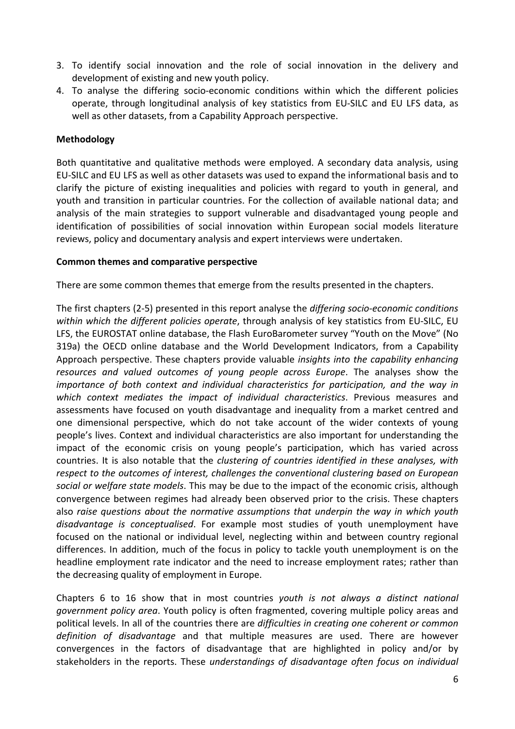3. To identify social innovation and the role of social innovation in the delivery and development of existing and new youth policy.
4. To analyse the differing socio-economic conditions within which the different policies operate, through longitudinal analysis of key statistics from EU-SILC and EU LFS data, as well as other datasets, from a Capability Approach perspective.

**Methodology**

Both quantitative and qualitative methods were employed. A secondary data analysis, using EU-SILC and EU LFS as well as other datasets was used to expand the informational basis and to clarify the picture of existing inequalities and policies with regard to youth in general, and youth and transition in particular countries. For the collection of available national data; and analysis of the main strategies to support vulnerable and disadvantaged young people and identification of possibilities of social innovation within European social models literature reviews, policy and documentary analysis and expert interviews were undertaken.

**Common themes and comparative perspective**

There are some common themes that emerge from the results presented in the chapters.

The first chapters (2-5) presented in this report analyse the *differing socio-economic conditions within which the different policies operate*, through analysis of key statistics from EU-SILC, EU LFS, the EUROSTAT online database, the Flash EuroBarometer survey "Youth on the Move" (No 319a) the OECD online database and the World Development Indicators, from a Capability Approach perspective. These chapters provide valuable *insights into the capability enhancing resources and valued outcomes of young people across Europe*. The analyses show the *importance of both context and individual characteristics for participation, and the way in which context mediates the impact of individual characteristics*. Previous measures and assessments have focused on youth disadvantage and inequality from a market centred and one dimensional perspective, which do not take account of the wider contexts of young people's lives. Context and individual characteristics are also important for understanding the impact of the economic crisis on young people's participation, which has varied across countries. It is also notable that the *clustering of countries identified in these analyses, with respect to the outcomes of interest, challenges the conventional clustering based on European social or welfare state models*. This may be due to the impact of the economic crisis, although convergence between regimes had already been observed prior to the crisis. These chapters also *raise questions about the normative assumptions that underpin the way in which youth disadvantage is conceptualised*. For example most studies of youth unemployment have focused on the national or individual level, neglecting within and between country regional differences. In addition, much of the focus in policy to tackle youth unemployment is on the headline employment rate indicator and the need to increase employment rates; rather than the decreasing quality of employment in Europe.

Chapters 6 to 16 show that in most countries *youth is not always a distinct national government policy area*. Youth policy is often fragmented, covering multiple policy areas and political levels. In all of the countries there are *difficulties in creating one coherent or common definition of disadvantage* and that multiple measures are used. There are however convergences in the factors of disadvantage that are highlighted in policy and/or by stakeholders in the reports. These *understandings of disadvantage often focus on individual*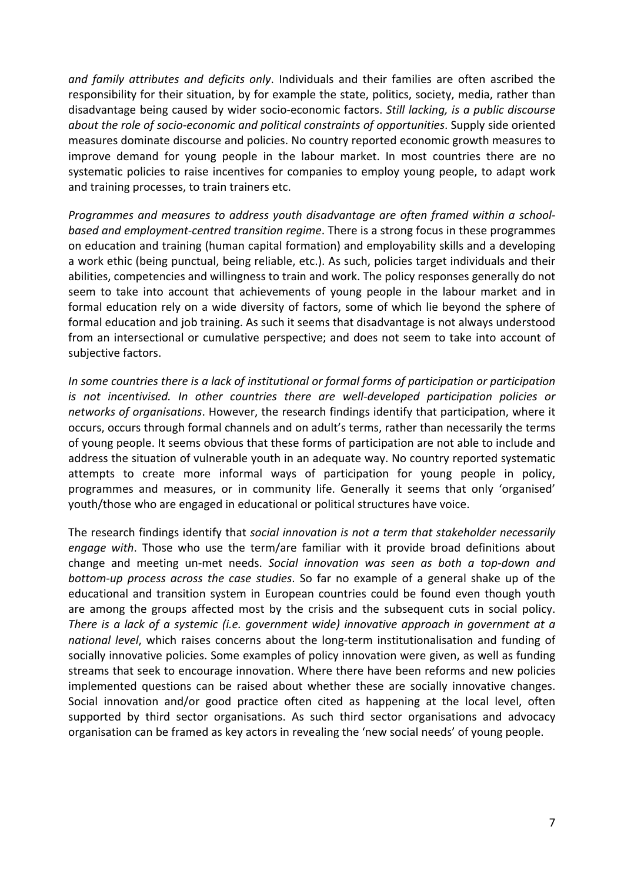*and family attributes and deficits only*. Individuals and their families are often ascribed the responsibility for their situation, by for example the state, politics, society, media, rather than disadvantage being caused by wider socio-economic factors. *Still lacking, is a public discourse about the role of socio-economic and political constraints of opportunities*. Supply side oriented measures dominate discourse and policies. No country reported economic growth measures to improve demand for young people in the labour market. In most countries there are no systematic policies to raise incentives for companies to employ young people, to adapt work and training processes, to train trainers etc.

*Programmes and measures to address youth disadvantage are often framed within a school-based and employment-centred transition regime*. There is a strong focus in these programmes on education and training (human capital formation) and employability skills and a developing a work ethic (being punctual, being reliable, etc.). As such, policies target individuals and their abilities, competencies and willingness to train and work. The policy responses generally do not seem to take into account that achievements of young people in the labour market and in formal education rely on a wide diversity of factors, some of which lie beyond the sphere of formal education and job training. As such it seems that disadvantage is not always understood from an intersectional or cumulative perspective; and does not seem to take into account of subjective factors.

*In some countries there is a lack of institutional or formal forms of participation or participation is not incentivised. In other countries there are well-developed participation policies or networks of organisations*. However, the research findings identify that participation, where it occurs, occurs through formal channels and on adult's terms, rather than necessarily the terms of young people. It seems obvious that these forms of participation are not able to include and address the situation of vulnerable youth in an adequate way. No country reported systematic attempts to create more informal ways of participation for young people in policy, programmes and measures, or in community life. Generally it seems that only 'organised' youth/those who are engaged in educational or political structures have voice.

The research findings identify that *social innovation is not a term that stakeholder necessarily engage with*. Those who use the term/are familiar with it provide broad definitions about change and meeting un-met needs. *Social innovation was seen as both a top-down and bottom-up process across the case studies*. So far no example of a general shake up of the educational and transition system in European countries could be found even though youth are among the groups affected most by the crisis and the subsequent cuts in social policy. *There is a lack of a systemic (i.e. government wide) innovative approach in government at a national level*, which raises concerns about the long-term institutionalisation and funding of socially innovative policies. Some examples of policy innovation were given, as well as funding streams that seek to encourage innovation. Where there have been reforms and new policies implemented questions can be raised about whether these are socially innovative changes. Social innovation and/or good practice often cited as happening at the local level, often supported by third sector organisations. As such third sector organisations and advocacy organisation can be framed as key actors in revealing the 'new social needs' of young people.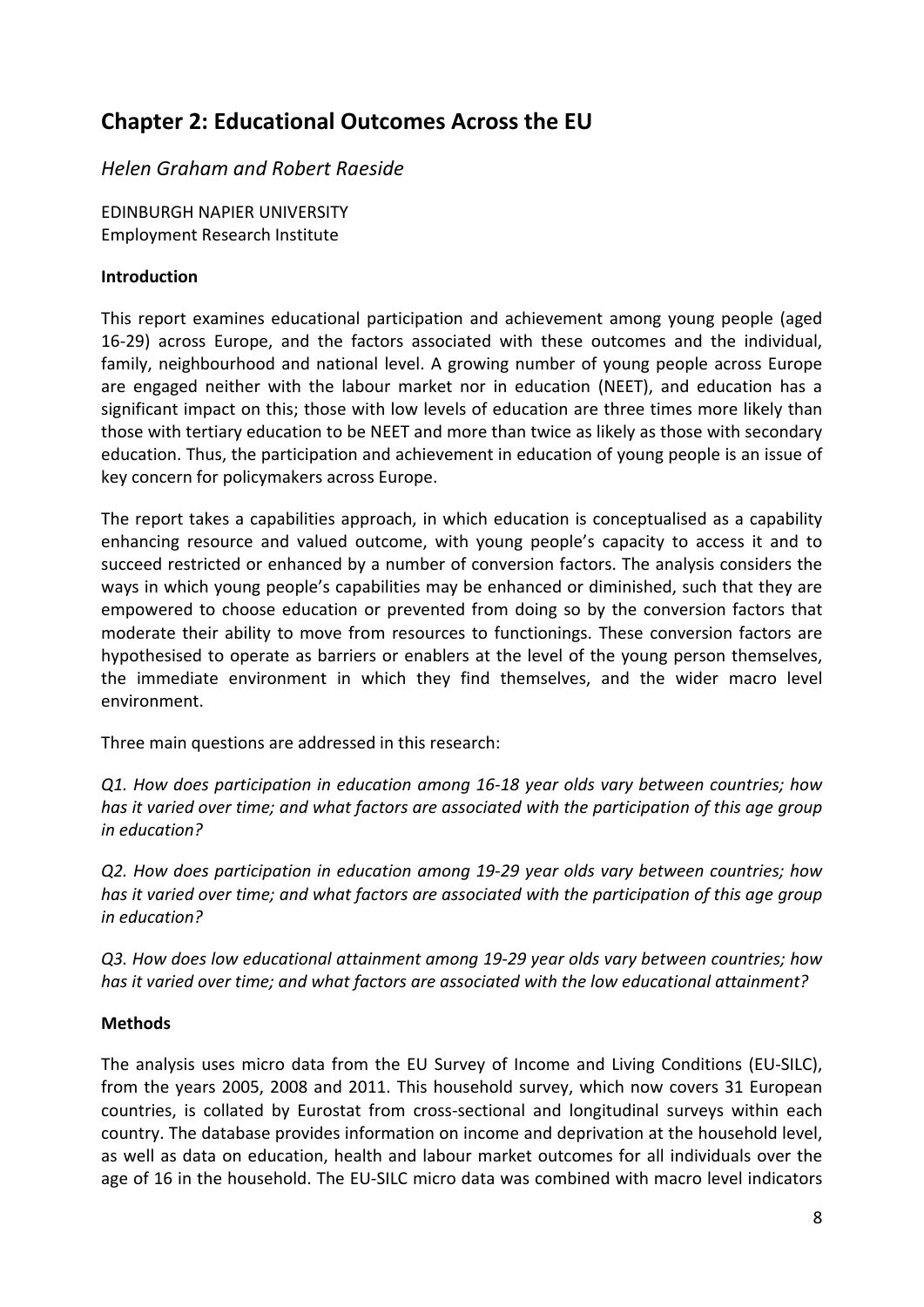## Chapter 2: Educational Outcomes Across the EU

*Helen Graham and Robert Raeside*

EDINBURGH NAPIER UNIVERSITY
Employment Research Institute

**Introduction**

This report examines educational participation and achievement among young people (aged 16-29) across Europe, and the factors associated with these outcomes and the individual, family, neighbourhood and national level. A growing number of young people across Europe are engaged neither with the labour market nor in education (NEET), and education has a significant impact on this; those with low levels of education are three times more likely than those with tertiary education to be NEET and more than twice as likely as those with secondary education. Thus, the participation and achievement in education of young people is an issue of key concern for policymakers across Europe.

The report takes a capabilities approach, in which education is conceptualised as a capability enhancing resource and valued outcome, with young people's capacity to access it and to succeed restricted or enhanced by a number of conversion factors. The analysis considers the ways in which young people's capabilities may be enhanced or diminished, such that they are empowered to choose education or prevented from doing so by the conversion factors that moderate their ability to move from resources to functionings. These conversion factors are hypothesised to operate as barriers or enablers at the level of the young person themselves, the immediate environment in which they find themselves, and the wider macro level environment.

Three main questions are addressed in this research:

*Q1. How does participation in education among 16-18 year olds vary between countries; how has it varied over time; and what factors are associated with the participation of this age group in education?*

*Q2. How does participation in education among 19-29 year olds vary between countries; how has it varied over time; and what factors are associated with the participation of this age group in education?*

*Q3. How does low educational attainment among 19-29 year olds vary between countries; how has it varied over time; and what factors are associated with the low educational attainment?*

**Methods**

The analysis uses micro data from the EU Survey of Income and Living Conditions (EU-SILC), from the years 2005, 2008 and 2011. This household survey, which now covers 31 European countries, is collated by Eurostat from cross-sectional and longitudinal surveys within each country. The database provides information on income and deprivation at the household level, as well as data on education, health and labour market outcomes for all individuals over the age of 16 in the household. The EU-SILC micro data was combined with macro level indicators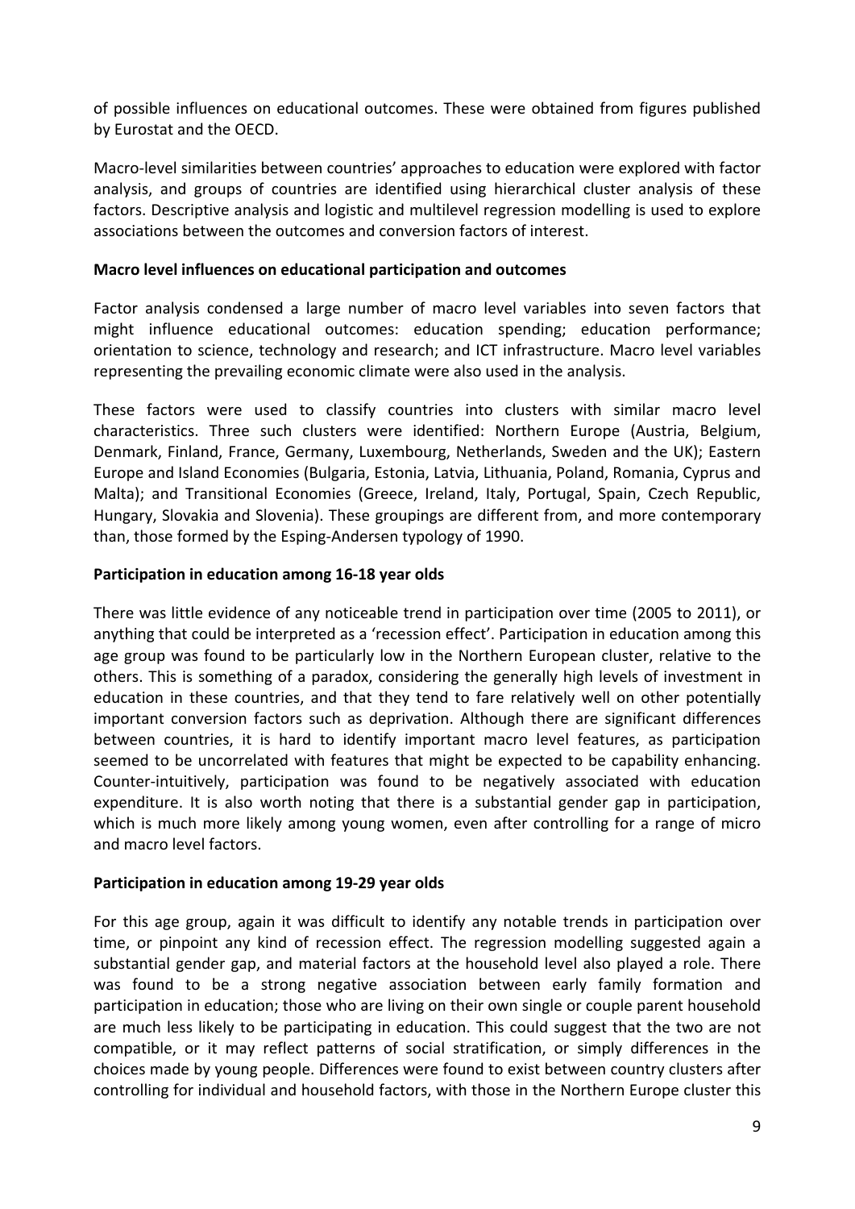of possible influences on educational outcomes. These were obtained from figures published by Eurostat and the OECD.

Macro-level similarities between countries' approaches to education were explored with factor analysis, and groups of countries are identified using hierarchical cluster analysis of these factors. Descriptive analysis and logistic and multilevel regression modelling is used to explore associations between the outcomes and conversion factors of interest.

**Macro level influences on educational participation and outcomes**

Factor analysis condensed a large number of macro level variables into seven factors that might influence educational outcomes: education spending; education performance; orientation to science, technology and research; and ICT infrastructure. Macro level variables representing the prevailing economic climate were also used in the analysis.

These factors were used to classify countries into clusters with similar macro level characteristics. Three such clusters were identified: Northern Europe (Austria, Belgium, Denmark, Finland, France, Germany, Luxembourg, Netherlands, Sweden and the UK); Eastern Europe and Island Economies (Bulgaria, Estonia, Latvia, Lithuania, Poland, Romania, Cyprus and Malta); and Transitional Economies (Greece, Ireland, Italy, Portugal, Spain, Czech Republic, Hungary, Slovakia and Slovenia). These groupings are different from, and more contemporary than, those formed by the Esping-Andersen typology of 1990.

**Participation in education among 16-18 year olds**

There was little evidence of any noticeable trend in participation over time (2005 to 2011), or anything that could be interpreted as a 'recession effect'. Participation in education among this age group was found to be particularly low in the Northern European cluster, relative to the others. This is something of a paradox, considering the generally high levels of investment in education in these countries, and that they tend to fare relatively well on other potentially important conversion factors such as deprivation. Although there are significant differences between countries, it is hard to identify important macro level features, as participation seemed to be uncorrelated with features that might be expected to be capability enhancing. Counter-intuitively, participation was found to be negatively associated with education expenditure. It is also worth noting that there is a substantial gender gap in participation, which is much more likely among young women, even after controlling for a range of micro and macro level factors.

**Participation in education among 19-29 year olds**

For this age group, again it was difficult to identify any notable trends in participation over time, or pinpoint any kind of recession effect. The regression modelling suggested again a substantial gender gap, and material factors at the household level also played a role. There was found to be a strong negative association between early family formation and participation in education; those who are living on their own single or couple parent household are much less likely to be participating in education. This could suggest that the two are not compatible, or it may reflect patterns of social stratification, or simply differences in the choices made by young people. Differences were found to exist between country clusters after controlling for individual and household factors, with those in the Northern Europe cluster this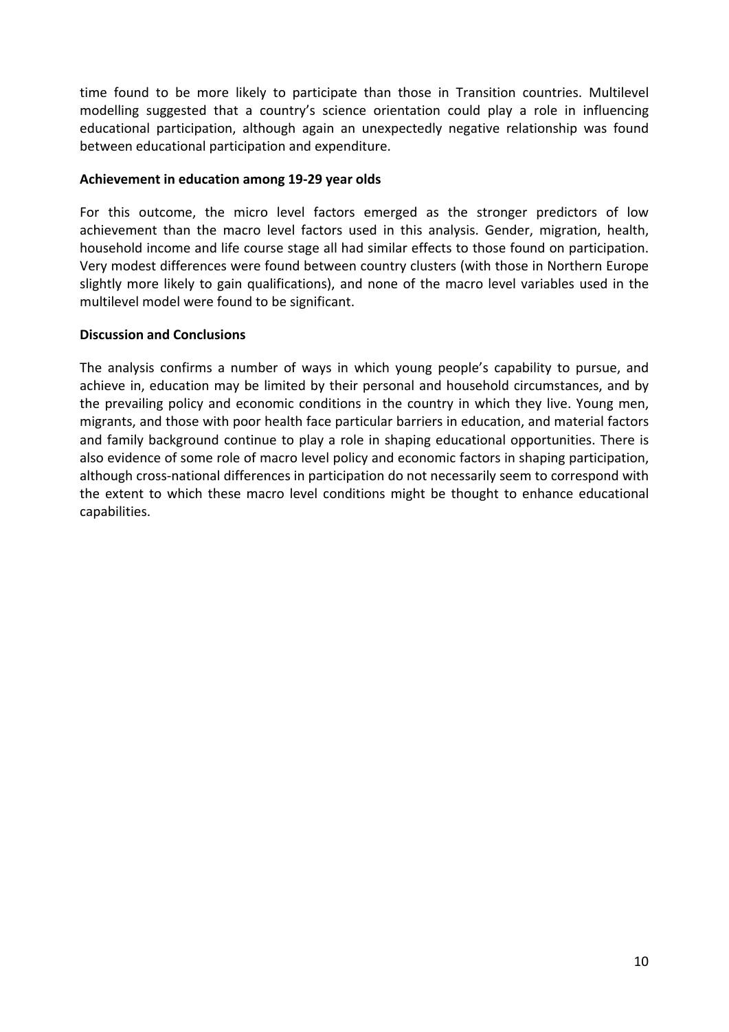time found to be more likely to participate than those in Transition countries. Multilevel modelling suggested that a country's science orientation could play a role in influencing educational participation, although again an unexpectedly negative relationship was found between educational participation and expenditure.

**Achievement in education among 19-29 year olds**

For this outcome, the micro level factors emerged as the stronger predictors of low achievement than the macro level factors used in this analysis. Gender, migration, health, household income and life course stage all had similar effects to those found on participation. Very modest differences were found between country clusters (with those in Northern Europe slightly more likely to gain qualifications), and none of the macro level variables used in the multilevel model were found to be significant.

**Discussion and Conclusions**

The analysis confirms a number of ways in which young people's capability to pursue, and achieve in, education may be limited by their personal and household circumstances, and by the prevailing policy and economic conditions in the country in which they live. Young men, migrants, and those with poor health face particular barriers in education, and material factors and family background continue to play a role in shaping educational opportunities. There is also evidence of some role of macro level policy and economic factors in shaping participation, although cross-national differences in participation do not necessarily seem to correspond with the extent to which these macro level conditions might be thought to enhance educational capabilities.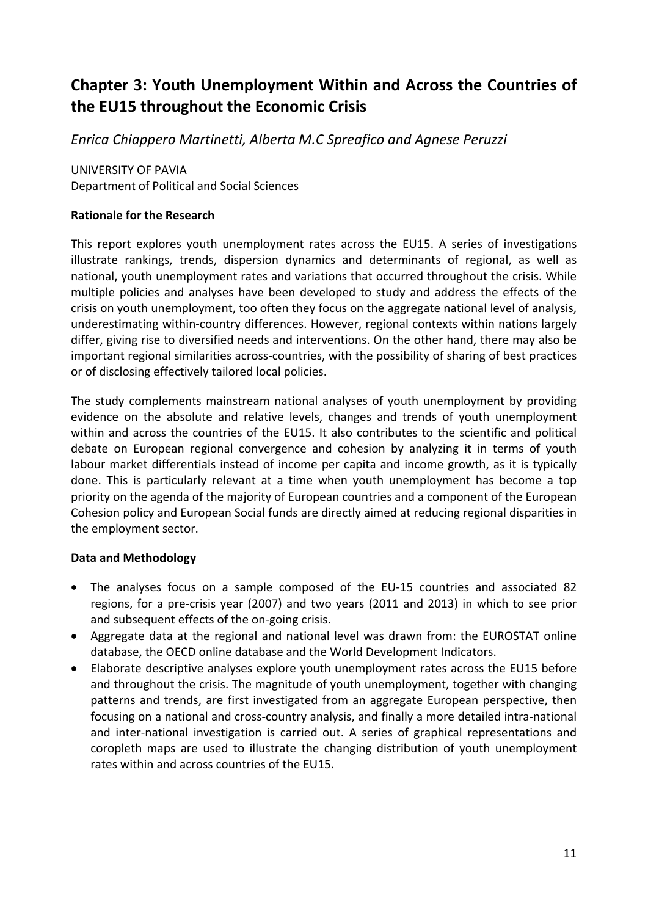## Chapter 3: Youth Unemployment Within and Across the Countries of the EU15 throughout the Economic Crisis

*Enrica Chiappero Martinetti, Alberta M.C Spreafico and Agnese Peruzzi*

UNIVERSITY OF PAVIA
Department of Political and Social Sciences

**Rationale for the Research**

This report explores youth unemployment rates across the EU15. A series of investigations illustrate rankings, trends, dispersion dynamics and determinants of regional, as well as national, youth unemployment rates and variations that occurred throughout the crisis. While multiple policies and analyses have been developed to study and address the effects of the crisis on youth unemployment, too often they focus on the aggregate national level of analysis, underestimating within-country differences. However, regional contexts within nations largely differ, giving rise to diversified needs and interventions. On the other hand, there may also be important regional similarities across-countries, with the possibility of sharing of best practices or of disclosing effectively tailored local policies.

The study complements mainstream national analyses of youth unemployment by providing evidence on the absolute and relative levels, changes and trends of youth unemployment within and across the countries of the EU15. It also contributes to the scientific and political debate on European regional convergence and cohesion by analyzing it in terms of youth labour market differentials instead of income per capita and income growth, as it is typically done. This is particularly relevant at a time when youth unemployment has become a top priority on the agenda of the majority of European countries and a component of the European Cohesion policy and European Social funds are directly aimed at reducing regional disparities in the employment sector.

**Data and Methodology**

- The analyses focus on a sample composed of the EU-15 countries and associated 82 regions, for a pre-crisis year (2007) and two years (2011 and 2013) in which to see prior and subsequent effects of the on-going crisis.
- Aggregate data at the regional and national level was drawn from: the EUROSTAT online database, the OECD online database and the World Development Indicators.
- Elaborate descriptive analyses explore youth unemployment rates across the EU15 before and throughout the crisis. The magnitude of youth unemployment, together with changing patterns and trends, are first investigated from an aggregate European perspective, then focusing on a national and cross-country analysis, and finally a more detailed intra-national and inter-national investigation is carried out. A series of graphical representations and coropleth maps are used to illustrate the changing distribution of youth unemployment rates within and across countries of the EU15.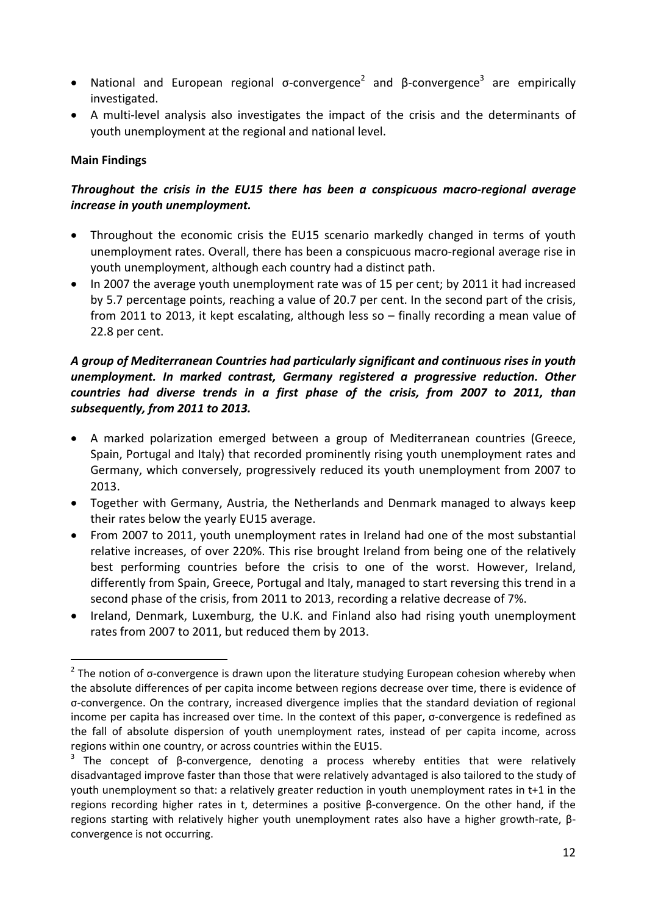- National and European regional σ-convergence[2] and β-convergence[3] are empirically investigated.
- A multi-level analysis also investigates the impact of the crisis and the determinants of youth unemployment at the regional and national level.

**Main Findings**

***Throughout the crisis in the EU15 there has been a conspicuous macro-regional average increase in youth unemployment.***

- Throughout the economic crisis the EU15 scenario markedly changed in terms of youth unemployment rates. Overall, there has been a conspicuous macro-regional average rise in youth unemployment, although each country had a distinct path.
- In 2007 the average youth unemployment rate was of 15 per cent; by 2011 it had increased by 5.7 percentage points, reaching a value of 20.7 per cent. In the second part of the crisis, from 2011 to 2013, it kept escalating, although less so – finally recording a mean value of 22.8 per cent.

***A group of Mediterranean Countries had particularly significant and continuous rises in youth unemployment. In marked contrast, Germany registered a progressive reduction. Other countries had diverse trends in a first phase of the crisis, from 2007 to 2011, than subsequently, from 2011 to 2013.***

- A marked polarization emerged between a group of Mediterranean countries (Greece, Spain, Portugal and Italy) that recorded prominently rising youth unemployment rates and Germany, which conversely, progressively reduced its youth unemployment from 2007 to 2013.
- Together with Germany, Austria, the Netherlands and Denmark managed to always keep their rates below the yearly EU15 average.
- From 2007 to 2011, youth unemployment rates in Ireland had one of the most substantial relative increases, of over 220%. This rise brought Ireland from being one of the relatively best performing countries before the crisis to one of the worst. However, Ireland, differently from Spain, Greece, Portugal and Italy, managed to start reversing this trend in a second phase of the crisis, from 2011 to 2013, recording a relative decrease of 7%.
- Ireland, Denmark, Luxemburg, the U.K. and Finland also had rising youth unemployment rates from 2007 to 2011, but reduced them by 2013.

---

[2] The notion of σ-convergence is drawn upon the literature studying European cohesion whereby when the absolute differences of per capita income between regions decrease over time, there is evidence of σ-convergence. On the contrary, increased divergence implies that the standard deviation of regional income per capita has increased over time. In the context of this paper, σ-convergence is redefined as the fall of absolute dispersion of youth unemployment rates, instead of per capita income, across regions within one country, or across countries within the EU15.

[3] The concept of β-convergence, denoting a process whereby entities that were relatively disadvantaged improve faster than those that were relatively advantaged is also tailored to the study of youth unemployment so that: a relatively greater reduction in youth unemployment rates in t+1 in the regions recording higher rates in t, determines a positive β-convergence. On the other hand, if the regions starting with relatively higher youth unemployment rates also have a higher growth-rate, β-convergence is not occurring.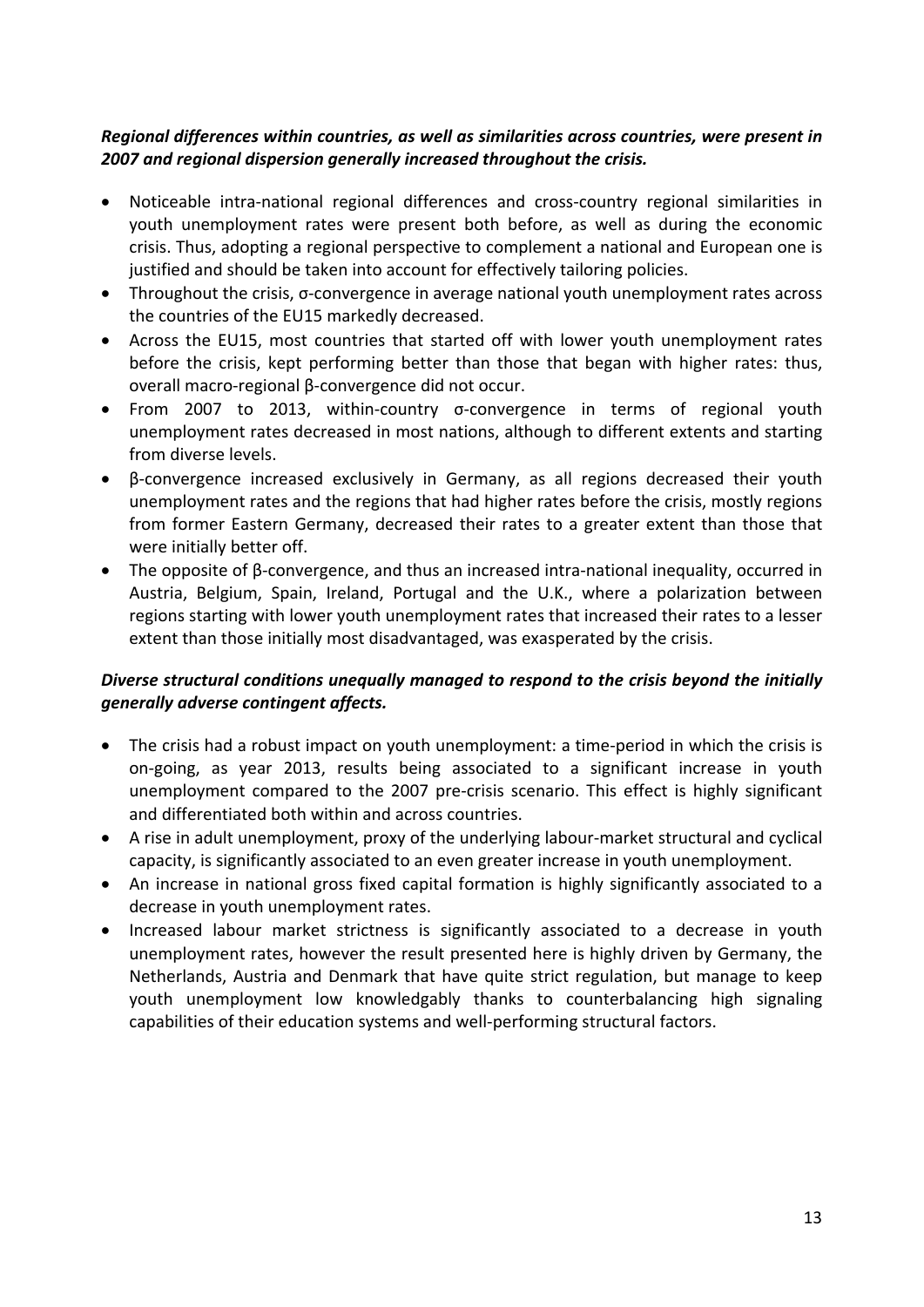***Regional differences within countries, as well as similarities across countries, were present in 2007 and regional dispersion generally increased throughout the crisis.***

- Noticeable intra-national regional differences and cross-country regional similarities in youth unemployment rates were present both before, as well as during the economic crisis. Thus, adopting a regional perspective to complement a national and European one is justified and should be taken into account for effectively tailoring policies.
- Throughout the crisis, σ-convergence in average national youth unemployment rates across the countries of the EU15 markedly decreased.
- Across the EU15, most countries that started off with lower youth unemployment rates before the crisis, kept performing better than those that began with higher rates: thus, overall macro-regional β-convergence did not occur.
- From 2007 to 2013, within-country σ-convergence in terms of regional youth unemployment rates decreased in most nations, although to different extents and starting from diverse levels.
- β-convergence increased exclusively in Germany, as all regions decreased their youth unemployment rates and the regions that had higher rates before the crisis, mostly regions from former Eastern Germany, decreased their rates to a greater extent than those that were initially better off.
- The opposite of β-convergence, and thus an increased intra-national inequality, occurred in Austria, Belgium, Spain, Ireland, Portugal and the U.K., where a polarization between regions starting with lower youth unemployment rates that increased their rates to a lesser extent than those initially most disadvantaged, was exasperated by the crisis.

***Diverse structural conditions unequally managed to respond to the crisis beyond the initially generally adverse contingent affects.***

- The crisis had a robust impact on youth unemployment: a time-period in which the crisis is on-going, as year 2013, results being associated to a significant increase in youth unemployment compared to the 2007 pre-crisis scenario. This effect is highly significant and differentiated both within and across countries.
- A rise in adult unemployment, proxy of the underlying labour-market structural and cyclical capacity, is significantly associated to an even greater increase in youth unemployment.
- An increase in national gross fixed capital formation is highly significantly associated to a decrease in youth unemployment rates.
- Increased labour market strictness is significantly associated to a decrease in youth unemployment rates, however the result presented here is highly driven by Germany, the Netherlands, Austria and Denmark that have quite strict regulation, but manage to keep youth unemployment low knowledgably thanks to counterbalancing high signaling capabilities of their education systems and well-performing structural factors.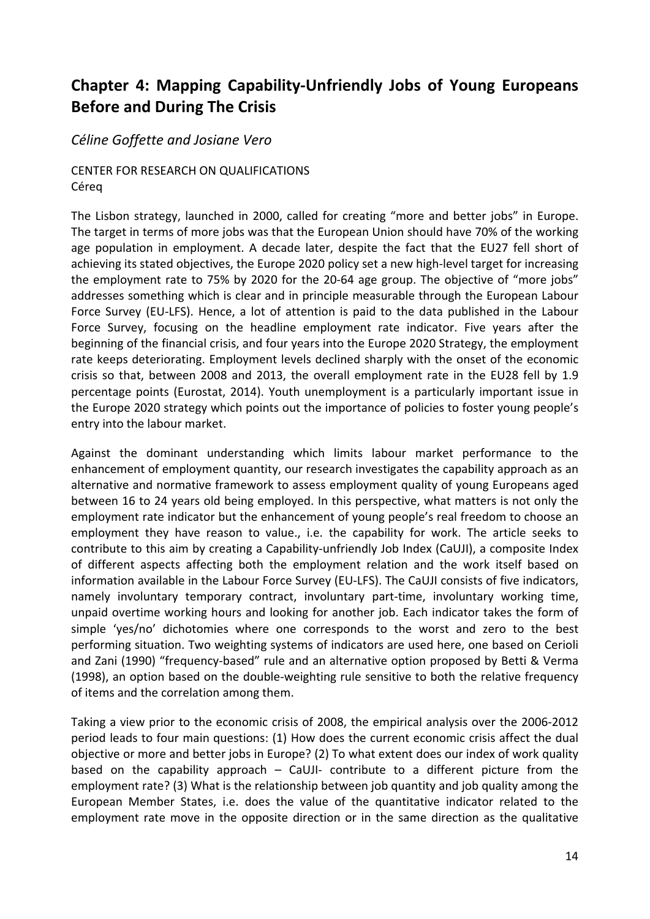## Chapter 4: Mapping Capability-Unfriendly Jobs of Young Europeans Before and During The Crisis

*Céline Goffette and Josiane Vero*

CENTER FOR RESEARCH ON QUALIFICATIONS
Céreq

The Lisbon strategy, launched in 2000, called for creating "more and better jobs" in Europe. The target in terms of more jobs was that the European Union should have 70% of the working age population in employment. A decade later, despite the fact that the EU27 fell short of achieving its stated objectives, the Europe 2020 policy set a new high-level target for increasing the employment rate to 75% by 2020 for the 20-64 age group. The objective of "more jobs" addresses something which is clear and in principle measurable through the European Labour Force Survey (EU-LFS). Hence, a lot of attention is paid to the data published in the Labour Force Survey, focusing on the headline employment rate indicator. Five years after the beginning of the financial crisis, and four years into the Europe 2020 Strategy, the employment rate keeps deteriorating. Employment levels declined sharply with the onset of the economic crisis so that, between 2008 and 2013, the overall employment rate in the EU28 fell by 1.9 percentage points (Eurostat, 2014). Youth unemployment is a particularly important issue in the Europe 2020 strategy which points out the importance of policies to foster young people's entry into the labour market.

Against the dominant understanding which limits labour market performance to the enhancement of employment quantity, our research investigates the capability approach as an alternative and normative framework to assess employment quality of young Europeans aged between 16 to 24 years old being employed. In this perspective, what matters is not only the employment rate indicator but the enhancement of young people's real freedom to choose an employment they have reason to value., i.e. the capability for work. The article seeks to contribute to this aim by creating a Capability-unfriendly Job Index (CaUJI), a composite Index of different aspects affecting both the employment relation and the work itself based on information available in the Labour Force Survey (EU-LFS). The CaUJI consists of five indicators, namely involuntary temporary contract, involuntary part-time, involuntary working time, unpaid overtime working hours and looking for another job. Each indicator takes the form of simple 'yes/no' dichotomies where one corresponds to the worst and zero to the best performing situation. Two weighting systems of indicators are used here, one based on Cerioli and Zani (1990) "frequency-based" rule and an alternative option proposed by Betti & Verma (1998), an option based on the double-weighting rule sensitive to both the relative frequency of items and the correlation among them.

Taking a view prior to the economic crisis of 2008, the empirical analysis over the 2006-2012 period leads to four main questions: (1) How does the current economic crisis affect the dual objective or more and better jobs in Europe? (2) To what extent does our index of work quality based on the capability approach – CaUJI- contribute to a different picture from the employment rate? (3) What is the relationship between job quantity and job quality among the European Member States, i.e. does the value of the quantitative indicator related to the employment rate move in the opposite direction or in the same direction as the qualitative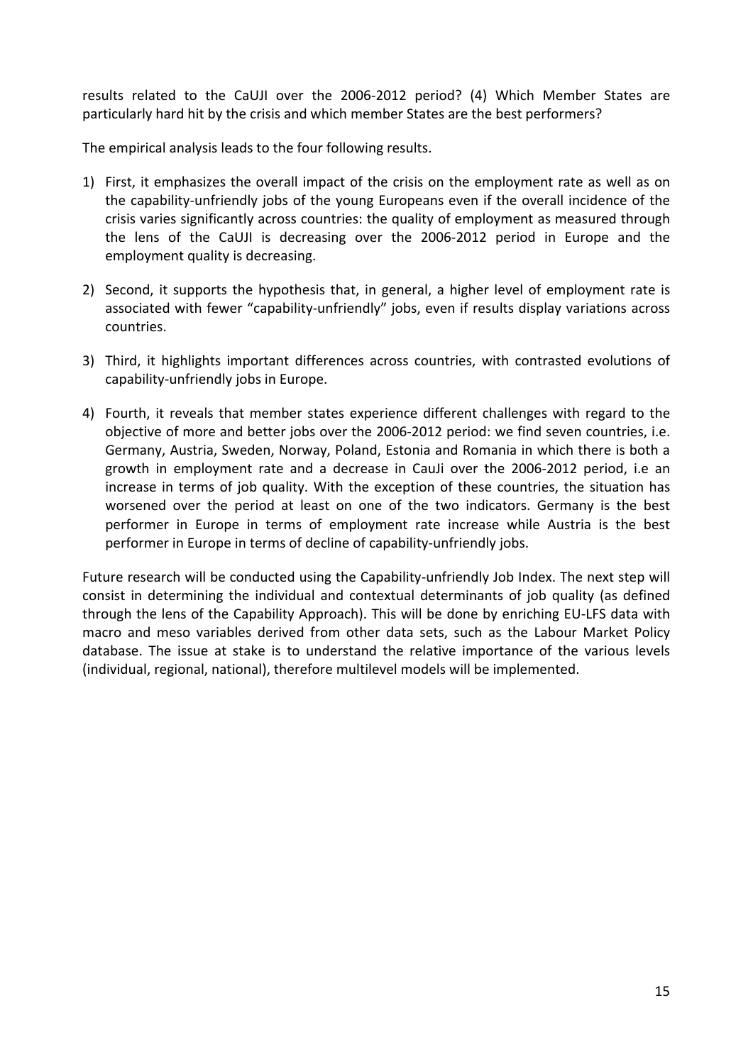results related to the CaUJI over the 2006-2012 period? (4) Which Member States are particularly hard hit by the crisis and which member States are the best performers?

The empirical analysis leads to the four following results.

1) First, it emphasizes the overall impact of the crisis on the employment rate as well as on the capability-unfriendly jobs of the young Europeans even if the overall incidence of the crisis varies significantly across countries: the quality of employment as measured through the lens of the CaUJI is decreasing over the 2006-2012 period in Europe and the employment quality is decreasing.

2) Second, it supports the hypothesis that, in general, a higher level of employment rate is associated with fewer "capability-unfriendly" jobs, even if results display variations across countries.

3) Third, it highlights important differences across countries, with contrasted evolutions of capability-unfriendly jobs in Europe.

4) Fourth, it reveals that member states experience different challenges with regard to the objective of more and better jobs over the 2006-2012 period: we find seven countries, i.e. Germany, Austria, Sweden, Norway, Poland, Estonia and Romania in which there is both a growth in employment rate and a decrease in CauJi over the 2006-2012 period, i.e an increase in terms of job quality. With the exception of these countries, the situation has worsened over the period at least on one of the two indicators. Germany is the best performer in Europe in terms of employment rate increase while Austria is the best performer in Europe in terms of decline of capability-unfriendly jobs.

Future research will be conducted using the Capability-unfriendly Job Index. The next step will consist in determining the individual and contextual determinants of job quality (as defined through the lens of the Capability Approach). This will be done by enriching EU-LFS data with macro and meso variables derived from other data sets, such as the Labour Market Policy database. The issue at stake is to understand the relative importance of the various levels (individual, regional, national), therefore multilevel models will be implemented.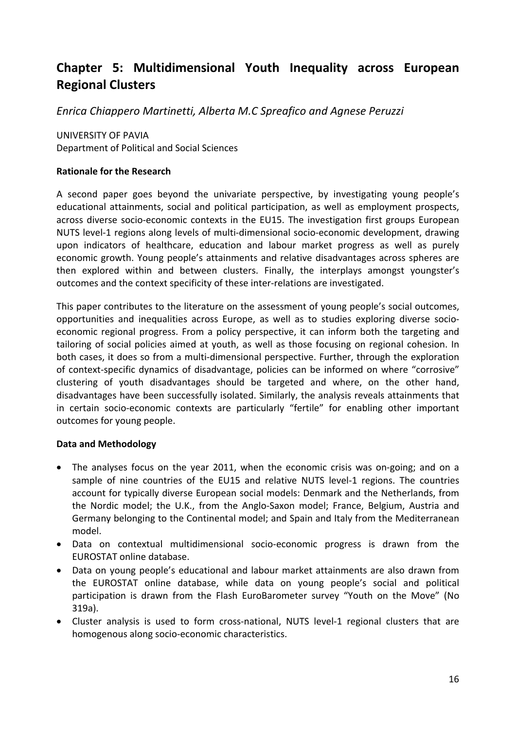## Chapter 5: Multidimensional Youth Inequality across European Regional Clusters

*Enrica Chiappero Martinetti, Alberta M.C Spreafico and Agnese Peruzzi*

UNIVERSITY OF PAVIA
Department of Political and Social Sciences

**Rationale for the Research**

A second paper goes beyond the univariate perspective, by investigating young people's educational attainments, social and political participation, as well as employment prospects, across diverse socio-economic contexts in the EU15. The investigation first groups European NUTS level-1 regions along levels of multi-dimensional socio-economic development, drawing upon indicators of healthcare, education and labour market progress as well as purely economic growth. Young people's attainments and relative disadvantages across spheres are then explored within and between clusters. Finally, the interplays amongst youngster's outcomes and the context specificity of these inter-relations are investigated.

This paper contributes to the literature on the assessment of young people's social outcomes, opportunities and inequalities across Europe, as well as to studies exploring diverse socio-economic regional progress. From a policy perspective, it can inform both the targeting and tailoring of social policies aimed at youth, as well as those focusing on regional cohesion. In both cases, it does so from a multi-dimensional perspective. Further, through the exploration of context-specific dynamics of disadvantage, policies can be informed on where "corrosive" clustering of youth disadvantages should be targeted and where, on the other hand, disadvantages have been successfully isolated. Similarly, the analysis reveals attainments that in certain socio-economic contexts are particularly "fertile" for enabling other important outcomes for young people.

**Data and Methodology**

- The analyses focus on the year 2011, when the economic crisis was on-going; and on a sample of nine countries of the EU15 and relative NUTS level-1 regions. The countries account for typically diverse European social models: Denmark and the Netherlands, from the Nordic model; the U.K., from the Anglo-Saxon model; France, Belgium, Austria and Germany belonging to the Continental model; and Spain and Italy from the Mediterranean model.
- Data on contextual multidimensional socio-economic progress is drawn from the EUROSTAT online database.
- Data on young people's educational and labour market attainments are also drawn from the EUROSTAT online database, while data on young people's social and political participation is drawn from the Flash EuroBarometer survey "Youth on the Move" (No 319a).
- Cluster analysis is used to form cross-national, NUTS level-1 regional clusters that are homogenous along socio-economic characteristics.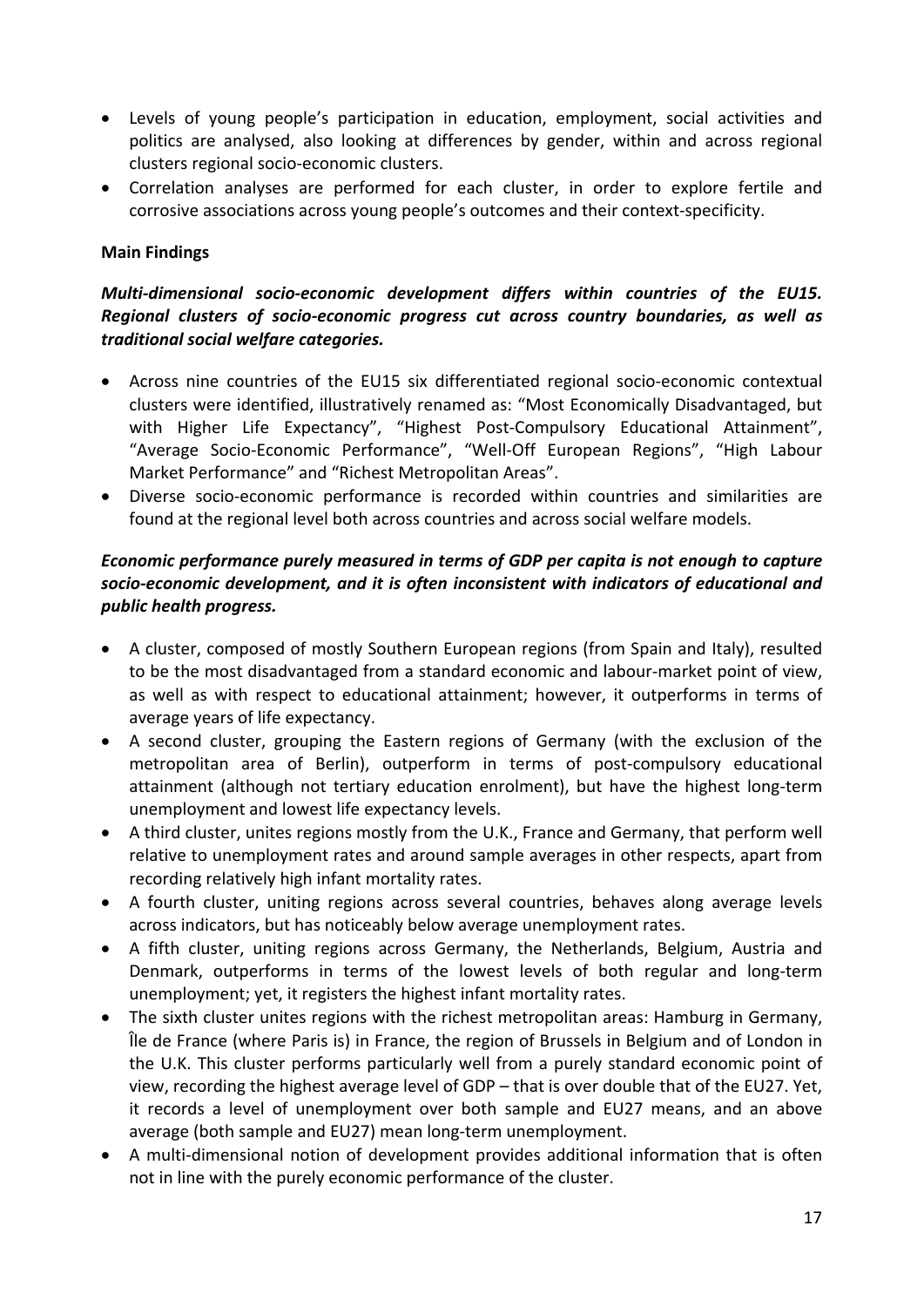- Levels of young people's participation in education, employment, social activities and politics are analysed, also looking at differences by gender, within and across regional clusters regional socio-economic clusters.
- Correlation analyses are performed for each cluster, in order to explore fertile and corrosive associations across young people's outcomes and their context-specificity.

**Main Findings**

***Multi-dimensional socio-economic development differs within countries of the EU15. Regional clusters of socio-economic progress cut across country boundaries, as well as traditional social welfare categories.***

- Across nine countries of the EU15 six differentiated regional socio-economic contextual clusters were identified, illustratively renamed as: "Most Economically Disadvantaged, but with Higher Life Expectancy", "Highest Post-Compulsory Educational Attainment", "Average Socio-Economic Performance", "Well-Off European Regions", "High Labour Market Performance" and "Richest Metropolitan Areas".
- Diverse socio-economic performance is recorded within countries and similarities are found at the regional level both across countries and across social welfare models.

***Economic performance purely measured in terms of GDP per capita is not enough to capture socio-economic development, and it is often inconsistent with indicators of educational and public health progress.***

- A cluster, composed of mostly Southern European regions (from Spain and Italy), resulted to be the most disadvantaged from a standard economic and labour-market point of view, as well as with respect to educational attainment; however, it outperforms in terms of average years of life expectancy.
- A second cluster, grouping the Eastern regions of Germany (with the exclusion of the metropolitan area of Berlin), outperform in terms of post-compulsory educational attainment (although not tertiary education enrolment), but have the highest long-term unemployment and lowest life expectancy levels.
- A third cluster, unites regions mostly from the U.K., France and Germany, that perform well relative to unemployment rates and around sample averages in other respects, apart from recording relatively high infant mortality rates.
- A fourth cluster, uniting regions across several countries, behaves along average levels across indicators, but has noticeably below average unemployment rates.
- A fifth cluster, uniting regions across Germany, the Netherlands, Belgium, Austria and Denmark, outperforms in terms of the lowest levels of both regular and long-term unemployment; yet, it registers the highest infant mortality rates.
- The sixth cluster unites regions with the richest metropolitan areas: Hamburg in Germany, Île de France (where Paris is) in France, the region of Brussels in Belgium and of London in the U.K. This cluster performs particularly well from a purely standard economic point of view, recording the highest average level of GDP – that is over double that of the EU27. Yet, it records a level of unemployment over both sample and EU27 means, and an above average (both sample and EU27) mean long-term unemployment.
- A multi-dimensional notion of development provides additional information that is often not in line with the purely economic performance of the cluster.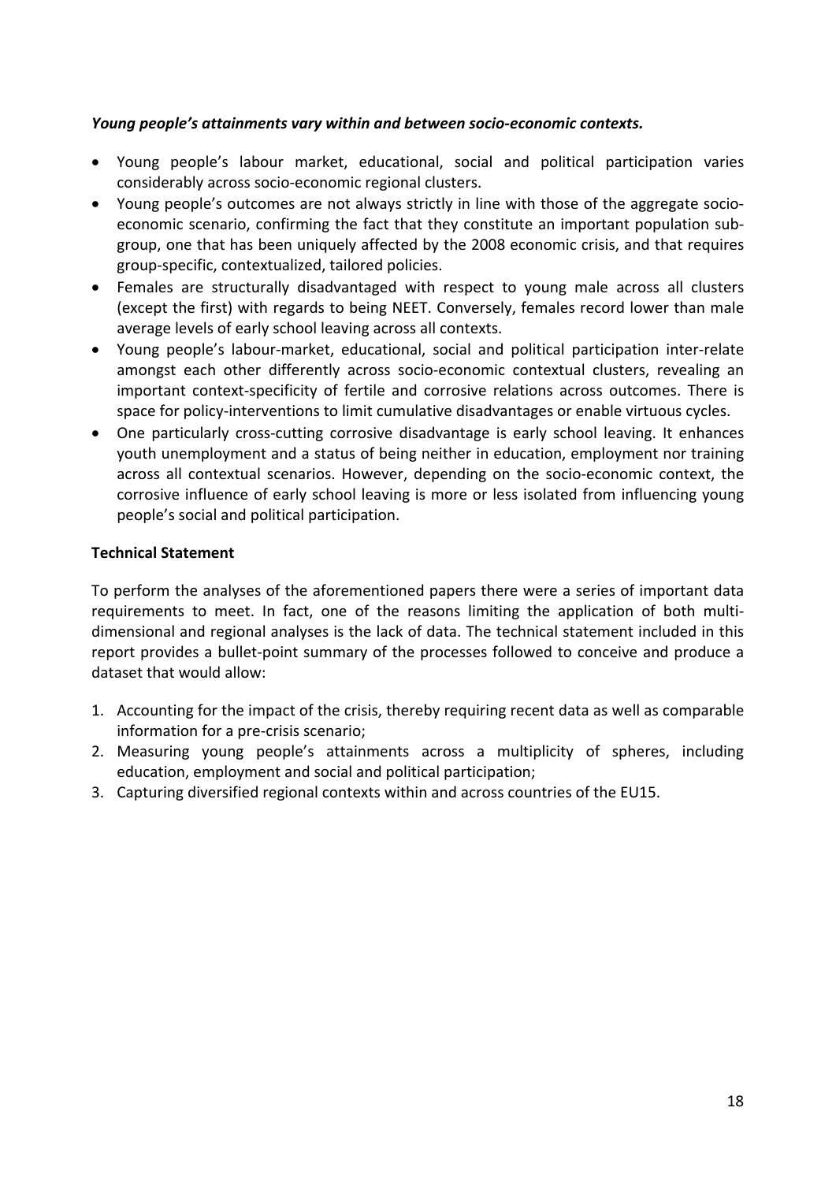***Young people's attainments vary within and between socio-economic contexts.***

- Young people's labour market, educational, social and political participation varies considerably across socio-economic regional clusters.
- Young people's outcomes are not always strictly in line with those of the aggregate socio-economic scenario, confirming the fact that they constitute an important population sub-group, one that has been uniquely affected by the 2008 economic crisis, and that requires group-specific, contextualized, tailored policies.
- Females are structurally disadvantaged with respect to young male across all clusters (except the first) with regards to being NEET. Conversely, females record lower than male average levels of early school leaving across all contexts.
- Young people's labour-market, educational, social and political participation inter-relate amongst each other differently across socio-economic contextual clusters, revealing an important context-specificity of fertile and corrosive relations across outcomes. There is space for policy-interventions to limit cumulative disadvantages or enable virtuous cycles.
- One particularly cross-cutting corrosive disadvantage is early school leaving. It enhances youth unemployment and a status of being neither in education, employment nor training across all contextual scenarios. However, depending on the socio-economic context, the corrosive influence of early school leaving is more or less isolated from influencing young people's social and political participation.

**Technical Statement**

To perform the analyses of the aforementioned papers there were a series of important data requirements to meet. In fact, one of the reasons limiting the application of both multi-dimensional and regional analyses is the lack of data. The technical statement included in this report provides a bullet-point summary of the processes followed to conceive and produce a dataset that would allow:

1. Accounting for the impact of the crisis, thereby requiring recent data as well as comparable information for a pre-crisis scenario;
2. Measuring young people's attainments across a multiplicity of spheres, including education, employment and social and political participation;
3. Capturing diversified regional contexts within and across countries of the EU15.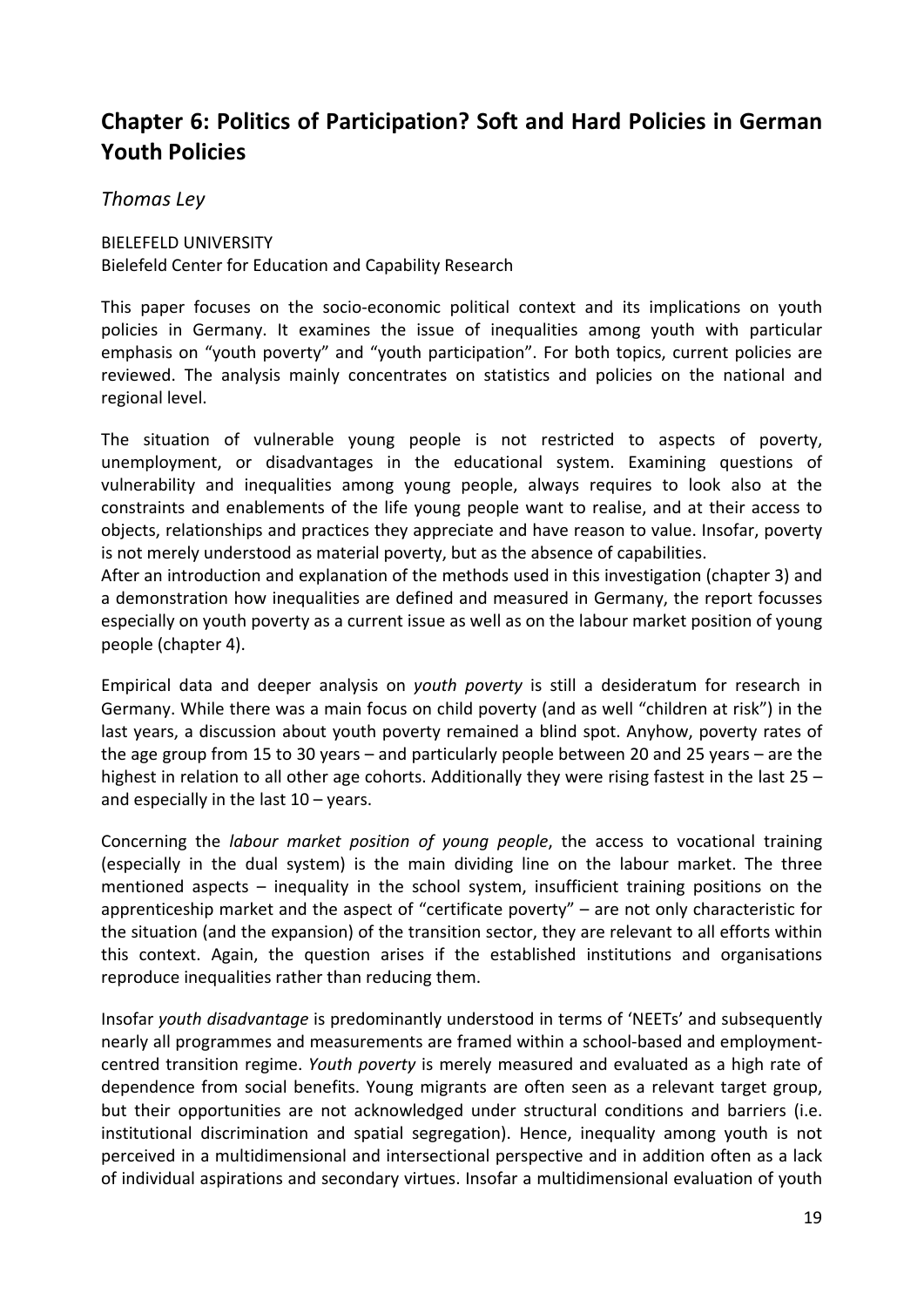## Chapter 6: Politics of Participation? Soft and Hard Policies in German Youth Policies

*Thomas Ley*

BIELEFELD UNIVERSITY
Bielefeld Center for Education and Capability Research

This paper focuses on the socio-economic political context and its implications on youth policies in Germany. It examines the issue of inequalities among youth with particular emphasis on "youth poverty" and "youth participation". For both topics, current policies are reviewed. The analysis mainly concentrates on statistics and policies on the national and regional level.

The situation of vulnerable young people is not restricted to aspects of poverty, unemployment, or disadvantages in the educational system. Examining questions of vulnerability and inequalities among young people, always requires to look also at the constraints and enablements of the life young people want to realise, and at their access to objects, relationships and practices they appreciate and have reason to value. Insofar, poverty is not merely understood as material poverty, but as the absence of capabilities.
After an introduction and explanation of the methods used in this investigation (chapter 3) and a demonstration how inequalities are defined and measured in Germany, the report focusses especially on youth poverty as a current issue as well as on the labour market position of young people (chapter 4).

Empirical data and deeper analysis on *youth poverty* is still a desideratum for research in Germany. While there was a main focus on child poverty (and as well "children at risk") in the last years, a discussion about youth poverty remained a blind spot. Anyhow, poverty rates of the age group from 15 to 30 years – and particularly people between 20 and 25 years – are the highest in relation to all other age cohorts. Additionally they were rising fastest in the last 25 – and especially in the last 10 – years.

Concerning the *labour market position of young people*, the access to vocational training (especially in the dual system) is the main dividing line on the labour market. The three mentioned aspects – inequality in the school system, insufficient training positions on the apprenticeship market and the aspect of "certificate poverty" – are not only characteristic for the situation (and the expansion) of the transition sector, they are relevant to all efforts within this context. Again, the question arises if the established institutions and organisations reproduce inequalities rather than reducing them.

Insofar *youth disadvantage* is predominantly understood in terms of 'NEETs' and subsequently nearly all programmes and measurements are framed within a school-based and employment-centred transition regime. *Youth poverty* is merely measured and evaluated as a high rate of dependence from social benefits. Young migrants are often seen as a relevant target group, but their opportunities are not acknowledged under structural conditions and barriers (i.e. institutional discrimination and spatial segregation). Hence, inequality among youth is not perceived in a multidimensional and intersectional perspective and in addition often as a lack of individual aspirations and secondary virtues. Insofar a multidimensional evaluation of youth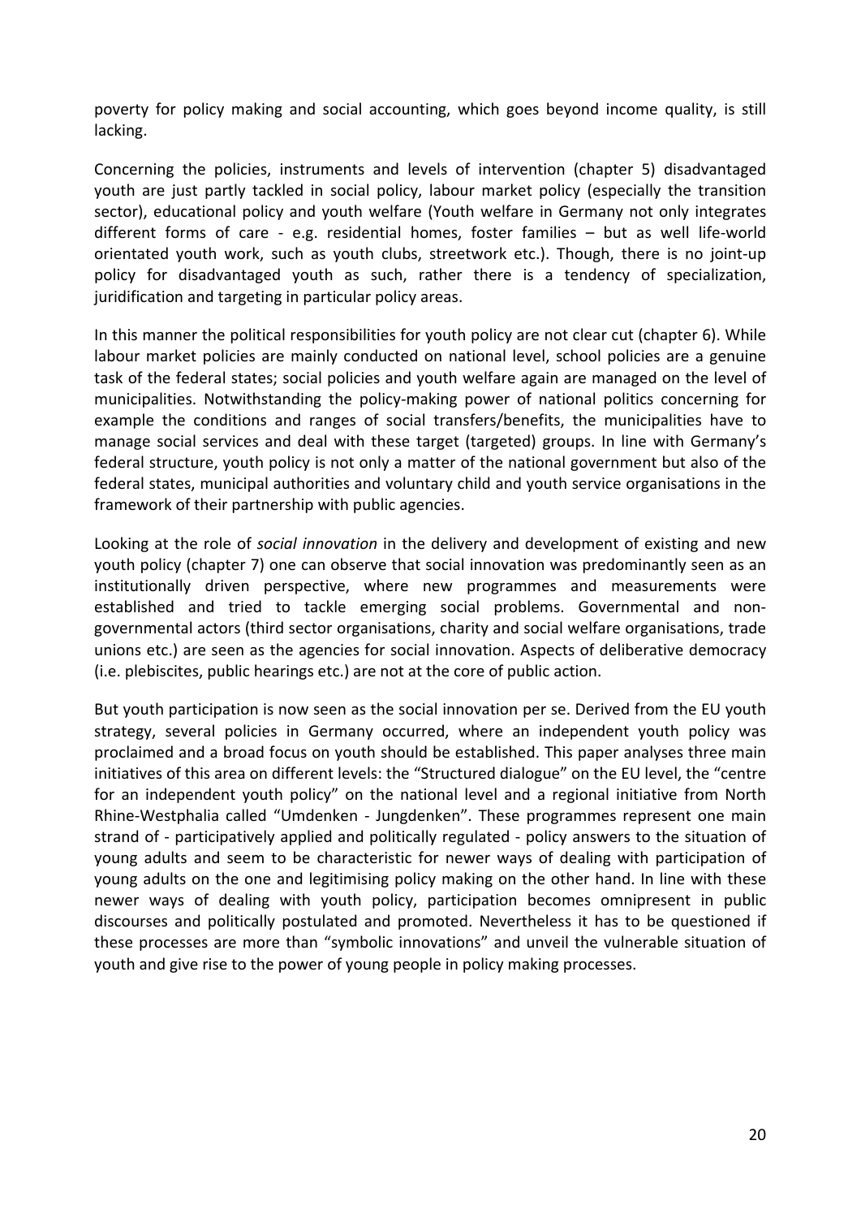poverty for policy making and social accounting, which goes beyond income quality, is still lacking.

Concerning the policies, instruments and levels of intervention (chapter 5) disadvantaged youth are just partly tackled in social policy, labour market policy (especially the transition sector), educational policy and youth welfare (Youth welfare in Germany not only integrates different forms of care - e.g. residential homes, foster families – but as well life-world orientated youth work, such as youth clubs, streetwork etc.). Though, there is no joint-up policy for disadvantaged youth as such, rather there is a tendency of specialization, juridification and targeting in particular policy areas.

In this manner the political responsibilities for youth policy are not clear cut (chapter 6). While labour market policies are mainly conducted on national level, school policies are a genuine task of the federal states; social policies and youth welfare again are managed on the level of municipalities. Notwithstanding the policy-making power of national politics concerning for example the conditions and ranges of social transfers/benefits, the municipalities have to manage social services and deal with these target (targeted) groups. In line with Germany's federal structure, youth policy is not only a matter of the national government but also of the federal states, municipal authorities and voluntary child and youth service organisations in the framework of their partnership with public agencies.

Looking at the role of *social innovation* in the delivery and development of existing and new youth policy (chapter 7) one can observe that social innovation was predominantly seen as an institutionally driven perspective, where new programmes and measurements were established and tried to tackle emerging social problems. Governmental and non-governmental actors (third sector organisations, charity and social welfare organisations, trade unions etc.) are seen as the agencies for social innovation. Aspects of deliberative democracy (i.e. plebiscites, public hearings etc.) are not at the core of public action.

But youth participation is now seen as the social innovation per se. Derived from the EU youth strategy, several policies in Germany occurred, where an independent youth policy was proclaimed and a broad focus on youth should be established. This paper analyses three main initiatives of this area on different levels: the "Structured dialogue" on the EU level, the "centre for an independent youth policy" on the national level and a regional initiative from North Rhine-Westphalia called "Umdenken - Jungdenken". These programmes represent one main strand of - participatively applied and politically regulated - policy answers to the situation of young adults and seem to be characteristic for newer ways of dealing with participation of young adults on the one and legitimising policy making on the other hand. In line with these newer ways of dealing with youth policy, participation becomes omnipresent in public discourses and politically postulated and promoted. Nevertheless it has to be questioned if these processes are more than "symbolic innovations" and unveil the vulnerable situation of youth and give rise to the power of young people in policy making processes.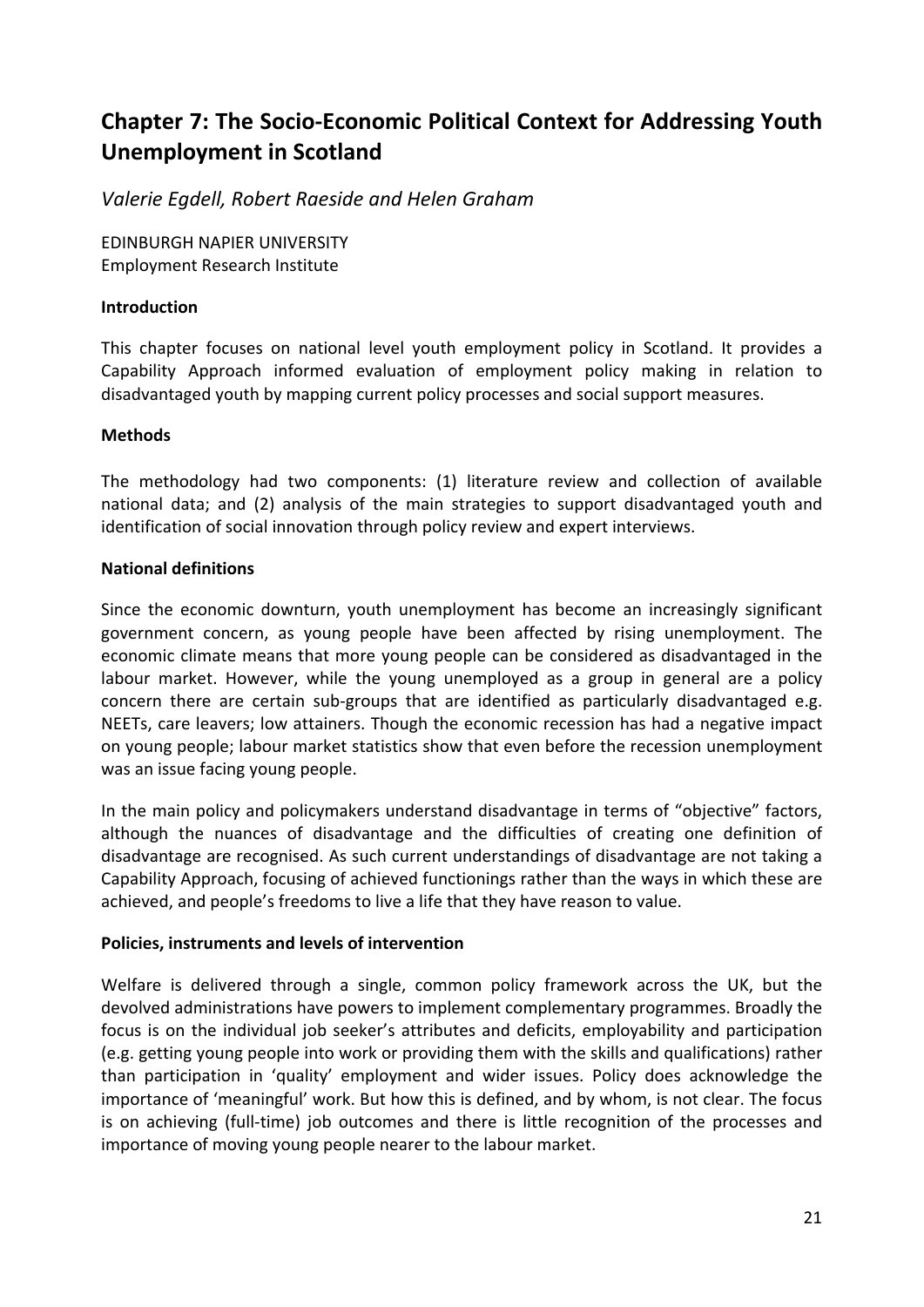## Chapter 7: The Socio-Economic Political Context for Addressing Youth Unemployment in Scotland

*Valerie Egdell, Robert Raeside and Helen Graham*

EDINBURGH NAPIER UNIVERSITY
Employment Research Institute

**Introduction**

This chapter focuses on national level youth employment policy in Scotland. It provides a Capability Approach informed evaluation of employment policy making in relation to disadvantaged youth by mapping current policy processes and social support measures.

**Methods**

The methodology had two components: (1) literature review and collection of available national data; and (2) analysis of the main strategies to support disadvantaged youth and identification of social innovation through policy review and expert interviews.

**National definitions**

Since the economic downturn, youth unemployment has become an increasingly significant government concern, as young people have been affected by rising unemployment. The economic climate means that more young people can be considered as disadvantaged in the labour market. However, while the young unemployed as a group in general are a policy concern there are certain sub-groups that are identified as particularly disadvantaged e.g. NEETs, care leavers; low attainers. Though the economic recession has had a negative impact on young people; labour market statistics show that even before the recession unemployment was an issue facing young people.

In the main policy and policymakers understand disadvantage in terms of "objective" factors, although the nuances of disadvantage and the difficulties of creating one definition of disadvantage are recognised. As such current understandings of disadvantage are not taking a Capability Approach, focusing of achieved functionings rather than the ways in which these are achieved, and people's freedoms to live a life that they have reason to value.

**Policies, instruments and levels of intervention**

Welfare is delivered through a single, common policy framework across the UK, but the devolved administrations have powers to implement complementary programmes. Broadly the focus is on the individual job seeker's attributes and deficits, employability and participation (e.g. getting young people into work or providing them with the skills and qualifications) rather than participation in 'quality' employment and wider issues. Policy does acknowledge the importance of 'meaningful' work. But how this is defined, and by whom, is not clear. The focus is on achieving (full-time) job outcomes and there is little recognition of the processes and importance of moving young people nearer to the labour market.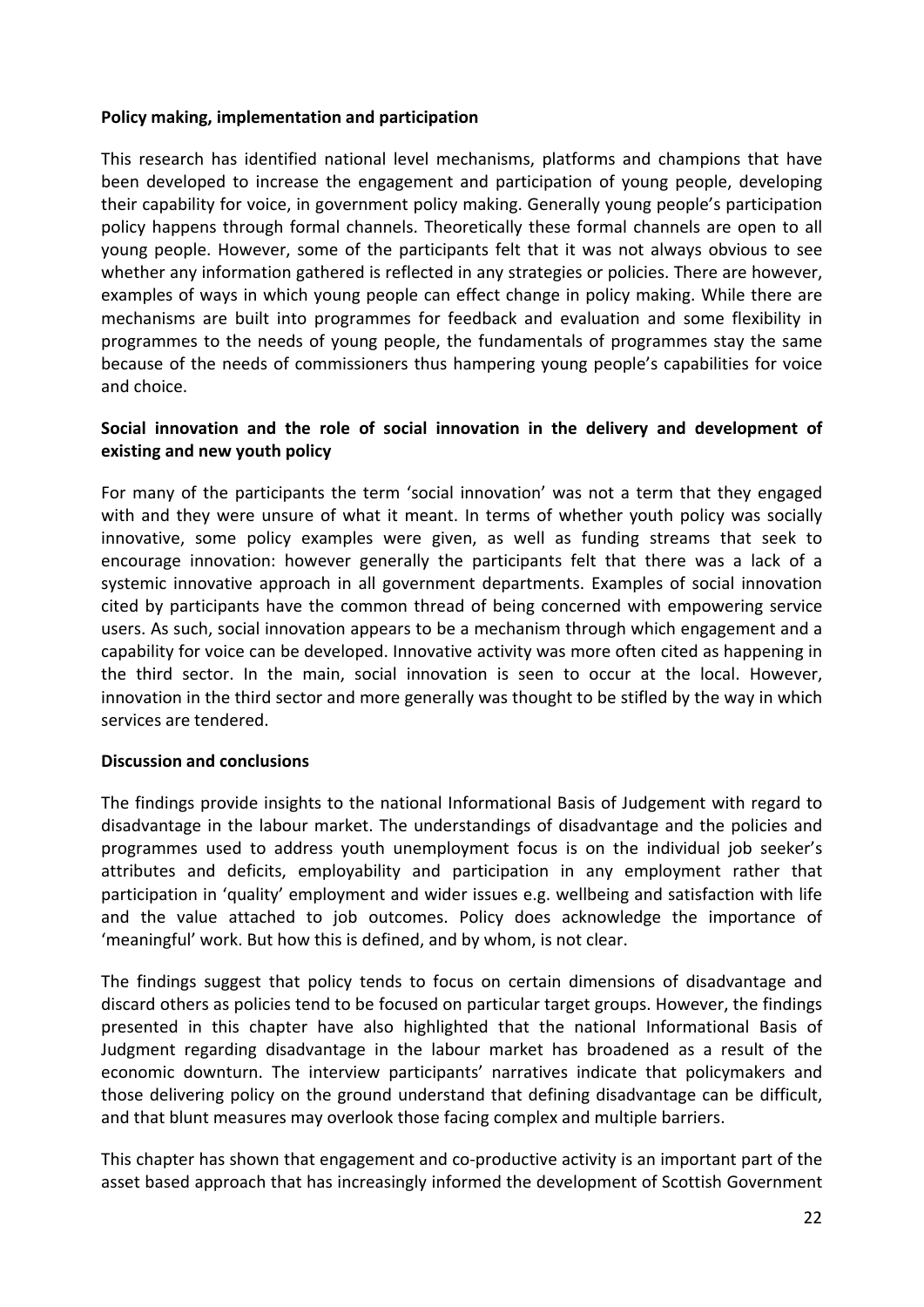**Policy making, implementation and participation**

This research has identified national level mechanisms, platforms and champions that have been developed to increase the engagement and participation of young people, developing their capability for voice, in government policy making. Generally young people's participation policy happens through formal channels. Theoretically these formal channels are open to all young people. However, some of the participants felt that it was not always obvious to see whether any information gathered is reflected in any strategies or policies. There are however, examples of ways in which young people can effect change in policy making. While there are mechanisms are built into programmes for feedback and evaluation and some flexibility in programmes to the needs of young people, the fundamentals of programmes stay the same because of the needs of commissioners thus hampering young people's capabilities for voice and choice.

**Social innovation and the role of social innovation in the delivery and development of existing and new youth policy**

For many of the participants the term 'social innovation' was not a term that they engaged with and they were unsure of what it meant. In terms of whether youth policy was socially innovative, some policy examples were given, as well as funding streams that seek to encourage innovation: however generally the participants felt that there was a lack of a systemic innovative approach in all government departments. Examples of social innovation cited by participants have the common thread of being concerned with empowering service users. As such, social innovation appears to be a mechanism through which engagement and a capability for voice can be developed. Innovative activity was more often cited as happening in the third sector. In the main, social innovation is seen to occur at the local. However, innovation in the third sector and more generally was thought to be stifled by the way in which services are tendered.

**Discussion and conclusions**

The findings provide insights to the national Informational Basis of Judgement with regard to disadvantage in the labour market. The understandings of disadvantage and the policies and programmes used to address youth unemployment focus is on the individual job seeker's attributes and deficits, employability and participation in any employment rather that participation in 'quality' employment and wider issues e.g. wellbeing and satisfaction with life and the value attached to job outcomes. Policy does acknowledge the importance of 'meaningful' work. But how this is defined, and by whom, is not clear.

The findings suggest that policy tends to focus on certain dimensions of disadvantage and discard others as policies tend to be focused on particular target groups. However, the findings presented in this chapter have also highlighted that the national Informational Basis of Judgment regarding disadvantage in the labour market has broadened as a result of the economic downturn. The interview participants' narratives indicate that policymakers and those delivering policy on the ground understand that defining disadvantage can be difficult, and that blunt measures may overlook those facing complex and multiple barriers.

This chapter has shown that engagement and co-productive activity is an important part of the asset based approach that has increasingly informed the development of Scottish Government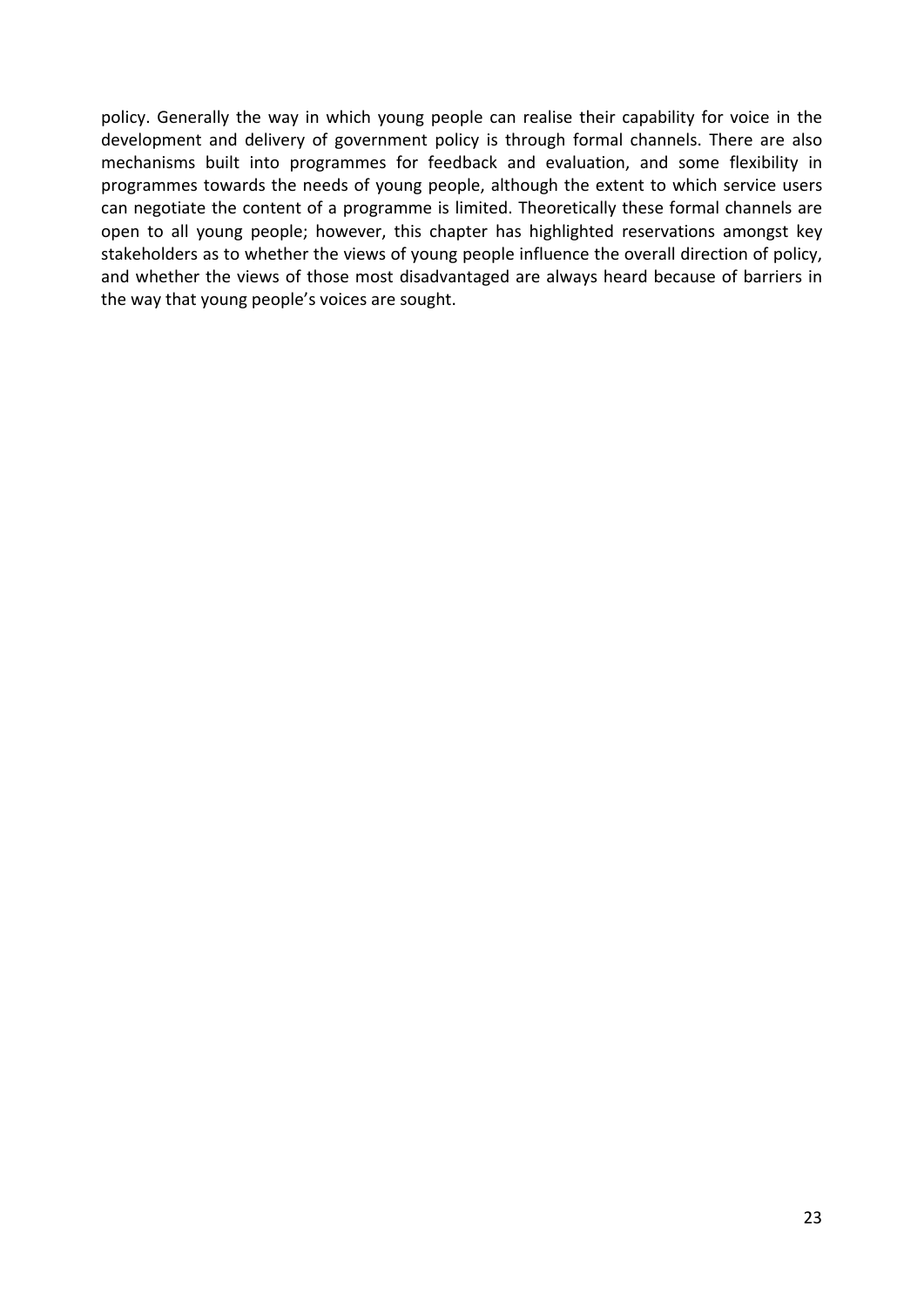policy. Generally the way in which young people can realise their capability for voice in the development and delivery of government policy is through formal channels. There are also mechanisms built into programmes for feedback and evaluation, and some flexibility in programmes towards the needs of young people, although the extent to which service users can negotiate the content of a programme is limited. Theoretically these formal channels are open to all young people; however, this chapter has highlighted reservations amongst key stakeholders as to whether the views of young people influence the overall direction of policy, and whether the views of those most disadvantaged are always heard because of barriers in the way that young people's voices are sought.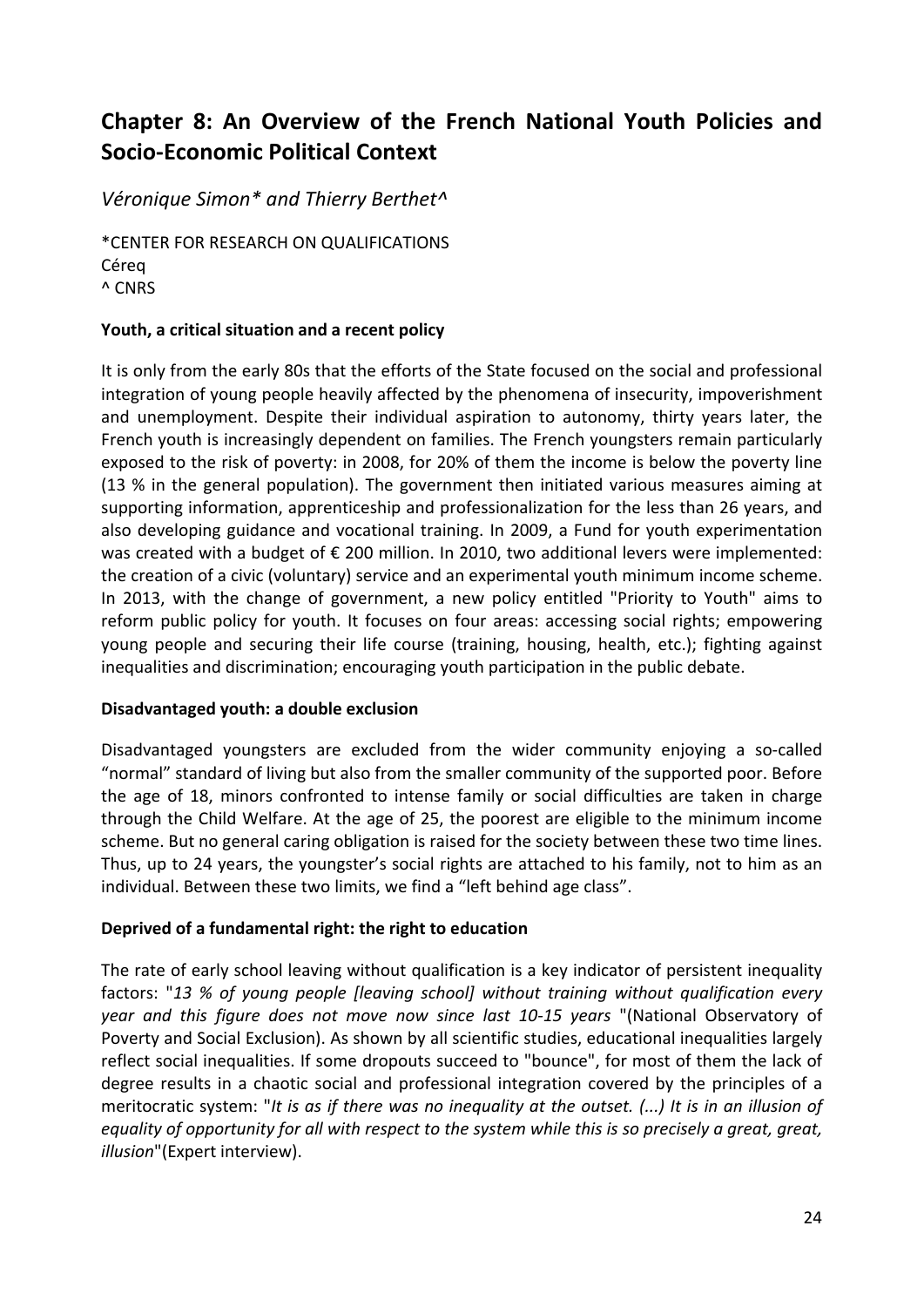# Chapter 8: An Overview of the French National Youth Policies and Socio-Economic Political Context

*Véronique Simon\* and Thierry Berthet^*

\*CENTER FOR RESEARCH ON QUALIFICATIONS
Céreq
^ CNRS

**Youth, a critical situation and a recent policy**

It is only from the early 80s that the efforts of the State focused on the social and professional integration of young people heavily affected by the phenomena of insecurity, impoverishment and unemployment. Despite their individual aspiration to autonomy, thirty years later, the French youth is increasingly dependent on families. The French youngsters remain particularly exposed to the risk of poverty: in 2008, for 20% of them the income is below the poverty line (13 % in the general population). The government then initiated various measures aiming at supporting information, apprenticeship and professionalization for the less than 26 years, and also developing guidance and vocational training. In 2009, a Fund for youth experimentation was created with a budget of € 200 million. In 2010, two additional levers were implemented: the creation of a civic (voluntary) service and an experimental youth minimum income scheme. In 2013, with the change of government, a new policy entitled "Priority to Youth" aims to reform public policy for youth. It focuses on four areas: accessing social rights; empowering young people and securing their life course (training, housing, health, etc.); fighting against inequalities and discrimination; encouraging youth participation in the public debate.

**Disadvantaged youth: a double exclusion**

Disadvantaged youngsters are excluded from the wider community enjoying a so-called "normal" standard of living but also from the smaller community of the supported poor. Before the age of 18, minors confronted to intense family or social difficulties are taken in charge through the Child Welfare. At the age of 25, the poorest are eligible to the minimum income scheme. But no general caring obligation is raised for the society between these two time lines. Thus, up to 24 years, the youngster's social rights are attached to his family, not to him as an individual. Between these two limits, we find a "left behind age class".

**Deprived of a fundamental right: the right to education**

The rate of early school leaving without qualification is a key indicator of persistent inequality factors: "*13 % of young people [leaving school] without training without qualification every year and this figure does not move now since last 10-15 years* "(National Observatory of Poverty and Social Exclusion). As shown by all scientific studies, educational inequalities largely reflect social inequalities. If some dropouts succeed to "bounce", for most of them the lack of degree results in a chaotic social and professional integration covered by the principles of a meritocratic system: "*It is as if there was no inequality at the outset. (...) It is in an illusion of equality of opportunity for all with respect to the system while this is so precisely a great, great, illusion*"(Expert interview).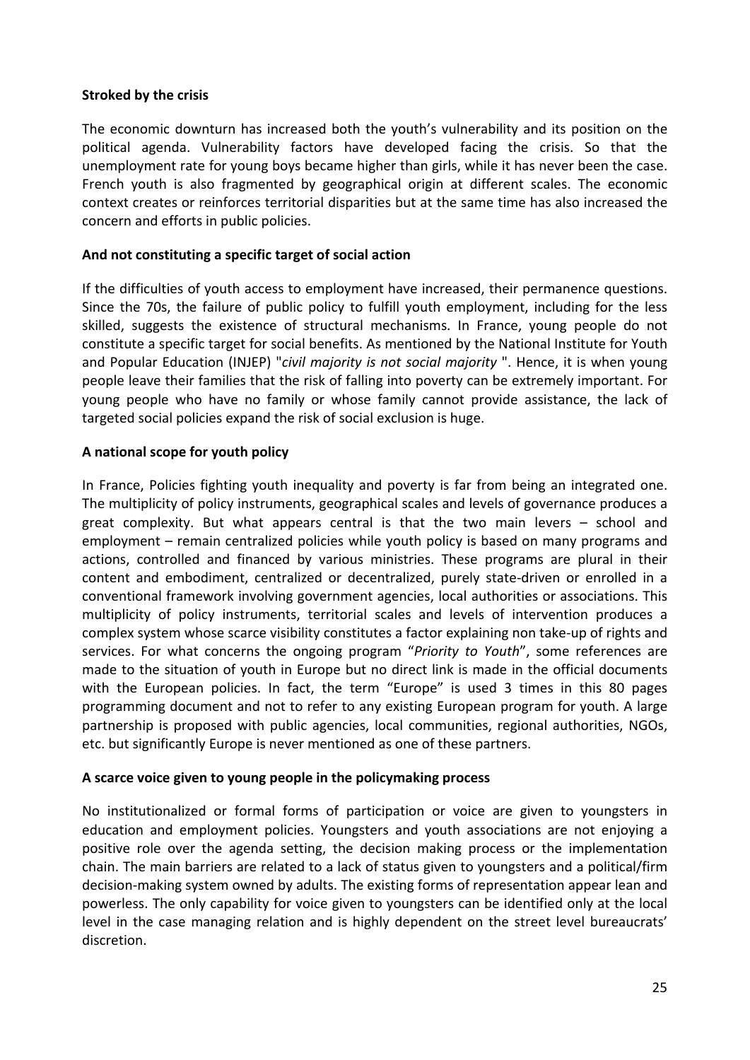**Stroked by the crisis**

The economic downturn has increased both the youth's vulnerability and its position on the political agenda. Vulnerability factors have developed facing the crisis. So that the unemployment rate for young boys became higher than girls, while it has never been the case. French youth is also fragmented by geographical origin at different scales. The economic context creates or reinforces territorial disparities but at the same time has also increased the concern and efforts in public policies.

**And not constituting a specific target of social action**

If the difficulties of youth access to employment have increased, their permanence questions. Since the 70s, the failure of public policy to fulfill youth employment, including for the less skilled, suggests the existence of structural mechanisms. In France, young people do not constitute a specific target for social benefits. As mentioned by the National Institute for Youth and Popular Education (INJEP) "*civil majority is not social majority* ". Hence, it is when young people leave their families that the risk of falling into poverty can be extremely important. For young people who have no family or whose family cannot provide assistance, the lack of targeted social policies expand the risk of social exclusion is huge.

**A national scope for youth policy**

In France, Policies fighting youth inequality and poverty is far from being an integrated one. The multiplicity of policy instruments, geographical scales and levels of governance produces a great complexity. But what appears central is that the two main levers – school and employment – remain centralized policies while youth policy is based on many programs and actions, controlled and financed by various ministries. These programs are plural in their content and embodiment, centralized or decentralized, purely state-driven or enrolled in a conventional framework involving government agencies, local authorities or associations. This multiplicity of policy instruments, territorial scales and levels of intervention produces a complex system whose scarce visibility constitutes a factor explaining non take-up of rights and services. For what concerns the ongoing program "*Priority to Youth*", some references are made to the situation of youth in Europe but no direct link is made in the official documents with the European policies. In fact, the term "Europe" is used 3 times in this 80 pages programming document and not to refer to any existing European program for youth. A large partnership is proposed with public agencies, local communities, regional authorities, NGOs, etc. but significantly Europe is never mentioned as one of these partners.

**A scarce voice given to young people in the policymaking process**

No institutionalized or formal forms of participation or voice are given to youngsters in education and employment policies. Youngsters and youth associations are not enjoying a positive role over the agenda setting, the decision making process or the implementation chain. The main barriers are related to a lack of status given to youngsters and a political/firm decision-making system owned by adults. The existing forms of representation appear lean and powerless. The only capability for voice given to youngsters can be identified only at the local level in the case managing relation and is highly dependent on the street level bureaucrats' discretion.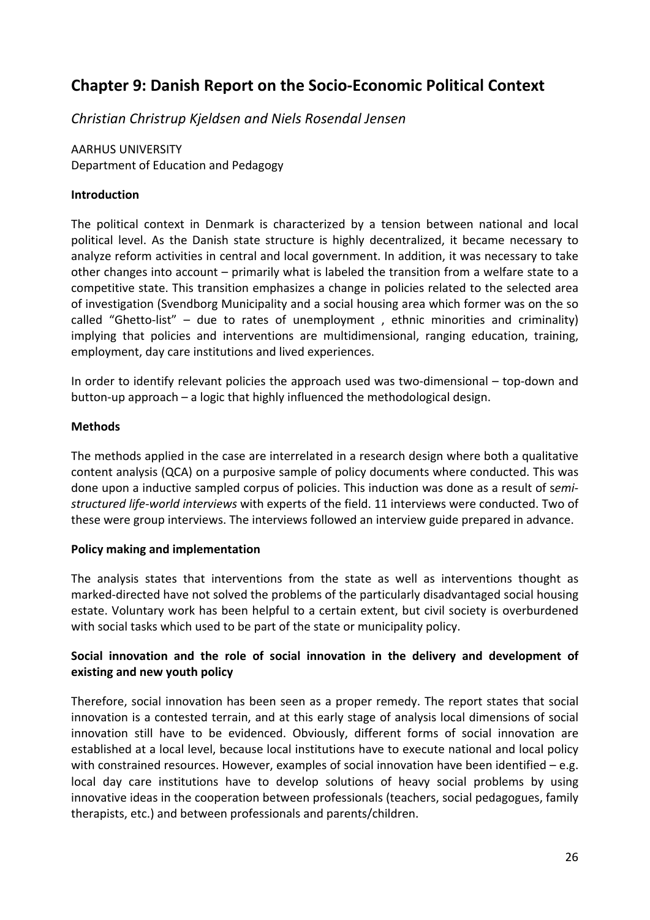# Chapter 9: Danish Report on the Socio-Economic Political Context

*Christian Christrup Kjeldsen and Niels Rosendal Jensen*

AARHUS UNIVERSITY
Department of Education and Pedagogy

**Introduction**

The political context in Denmark is characterized by a tension between national and local political level. As the Danish state structure is highly decentralized, it became necessary to analyze reform activities in central and local government. In addition, it was necessary to take other changes into account – primarily what is labeled the transition from a welfare state to a competitive state. This transition emphasizes a change in policies related to the selected area of investigation (Svendborg Municipality and a social housing area which former was on the so called "Ghetto-list" – due to rates of unemployment , ethnic minorities and criminality) implying that policies and interventions are multidimensional, ranging education, training, employment, day care institutions and lived experiences.

In order to identify relevant policies the approach used was two-dimensional – top-down and button-up approach – a logic that highly influenced the methodological design.

**Methods**

The methods applied in the case are interrelated in a research design where both a qualitative content analysis (QCA) on a purposive sample of policy documents where conducted. This was done upon a inductive sampled corpus of policies. This induction was done as a result of s*emi-structured life-world interviews* with experts of the field. 11 interviews were conducted. Two of these were group interviews. The interviews followed an interview guide prepared in advance.

**Policy making and implementation**

The analysis states that interventions from the state as well as interventions thought as marked-directed have not solved the problems of the particularly disadvantaged social housing estate. Voluntary work has been helpful to a certain extent, but civil society is overburdened with social tasks which used to be part of the state or municipality policy.

**Social innovation and the role of social innovation in the delivery and development of existing and new youth policy**

Therefore, social innovation has been seen as a proper remedy. The report states that social innovation is a contested terrain, and at this early stage of analysis local dimensions of social innovation still have to be evidenced. Obviously, different forms of social innovation are established at a local level, because local institutions have to execute national and local policy with constrained resources. However, examples of social innovation have been identified – e.g. local day care institutions have to develop solutions of heavy social problems by using innovative ideas in the cooperation between professionals (teachers, social pedagogues, family therapists, etc.) and between professionals and parents/children.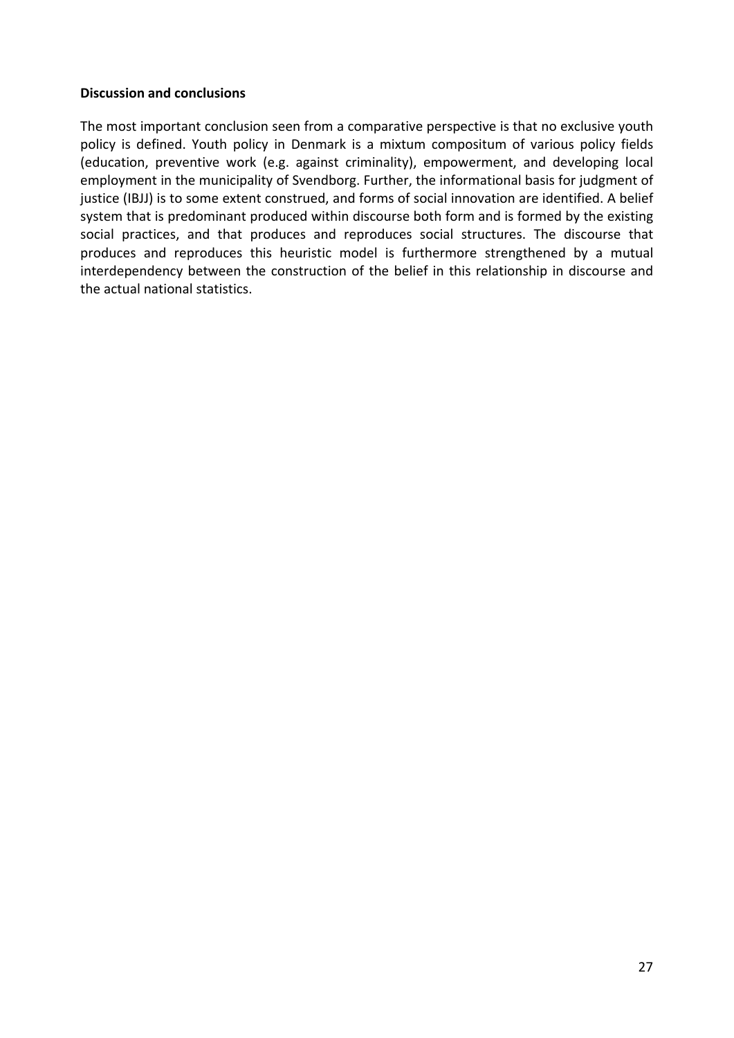**Discussion and conclusions**

The most important conclusion seen from a comparative perspective is that no exclusive youth policy is defined. Youth policy in Denmark is a mixtum compositum of various policy fields (education, preventive work (e.g. against criminality), empowerment, and developing local employment in the municipality of Svendborg. Further, the informational basis for judgment of justice (IBJJ) is to some extent construed, and forms of social innovation are identified. A belief system that is predominant produced within discourse both form and is formed by the existing social practices, and that produces and reproduces social structures. The discourse that produces and reproduces this heuristic model is furthermore strengthened by a mutual interdependency between the construction of the belief in this relationship in discourse and the actual national statistics.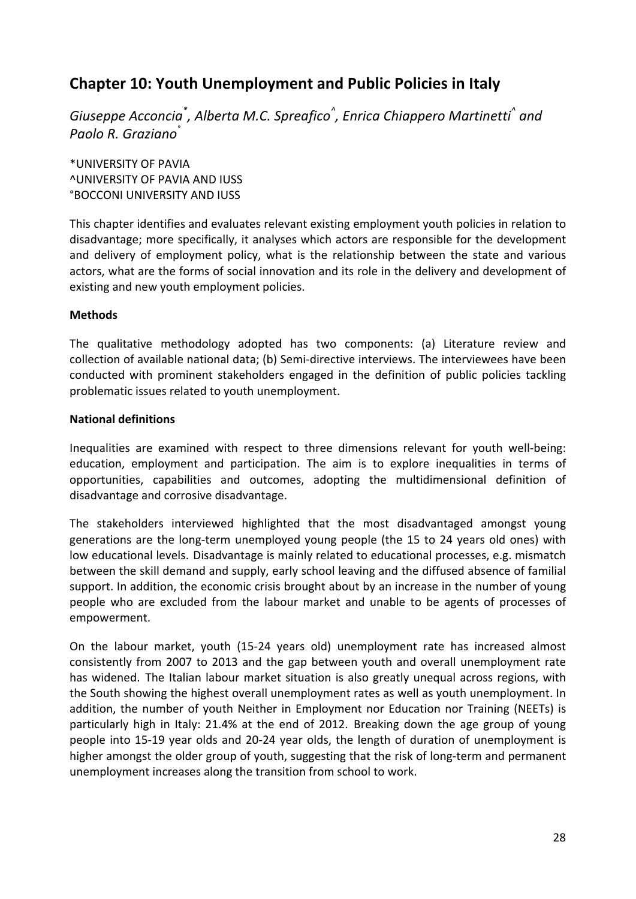## Chapter 10: Youth Unemployment and Public Policies in Italy

*Giuseppe Acconcia[*], Alberta M.C. Spreafico[^], Enrica Chiappero Martinetti[^] and Paolo R. Graziano[°]*

*UNIVERSITY OF PAVIA
^UNIVERSITY OF PAVIA AND IUSS
°BOCCONI UNIVERSITY AND IUSS

This chapter identifies and evaluates relevant existing employment youth policies in relation to disadvantage; more specifically, it analyses which actors are responsible for the development and delivery of employment policy, what is the relationship between the state and various actors, what are the forms of social innovation and its role in the delivery and development of existing and new youth employment policies.

**Methods**

The qualitative methodology adopted has two components: (a) Literature review and collection of available national data; (b) Semi-directive interviews. The interviewees have been conducted with prominent stakeholders engaged in the definition of public policies tackling problematic issues related to youth unemployment.

**National definitions**

Inequalities are examined with respect to three dimensions relevant for youth well-being: education, employment and participation. The aim is to explore inequalities in terms of opportunities, capabilities and outcomes, adopting the multidimensional definition of disadvantage and corrosive disadvantage.

The stakeholders interviewed highlighted that the most disadvantaged amongst young generations are the long-term unemployed young people (the 15 to 24 years old ones) with low educational levels. Disadvantage is mainly related to educational processes, e.g. mismatch between the skill demand and supply, early school leaving and the diffused absence of familial support. In addition, the economic crisis brought about by an increase in the number of young people who are excluded from the labour market and unable to be agents of processes of empowerment.

On the labour market, youth (15-24 years old) unemployment rate has increased almost consistently from 2007 to 2013 and the gap between youth and overall unemployment rate has widened. The Italian labour market situation is also greatly unequal across regions, with the South showing the highest overall unemployment rates as well as youth unemployment. In addition, the number of youth Neither in Employment nor Education nor Training (NEETs) is particularly high in Italy: 21.4% at the end of 2012. Breaking down the age group of young people into 15-19 year olds and 20-24 year olds, the length of duration of unemployment is higher amongst the older group of youth, suggesting that the risk of long-term and permanent unemployment increases along the transition from school to work.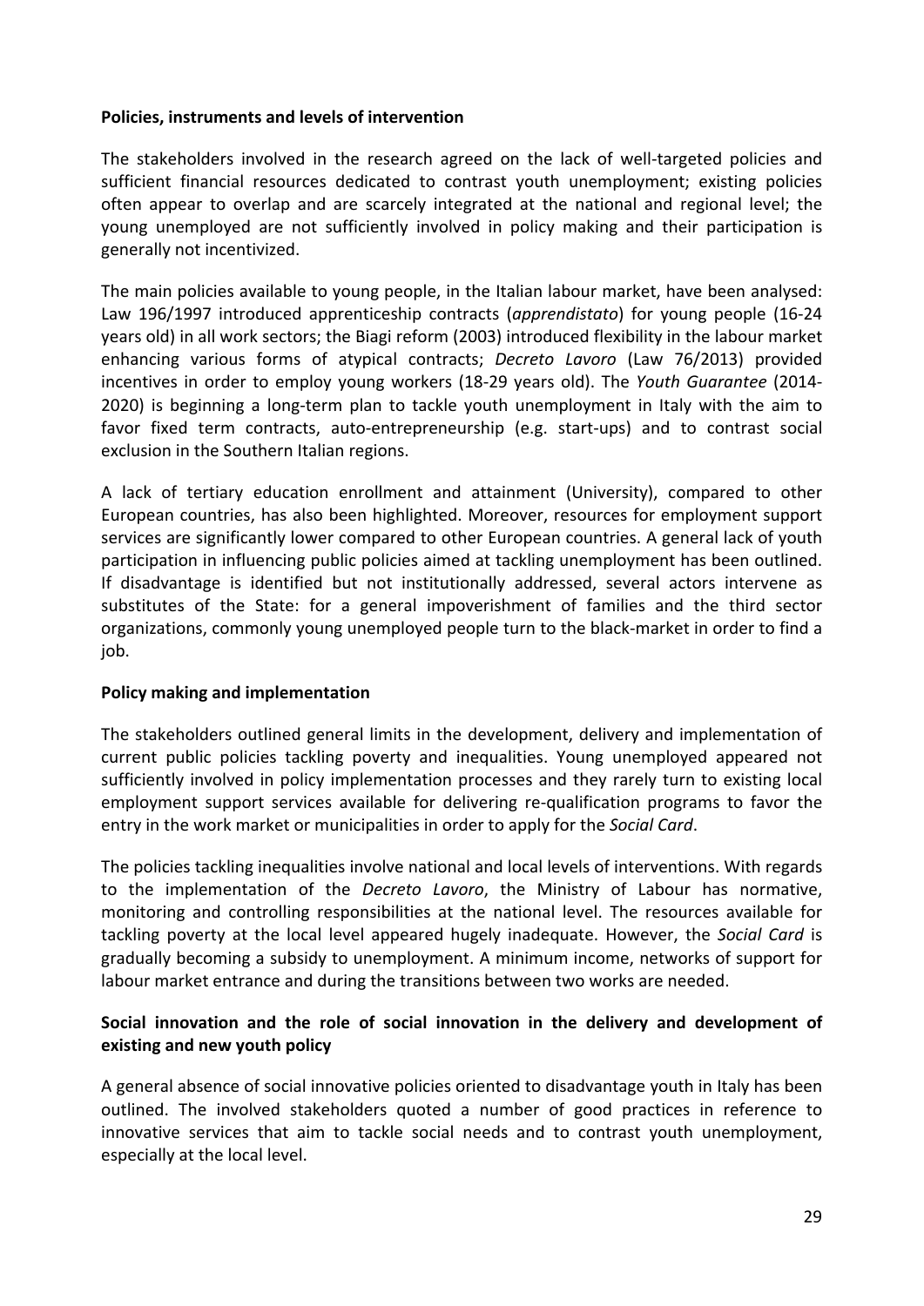**Policies, instruments and levels of intervention**

The stakeholders involved in the research agreed on the lack of well-targeted policies and sufficient financial resources dedicated to contrast youth unemployment; existing policies often appear to overlap and are scarcely integrated at the national and regional level; the young unemployed are not sufficiently involved in policy making and their participation is generally not incentivized.

The main policies available to young people, in the Italian labour market, have been analysed: Law 196/1997 introduced apprenticeship contracts (*apprendistato*) for young people (16-24 years old) in all work sectors; the Biagi reform (2003) introduced flexibility in the labour market enhancing various forms of atypical contracts; *Decreto Lavoro* (Law 76/2013) provided incentives in order to employ young workers (18-29 years old). The *Youth Guarantee* (2014-2020) is beginning a long-term plan to tackle youth unemployment in Italy with the aim to favor fixed term contracts, auto-entrepreneurship (e.g. start-ups) and to contrast social exclusion in the Southern Italian regions.

A lack of tertiary education enrollment and attainment (University), compared to other European countries, has also been highlighted. Moreover, resources for employment support services are significantly lower compared to other European countries. A general lack of youth participation in influencing public policies aimed at tackling unemployment has been outlined. If disadvantage is identified but not institutionally addressed, several actors intervene as substitutes of the State: for a general impoverishment of families and the third sector organizations, commonly young unemployed people turn to the black-market in order to find a job.

**Policy making and implementation**

The stakeholders outlined general limits in the development, delivery and implementation of current public policies tackling poverty and inequalities. Young unemployed appeared not sufficiently involved in policy implementation processes and they rarely turn to existing local employment support services available for delivering re-qualification programs to favor the entry in the work market or municipalities in order to apply for the *Social Card*.

The policies tackling inequalities involve national and local levels of interventions. With regards to the implementation of the *Decreto Lavoro*, the Ministry of Labour has normative, monitoring and controlling responsibilities at the national level. The resources available for tackling poverty at the local level appeared hugely inadequate. However, the *Social Card* is gradually becoming a subsidy to unemployment. A minimum income, networks of support for labour market entrance and during the transitions between two works are needed.

**Social innovation and the role of social innovation in the delivery and development of existing and new youth policy**

A general absence of social innovative policies oriented to disadvantage youth in Italy has been outlined. The involved stakeholders quoted a number of good practices in reference to innovative services that aim to tackle social needs and to contrast youth unemployment, especially at the local level.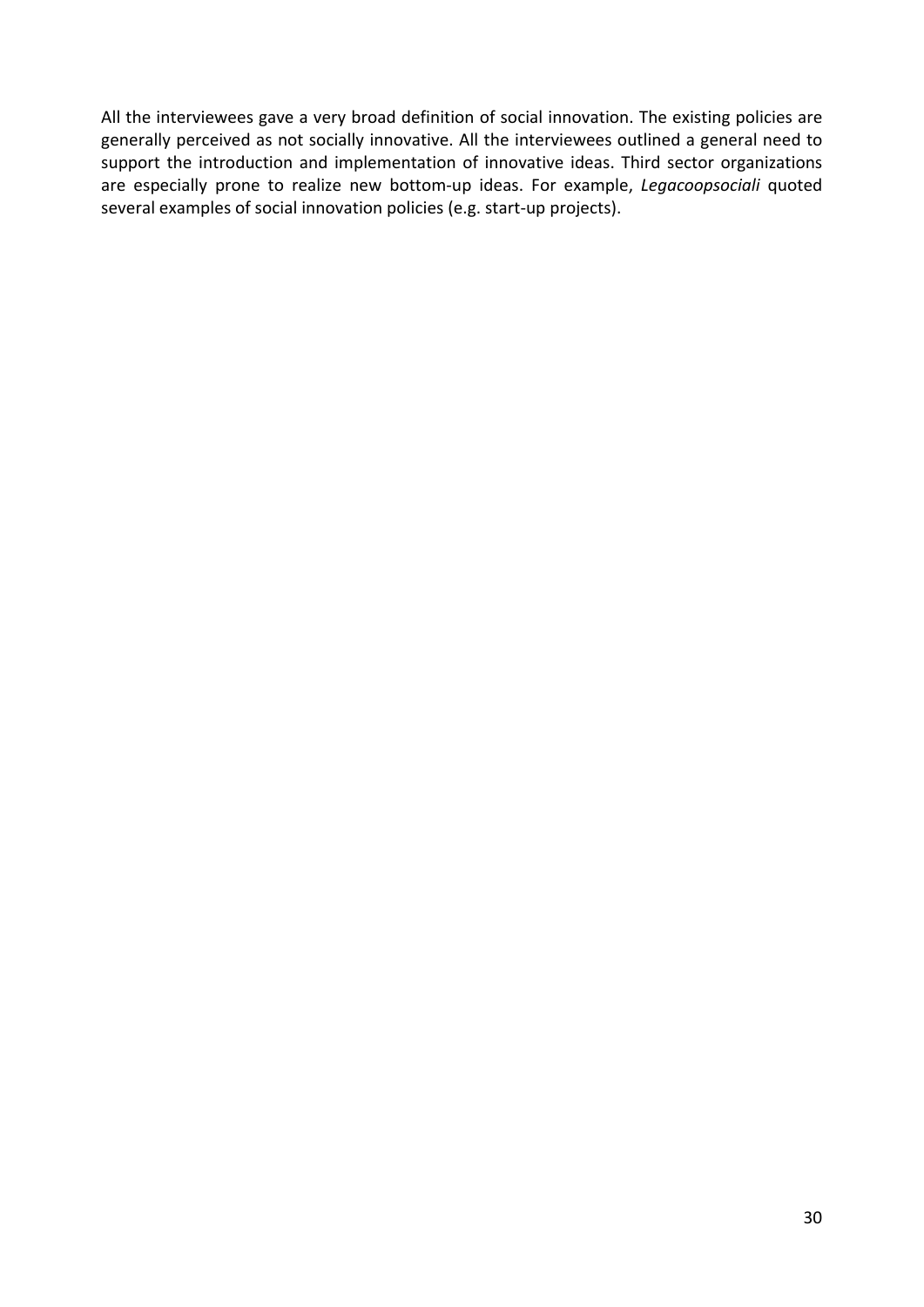All the interviewees gave a very broad definition of social innovation. The existing policies are generally perceived as not socially innovative. All the interviewees outlined a general need to support the introduction and implementation of innovative ideas. Third sector organizations are especially prone to realize new bottom-up ideas. For example, *Legacoopsociali* quoted several examples of social innovation policies (e.g. start-up projects).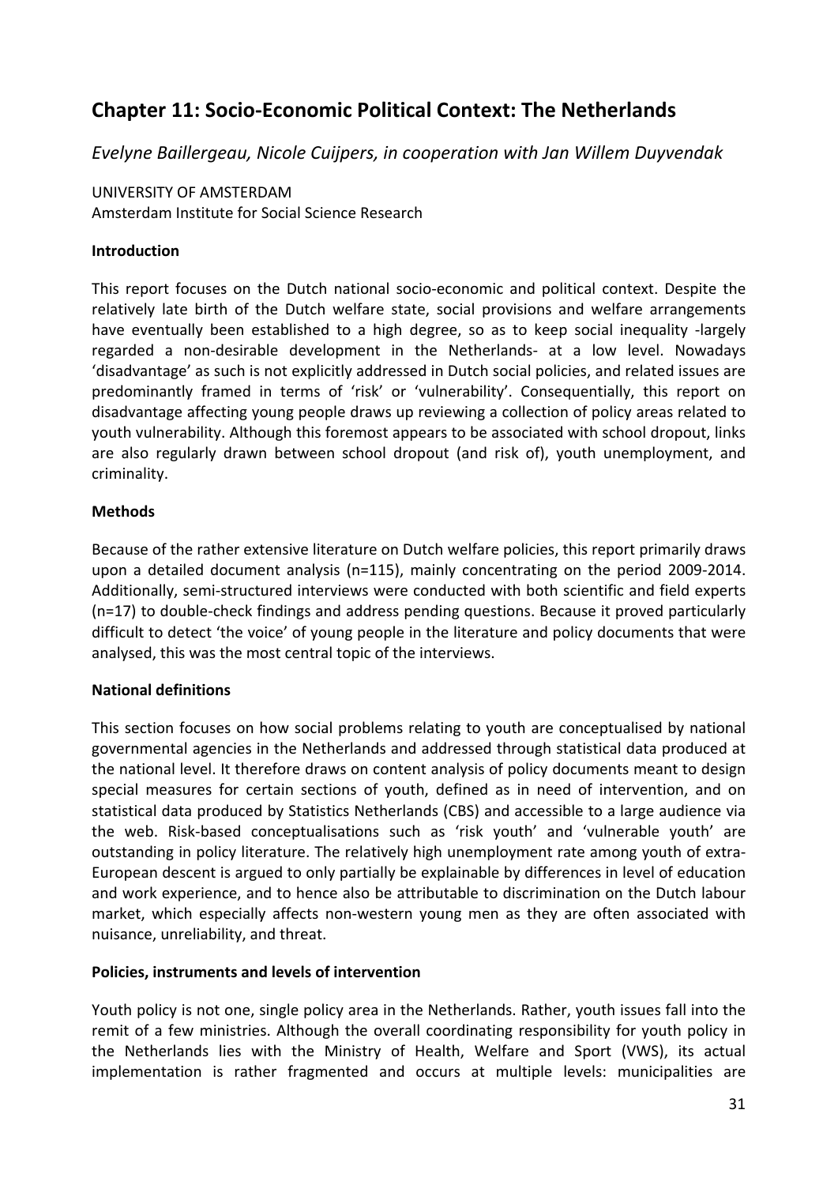# Chapter 11: Socio-Economic Political Context: The Netherlands

*Evelyne Baillergeau, Nicole Cuijpers, in cooperation with Jan Willem Duyvendak*

UNIVERSITY OF AMSTERDAM
Amsterdam Institute for Social Science Research

**Introduction**

This report focuses on the Dutch national socio-economic and political context. Despite the relatively late birth of the Dutch welfare state, social provisions and welfare arrangements have eventually been established to a high degree, so as to keep social inequality -largely regarded a non-desirable development in the Netherlands- at a low level. Nowadays 'disadvantage' as such is not explicitly addressed in Dutch social policies, and related issues are predominantly framed in terms of 'risk' or 'vulnerability'. Consequentially, this report on disadvantage affecting young people draws up reviewing a collection of policy areas related to youth vulnerability. Although this foremost appears to be associated with school dropout, links are also regularly drawn between school dropout (and risk of), youth unemployment, and criminality.

**Methods**

Because of the rather extensive literature on Dutch welfare policies, this report primarily draws upon a detailed document analysis (n=115), mainly concentrating on the period 2009-2014. Additionally, semi-structured interviews were conducted with both scientific and field experts (n=17) to double-check findings and address pending questions. Because it proved particularly difficult to detect 'the voice' of young people in the literature and policy documents that were analysed, this was the most central topic of the interviews.

**National definitions**

This section focuses on how social problems relating to youth are conceptualised by national governmental agencies in the Netherlands and addressed through statistical data produced at the national level. It therefore draws on content analysis of policy documents meant to design special measures for certain sections of youth, defined as in need of intervention, and on statistical data produced by Statistics Netherlands (CBS) and accessible to a large audience via the web. Risk-based conceptualisations such as 'risk youth' and 'vulnerable youth' are outstanding in policy literature. The relatively high unemployment rate among youth of extra-European descent is argued to only partially be explainable by differences in level of education and work experience, and to hence also be attributable to discrimination on the Dutch labour market, which especially affects non-western young men as they are often associated with nuisance, unreliability, and threat.

**Policies, instruments and levels of intervention**

Youth policy is not one, single policy area in the Netherlands. Rather, youth issues fall into the remit of a few ministries. Although the overall coordinating responsibility for youth policy in the Netherlands lies with the Ministry of Health, Welfare and Sport (VWS), its actual implementation is rather fragmented and occurs at multiple levels: municipalities are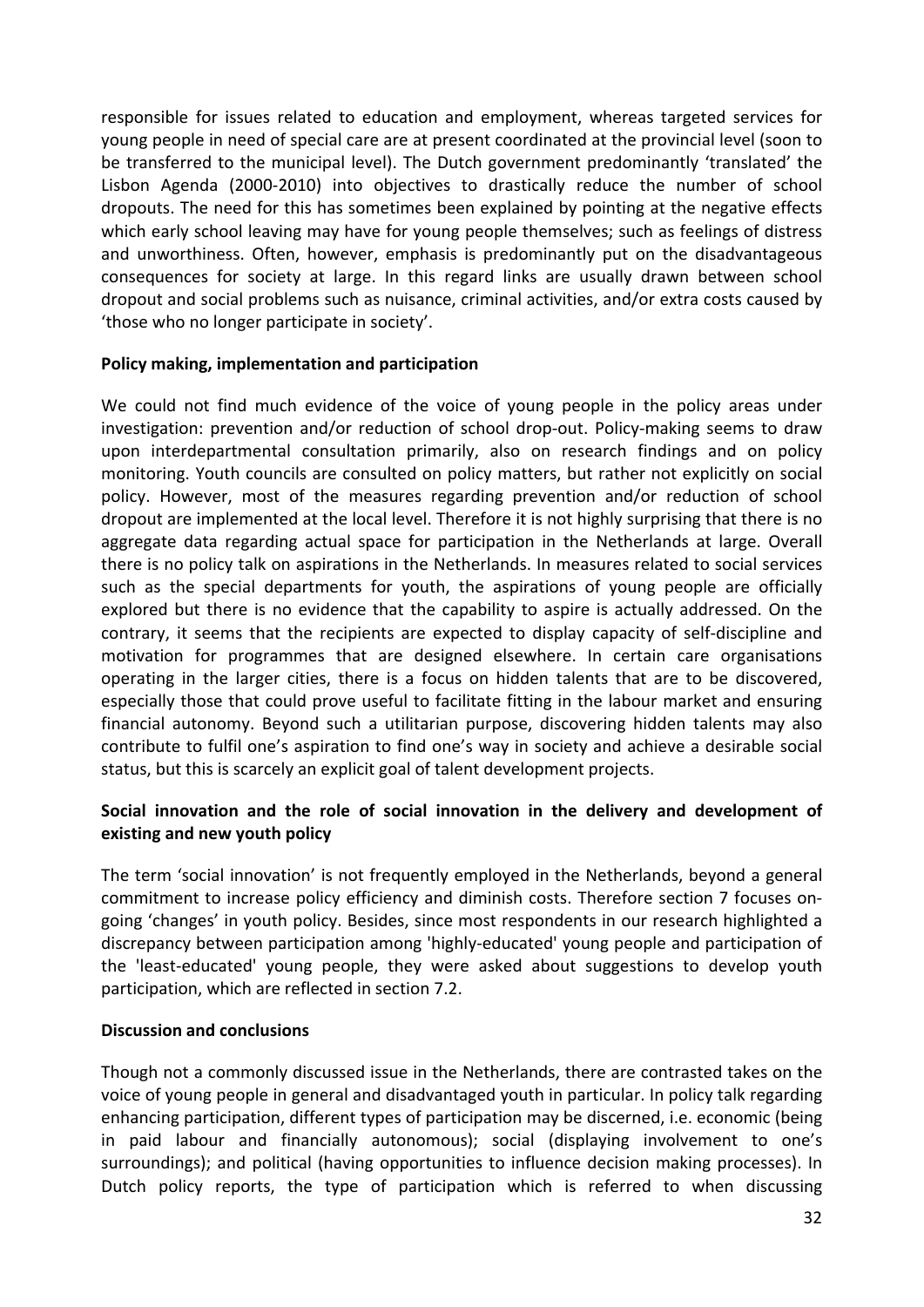responsible for issues related to education and employment, whereas targeted services for young people in need of special care are at present coordinated at the provincial level (soon to be transferred to the municipal level). The Dutch government predominantly 'translated' the Lisbon Agenda (2000-2010) into objectives to drastically reduce the number of school dropouts. The need for this has sometimes been explained by pointing at the negative effects which early school leaving may have for young people themselves; such as feelings of distress and unworthiness. Often, however, emphasis is predominantly put on the disadvantageous consequences for society at large. In this regard links are usually drawn between school dropout and social problems such as nuisance, criminal activities, and/or extra costs caused by 'those who no longer participate in society'.

**Policy making, implementation and participation**

We could not find much evidence of the voice of young people in the policy areas under investigation: prevention and/or reduction of school drop-out. Policy-making seems to draw upon interdepartmental consultation primarily, also on research findings and on policy monitoring. Youth councils are consulted on policy matters, but rather not explicitly on social policy. However, most of the measures regarding prevention and/or reduction of school dropout are implemented at the local level. Therefore it is not highly surprising that there is no aggregate data regarding actual space for participation in the Netherlands at large. Overall there is no policy talk on aspirations in the Netherlands. In measures related to social services such as the special departments for youth, the aspirations of young people are officially explored but there is no evidence that the capability to aspire is actually addressed. On the contrary, it seems that the recipients are expected to display capacity of self-discipline and motivation for programmes that are designed elsewhere. In certain care organisations operating in the larger cities, there is a focus on hidden talents that are to be discovered, especially those that could prove useful to facilitate fitting in the labour market and ensuring financial autonomy. Beyond such a utilitarian purpose, discovering hidden talents may also contribute to fulfil one's aspiration to find one's way in society and achieve a desirable social status, but this is scarcely an explicit goal of talent development projects.

**Social innovation and the role of social innovation in the delivery and development of existing and new youth policy**

The term 'social innovation' is not frequently employed in the Netherlands, beyond a general commitment to increase policy efficiency and diminish costs. Therefore section 7 focuses on-going 'changes' in youth policy. Besides, since most respondents in our research highlighted a discrepancy between participation among 'highly-educated' young people and participation of the 'least-educated' young people, they were asked about suggestions to develop youth participation, which are reflected in section 7.2.

**Discussion and conclusions**

Though not a commonly discussed issue in the Netherlands, there are contrasted takes on the voice of young people in general and disadvantaged youth in particular. In policy talk regarding enhancing participation, different types of participation may be discerned, i.e. economic (being in paid labour and financially autonomous); social (displaying involvement to one's surroundings); and political (having opportunities to influence decision making processes). In Dutch policy reports, the type of participation which is referred to when discussing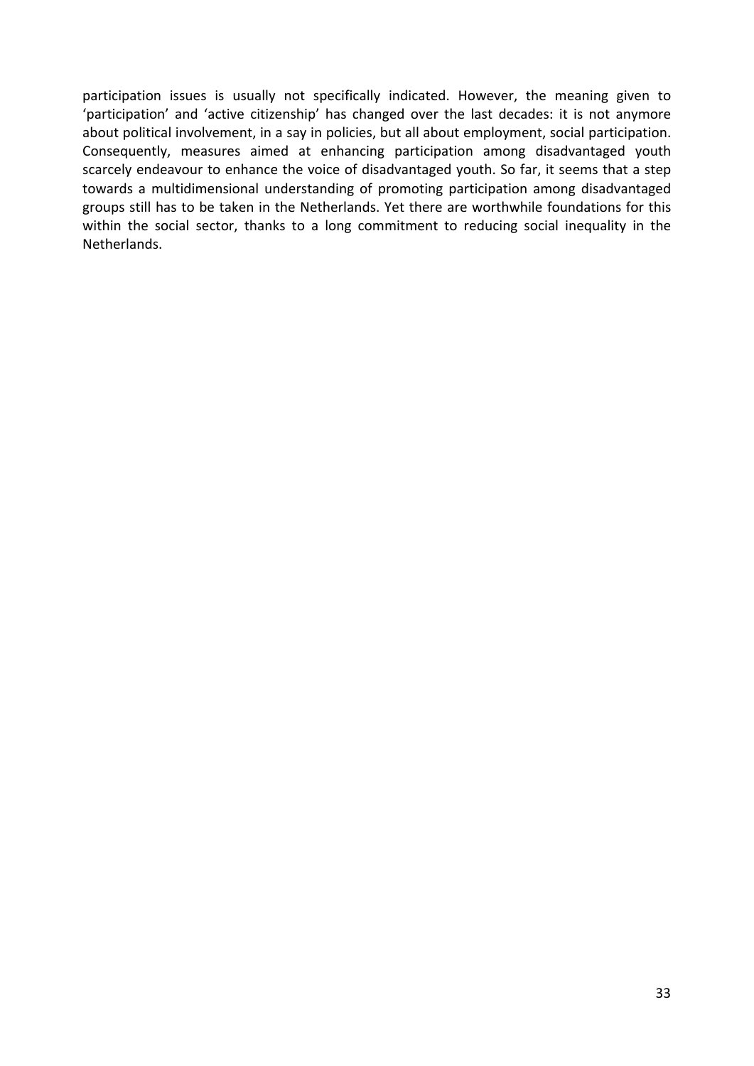participation issues is usually not specifically indicated. However, the meaning given to 'participation' and 'active citizenship' has changed over the last decades: it is not anymore about political involvement, in a say in policies, but all about employment, social participation. Consequently, measures aimed at enhancing participation among disadvantaged youth scarcely endeavour to enhance the voice of disadvantaged youth. So far, it seems that a step towards a multidimensional understanding of promoting participation among disadvantaged groups still has to be taken in the Netherlands. Yet there are worthwhile foundations for this within the social sector, thanks to a long commitment to reducing social inequality in the Netherlands.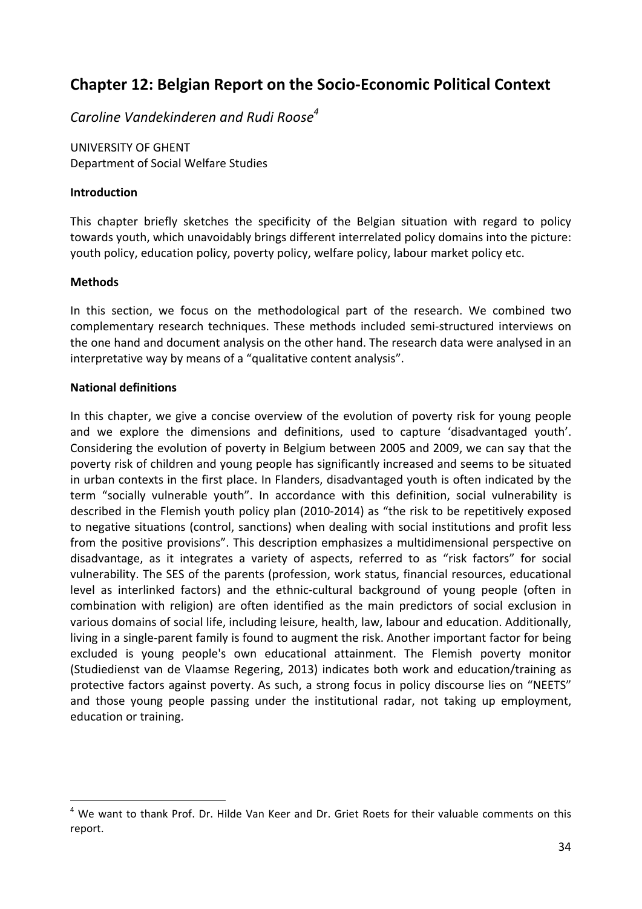# Chapter 12: Belgian Report on the Socio-Economic Political Context

*Caroline Vandekinderen and Rudi Roose*[4]

UNIVERSITY OF GHENT
Department of Social Welfare Studies

**Introduction**

This chapter briefly sketches the specificity of the Belgian situation with regard to policy towards youth, which unavoidably brings different interrelated policy domains into the picture: youth policy, education policy, poverty policy, welfare policy, labour market policy etc.

**Methods**

In this section, we focus on the methodological part of the research. We combined two complementary research techniques. These methods included semi-structured interviews on the one hand and document analysis on the other hand. The research data were analysed in an interpretative way by means of a "qualitative content analysis".

**National definitions**

In this chapter, we give a concise overview of the evolution of poverty risk for young people and we explore the dimensions and definitions, used to capture 'disadvantaged youth'. Considering the evolution of poverty in Belgium between 2005 and 2009, we can say that the poverty risk of children and young people has significantly increased and seems to be situated in urban contexts in the first place. In Flanders, disadvantaged youth is often indicated by the term "socially vulnerable youth". In accordance with this definition, social vulnerability is described in the Flemish youth policy plan (2010-2014) as "the risk to be repetitively exposed to negative situations (control, sanctions) when dealing with social institutions and profit less from the positive provisions". This description emphasizes a multidimensional perspective on disadvantage, as it integrates a variety of aspects, referred to as "risk factors" for social vulnerability. The SES of the parents (profession, work status, financial resources, educational level as interlinked factors) and the ethnic-cultural background of young people (often in combination with religion) are often identified as the main predictors of social exclusion in various domains of social life, including leisure, health, law, labour and education. Additionally, living in a single-parent family is found to augment the risk. Another important factor for being excluded is young people's own educational attainment. The Flemish poverty monitor (Studiedienst van de Vlaamse Regering, 2013) indicates both work and education/training as protective factors against poverty. As such, a strong focus in policy discourse lies on "NEETS" and those young people passing under the institutional radar, not taking up employment, education or training.

---

[4] We want to thank Prof. Dr. Hilde Van Keer and Dr. Griet Roets for their valuable comments on this report.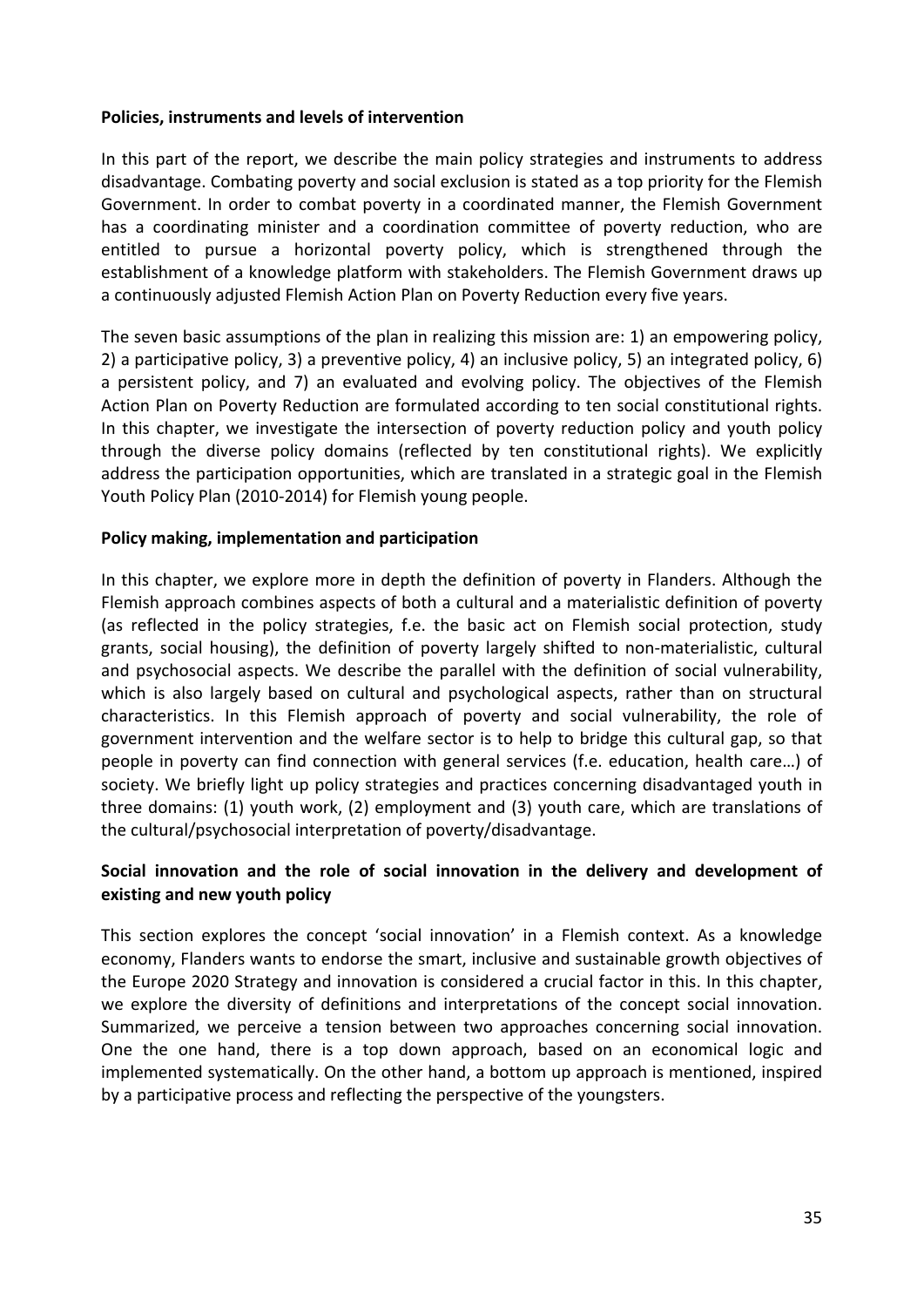**Policies, instruments and levels of intervention**

In this part of the report, we describe the main policy strategies and instruments to address disadvantage. Combating poverty and social exclusion is stated as a top priority for the Flemish Government. In order to combat poverty in a coordinated manner, the Flemish Government has a coordinating minister and a coordination committee of poverty reduction, who are entitled to pursue a horizontal poverty policy, which is strengthened through the establishment of a knowledge platform with stakeholders. The Flemish Government draws up a continuously adjusted Flemish Action Plan on Poverty Reduction every five years.

The seven basic assumptions of the plan in realizing this mission are: 1) an empowering policy, 2) a participative policy, 3) a preventive policy, 4) an inclusive policy, 5) an integrated policy, 6) a persistent policy, and 7) an evaluated and evolving policy. The objectives of the Flemish Action Plan on Poverty Reduction are formulated according to ten social constitutional rights. In this chapter, we investigate the intersection of poverty reduction policy and youth policy through the diverse policy domains (reflected by ten constitutional rights). We explicitly address the participation opportunities, which are translated in a strategic goal in the Flemish Youth Policy Plan (2010-2014) for Flemish young people.

**Policy making, implementation and participation**

In this chapter, we explore more in depth the definition of poverty in Flanders. Although the Flemish approach combines aspects of both a cultural and a materialistic definition of poverty (as reflected in the policy strategies, f.e. the basic act on Flemish social protection, study grants, social housing), the definition of poverty largely shifted to non-materialistic, cultural and psychosocial aspects. We describe the parallel with the definition of social vulnerability, which is also largely based on cultural and psychological aspects, rather than on structural characteristics. In this Flemish approach of poverty and social vulnerability, the role of government intervention and the welfare sector is to help to bridge this cultural gap, so that people in poverty can find connection with general services (f.e. education, health care…) of society. We briefly light up policy strategies and practices concerning disadvantaged youth in three domains: (1) youth work, (2) employment and (3) youth care, which are translations of the cultural/psychosocial interpretation of poverty/disadvantage.

**Social innovation and the role of social innovation in the delivery and development of existing and new youth policy**

This section explores the concept 'social innovation' in a Flemish context. As a knowledge economy, Flanders wants to endorse the smart, inclusive and sustainable growth objectives of the Europe 2020 Strategy and innovation is considered a crucial factor in this. In this chapter, we explore the diversity of definitions and interpretations of the concept social innovation. Summarized, we perceive a tension between two approaches concerning social innovation. One the one hand, there is a top down approach, based on an economical logic and implemented systematically. On the other hand, a bottom up approach is mentioned, inspired by a participative process and reflecting the perspective of the youngsters.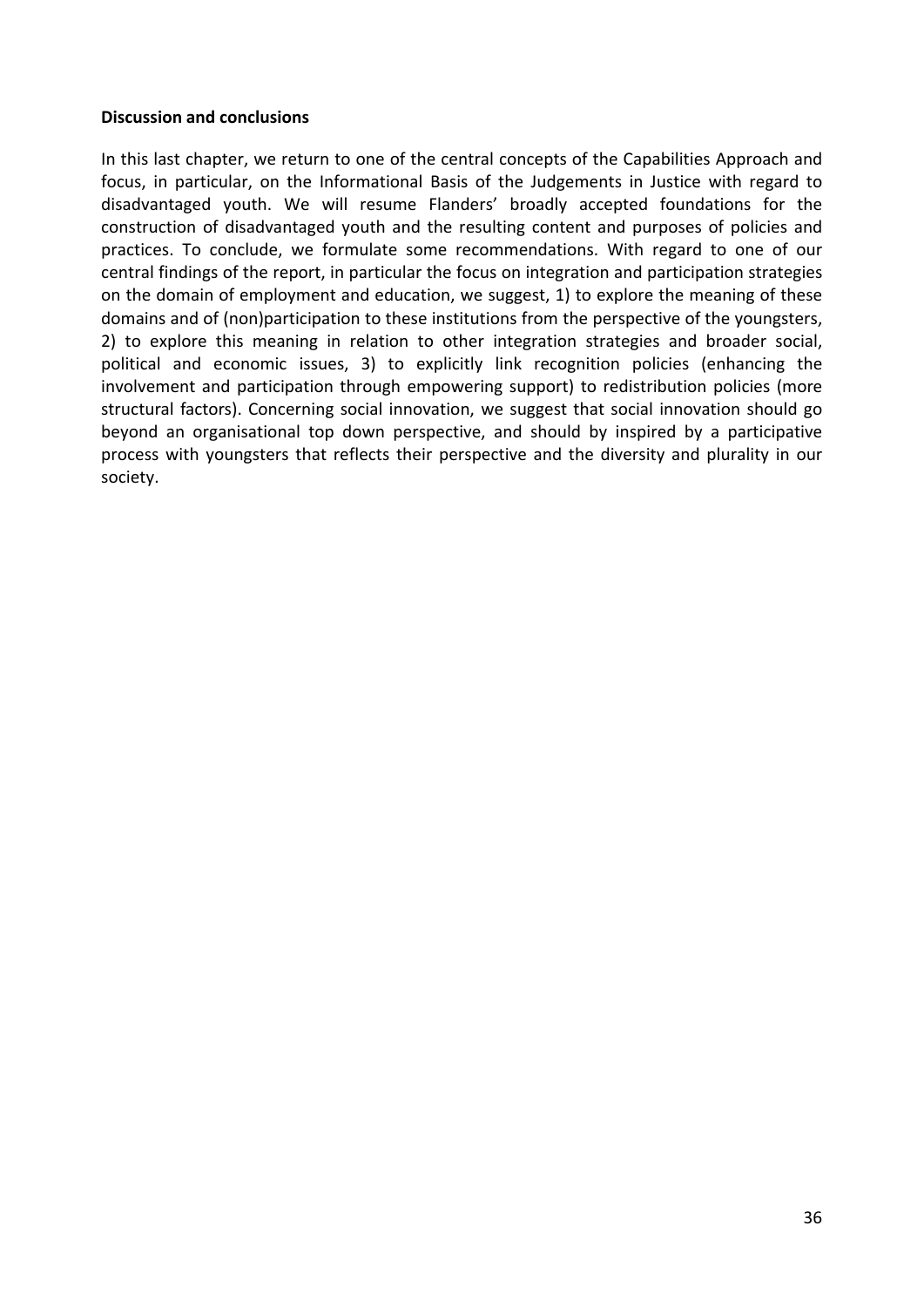**Discussion and conclusions**

In this last chapter, we return to one of the central concepts of the Capabilities Approach and focus, in particular, on the Informational Basis of the Judgements in Justice with regard to disadvantaged youth. We will resume Flanders' broadly accepted foundations for the construction of disadvantaged youth and the resulting content and purposes of policies and practices. To conclude, we formulate some recommendations. With regard to one of our central findings of the report, in particular the focus on integration and participation strategies on the domain of employment and education, we suggest, 1) to explore the meaning of these domains and of (non)participation to these institutions from the perspective of the youngsters, 2) to explore this meaning in relation to other integration strategies and broader social, political and economic issues, 3) to explicitly link recognition policies (enhancing the involvement and participation through empowering support) to redistribution policies (more structural factors). Concerning social innovation, we suggest that social innovation should go beyond an organisational top down perspective, and should by inspired by a participative process with youngsters that reflects their perspective and the diversity and plurality in our society.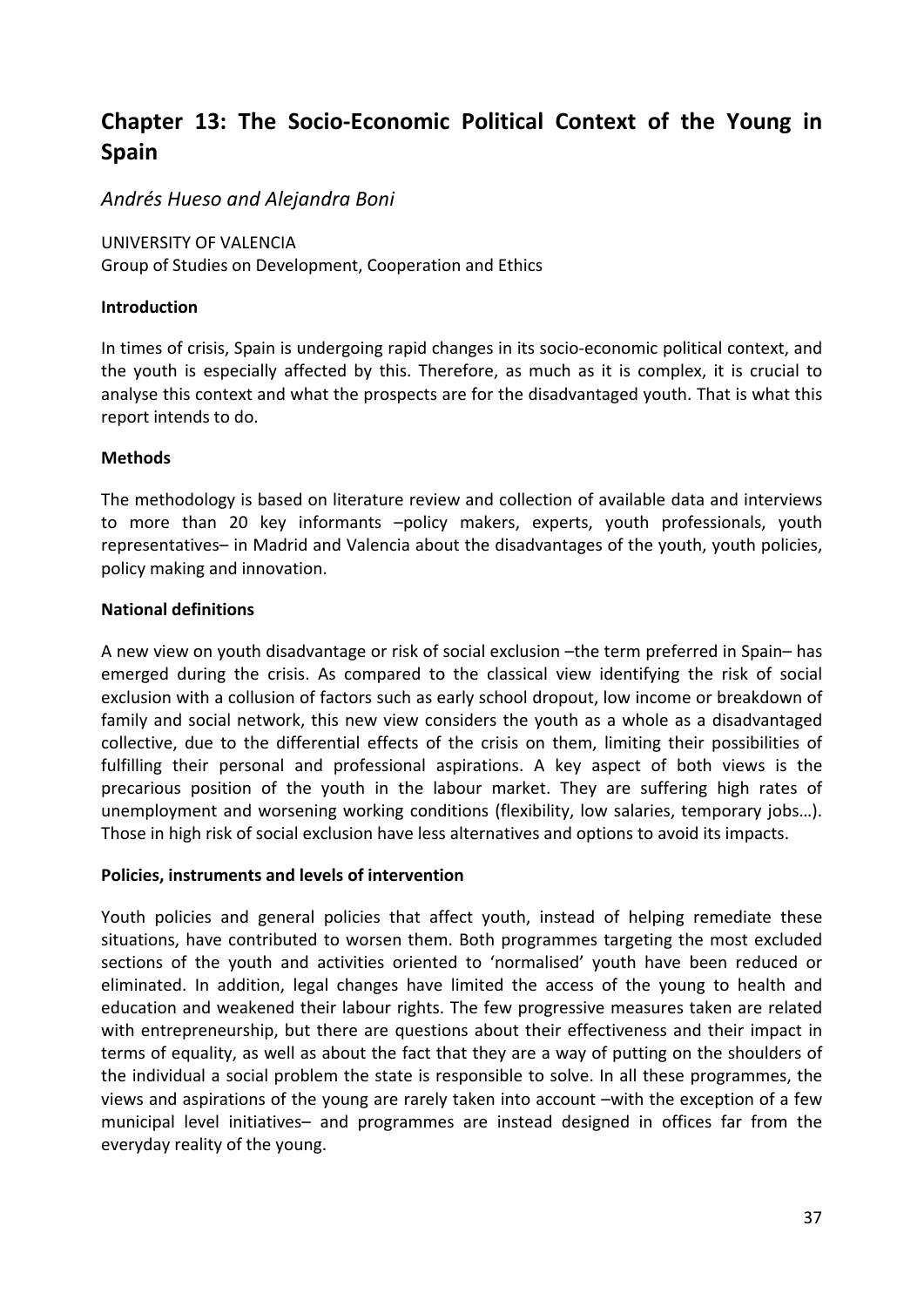# Chapter 13: The Socio-Economic Political Context of the Young in Spain

*Andrés Hueso and Alejandra Boni*

UNIVERSITY OF VALENCIA
Group of Studies on Development, Cooperation and Ethics

**Introduction**

In times of crisis, Spain is undergoing rapid changes in its socio-economic political context, and the youth is especially affected by this. Therefore, as much as it is complex, it is crucial to analyse this context and what the prospects are for the disadvantaged youth. That is what this report intends to do.

**Methods**

The methodology is based on literature review and collection of available data and interviews to more than 20 key informants –policy makers, experts, youth professionals, youth representatives– in Madrid and Valencia about the disadvantages of the youth, youth policies, policy making and innovation.

**National definitions**

A new view on youth disadvantage or risk of social exclusion –the term preferred in Spain– has emerged during the crisis. As compared to the classical view identifying the risk of social exclusion with a collusion of factors such as early school dropout, low income or breakdown of family and social network, this new view considers the youth as a whole as a disadvantaged collective, due to the differential effects of the crisis on them, limiting their possibilities of fulfilling their personal and professional aspirations. A key aspect of both views is the precarious position of the youth in the labour market. They are suffering high rates of unemployment and worsening working conditions (flexibility, low salaries, temporary jobs…). Those in high risk of social exclusion have less alternatives and options to avoid its impacts.

**Policies, instruments and levels of intervention**

Youth policies and general policies that affect youth, instead of helping remediate these situations, have contributed to worsen them. Both programmes targeting the most excluded sections of the youth and activities oriented to 'normalised' youth have been reduced or eliminated. In addition, legal changes have limited the access of the young to health and education and weakened their labour rights. The few progressive measures taken are related with entrepreneurship, but there are questions about their effectiveness and their impact in terms of equality, as well as about the fact that they are a way of putting on the shoulders of the individual a social problem the state is responsible to solve. In all these programmes, the views and aspirations of the young are rarely taken into account –with the exception of a few municipal level initiatives– and programmes are instead designed in offices far from the everyday reality of the young.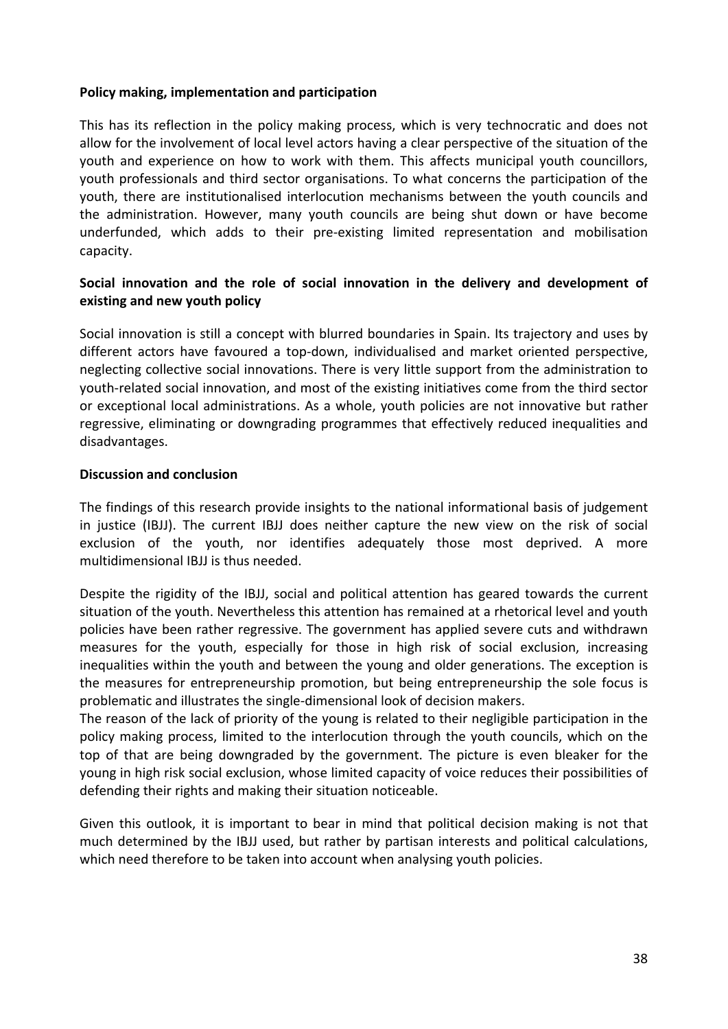**Policy making, implementation and participation**

This has its reflection in the policy making process, which is very technocratic and does not allow for the involvement of local level actors having a clear perspective of the situation of the youth and experience on how to work with them. This affects municipal youth councillors, youth professionals and third sector organisations. To what concerns the participation of the youth, there are institutionalised interlocution mechanisms between the youth councils and the administration. However, many youth councils are being shut down or have become underfunded, which adds to their pre-existing limited representation and mobilisation capacity.

**Social innovation and the role of social innovation in the delivery and development of existing and new youth policy**

Social innovation is still a concept with blurred boundaries in Spain. Its trajectory and uses by different actors have favoured a top-down, individualised and market oriented perspective, neglecting collective social innovations. There is very little support from the administration to youth-related social innovation, and most of the existing initiatives come from the third sector or exceptional local administrations. As a whole, youth policies are not innovative but rather regressive, eliminating or downgrading programmes that effectively reduced inequalities and disadvantages.

**Discussion and conclusion**

The findings of this research provide insights to the national informational basis of judgement in justice (IBJJ). The current IBJJ does neither capture the new view on the risk of social exclusion of the youth, nor identifies adequately those most deprived. A more multidimensional IBJJ is thus needed.

Despite the rigidity of the IBJJ, social and political attention has geared towards the current situation of the youth. Nevertheless this attention has remained at a rhetorical level and youth policies have been rather regressive. The government has applied severe cuts and withdrawn measures for the youth, especially for those in high risk of social exclusion, increasing inequalities within the youth and between the young and older generations. The exception is the measures for entrepreneurship promotion, but being entrepreneurship the sole focus is problematic and illustrates the single-dimensional look of decision makers.

The reason of the lack of priority of the young is related to their negligible participation in the policy making process, limited to the interlocution through the youth councils, which on the top of that are being downgraded by the government. The picture is even bleaker for the young in high risk social exclusion, whose limited capacity of voice reduces their possibilities of defending their rights and making their situation noticeable.

Given this outlook, it is important to bear in mind that political decision making is not that much determined by the IBJJ used, but rather by partisan interests and political calculations, which need therefore to be taken into account when analysing youth policies.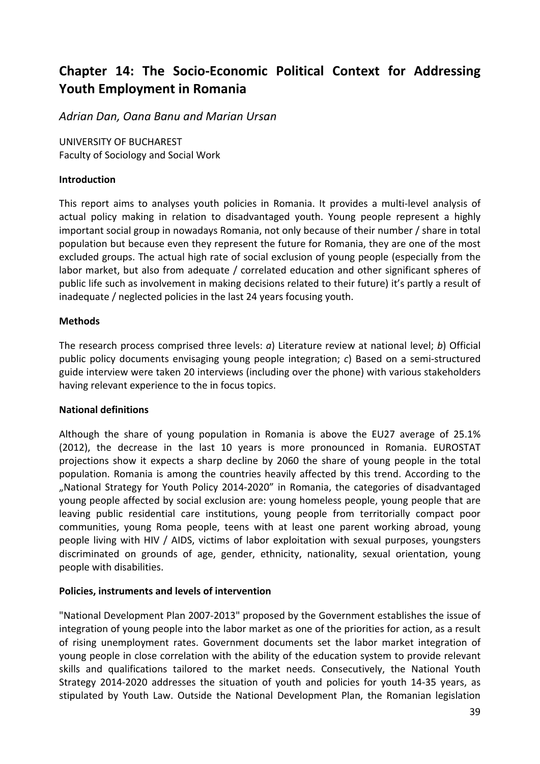# Chapter 14: The Socio-Economic Political Context for Addressing Youth Employment in Romania

*Adrian Dan, Oana Banu and Marian Ursan*

UNIVERSITY OF BUCHAREST
Faculty of Sociology and Social Work

**Introduction**

This report aims to analyses youth policies in Romania. It provides a multi-level analysis of actual policy making in relation to disadvantaged youth. Young people represent a highly important social group in nowadays Romania, not only because of their number / share in total population but because even they represent the future for Romania, they are one of the most excluded groups. The actual high rate of social exclusion of young people (especially from the labor market, but also from adequate / correlated education and other significant spheres of public life such as involvement in making decisions related to their future) it's partly a result of inadequate / neglected policies in the last 24 years focusing youth.

**Methods**

The research process comprised three levels: *a*) Literature review at national level; *b*) Official public policy documents envisaging young people integration; *c*) Based on a semi-structured guide interview were taken 20 interviews (including over the phone) with various stakeholders having relevant experience to the in focus topics.

**National definitions**

Although the share of young population in Romania is above the EU27 average of 25.1% (2012), the decrease in the last 10 years is more pronounced in Romania. EUROSTAT projections show it expects a sharp decline by 2060 the share of young people in the total population. Romania is among the countries heavily affected by this trend. According to the „National Strategy for Youth Policy 2014-2020" in Romania, the categories of disadvantaged young people affected by social exclusion are: young homeless people, young people that are leaving public residential care institutions, young people from territorially compact poor communities, young Roma people, teens with at least one parent working abroad, young people living with HIV / AIDS, victims of labor exploitation with sexual purposes, youngsters discriminated on grounds of age, gender, ethnicity, nationality, sexual orientation, young people with disabilities.

**Policies, instruments and levels of intervention**

"National Development Plan 2007-2013" proposed by the Government establishes the issue of integration of young people into the labor market as one of the priorities for action, as a result of rising unemployment rates. Government documents set the labor market integration of young people in close correlation with the ability of the education system to provide relevant skills and qualifications tailored to the market needs. Consecutively, the National Youth Strategy 2014-2020 addresses the situation of youth and policies for youth 14-35 years, as stipulated by Youth Law. Outside the National Development Plan, the Romanian legislation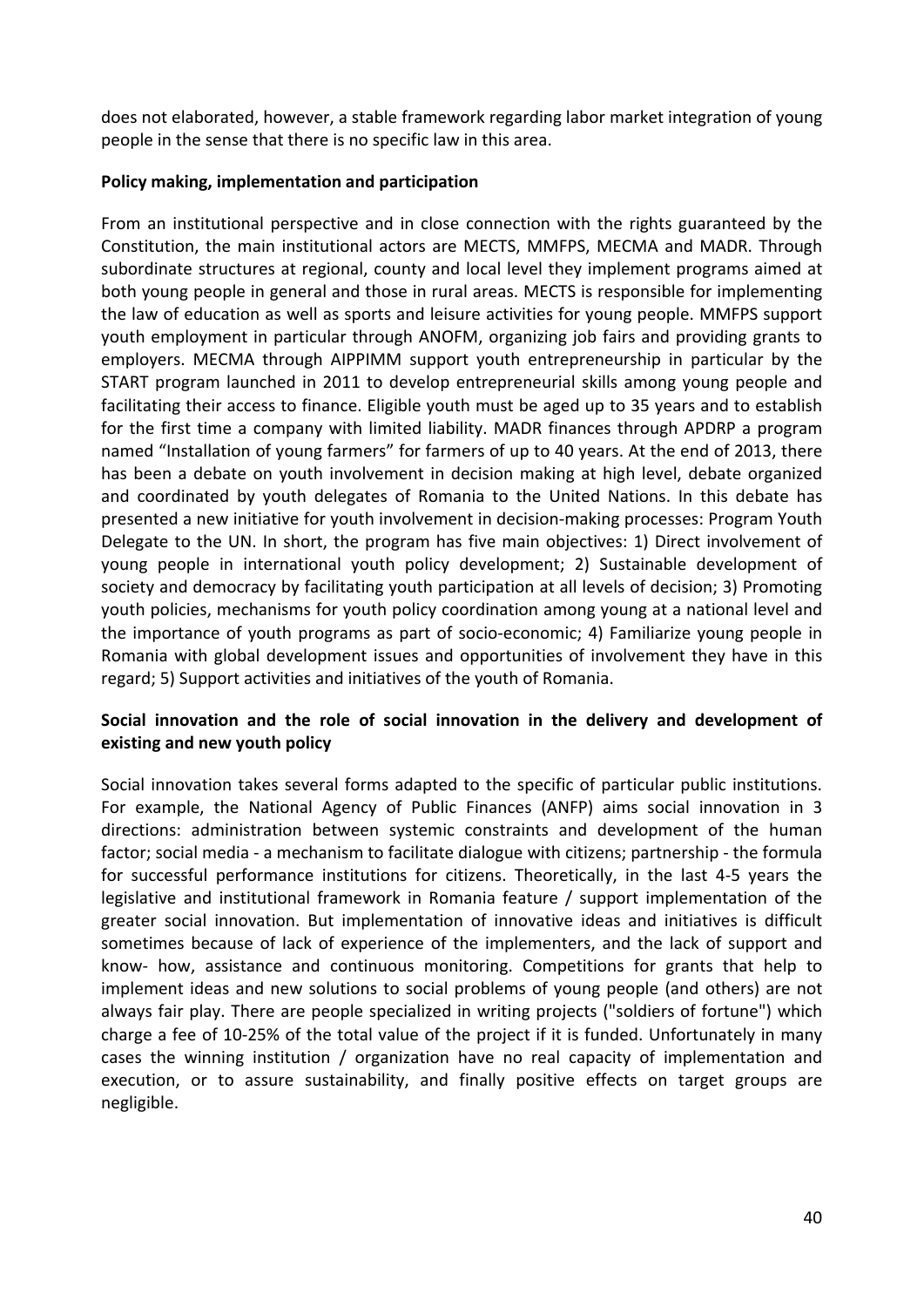does not elaborated, however, a stable framework regarding labor market integration of young people in the sense that there is no specific law in this area.

**Policy making, implementation and participation**

From an institutional perspective and in close connection with the rights guaranteed by the Constitution, the main institutional actors are MECTS, MMFPS, MECMA and MADR. Through subordinate structures at regional, county and local level they implement programs aimed at both young people in general and those in rural areas. MECTS is responsible for implementing the law of education as well as sports and leisure activities for young people. MMFPS support youth employment in particular through ANOFM, organizing job fairs and providing grants to employers. MECMA through AIPPIMM support youth entrepreneurship in particular by the START program launched in 2011 to develop entrepreneurial skills among young people and facilitating their access to finance. Eligible youth must be aged up to 35 years and to establish for the first time a company with limited liability. MADR finances through APDRP a program named "Installation of young farmers" for farmers of up to 40 years. At the end of 2013, there has been a debate on youth involvement in decision making at high level, debate organized and coordinated by youth delegates of Romania to the United Nations. In this debate has presented a new initiative for youth involvement in decision-making processes: Program Youth Delegate to the UN. In short, the program has five main objectives: 1) Direct involvement of young people in international youth policy development; 2) Sustainable development of society and democracy by facilitating youth participation at all levels of decision; 3) Promoting youth policies, mechanisms for youth policy coordination among young at a national level and the importance of youth programs as part of socio-economic; 4) Familiarize young people in Romania with global development issues and opportunities of involvement they have in this regard; 5) Support activities and initiatives of the youth of Romania.

**Social innovation and the role of social innovation in the delivery and development of existing and new youth policy**

Social innovation takes several forms adapted to the specific of particular public institutions. For example, the National Agency of Public Finances (ANFP) aims social innovation in 3 directions: administration between systemic constraints and development of the human factor; social media - a mechanism to facilitate dialogue with citizens; partnership - the formula for successful performance institutions for citizens. Theoretically, in the last 4-5 years the legislative and institutional framework in Romania feature / support implementation of the greater social innovation. But implementation of innovative ideas and initiatives is difficult sometimes because of lack of experience of the implementers, and the lack of support and know- how, assistance and continuous monitoring. Competitions for grants that help to implement ideas and new solutions to social problems of young people (and others) are not always fair play. There are people specialized in writing projects ("soldiers of fortune") which charge a fee of 10-25% of the total value of the project if it is funded. Unfortunately in many cases the winning institution / organization have no real capacity of implementation and execution, or to assure sustainability, and finally positive effects on target groups are negligible.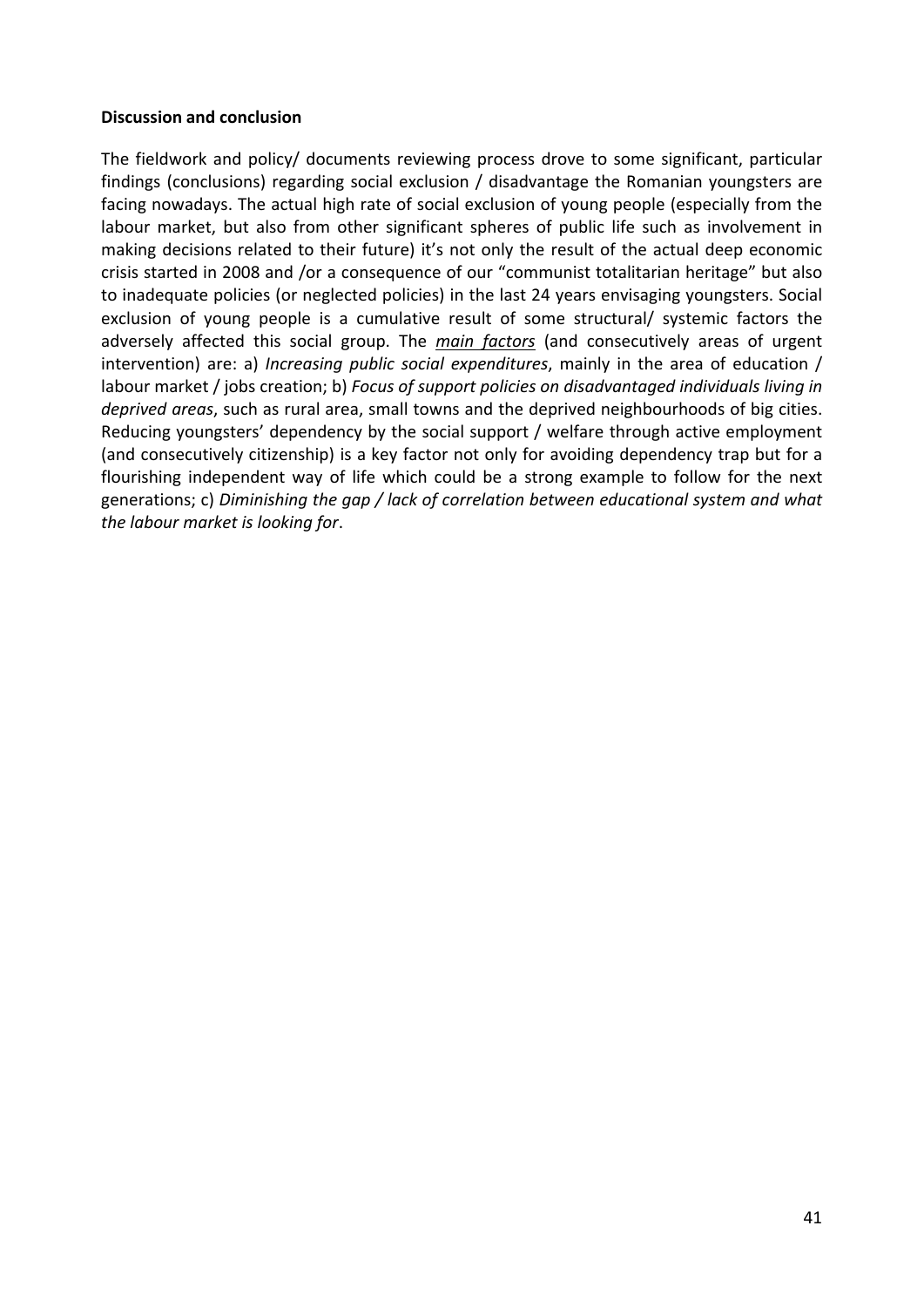**Discussion and conclusion**

The fieldwork and policy/ documents reviewing process drove to some significant, particular findings (conclusions) regarding social exclusion / disadvantage the Romanian youngsters are facing nowadays. The actual high rate of social exclusion of young people (especially from the labour market, but also from other significant spheres of public life such as involvement in making decisions related to their future) it's not only the result of the actual deep economic crisis started in 2008 and /or a consequence of our "communist totalitarian heritage" but also to inadequate policies (or neglected policies) in the last 24 years envisaging youngsters. Social exclusion of young people is a cumulative result of some structural/ systemic factors the adversely affected this social group. The ***main factors*** (and consecutively areas of urgent intervention) are: a) *Increasing public social expenditures*, mainly in the area of education / labour market / jobs creation; b) *Focus of support policies on disadvantaged individuals living in deprived areas*, such as rural area, small towns and the deprived neighbourhoods of big cities. Reducing youngsters' dependency by the social support / welfare through active employment (and consecutively citizenship) is a key factor not only for avoiding dependency trap but for a flourishing independent way of life which could be a strong example to follow for the next generations; c) *Diminishing the gap / lack of correlation between educational system and what the labour market is looking for*.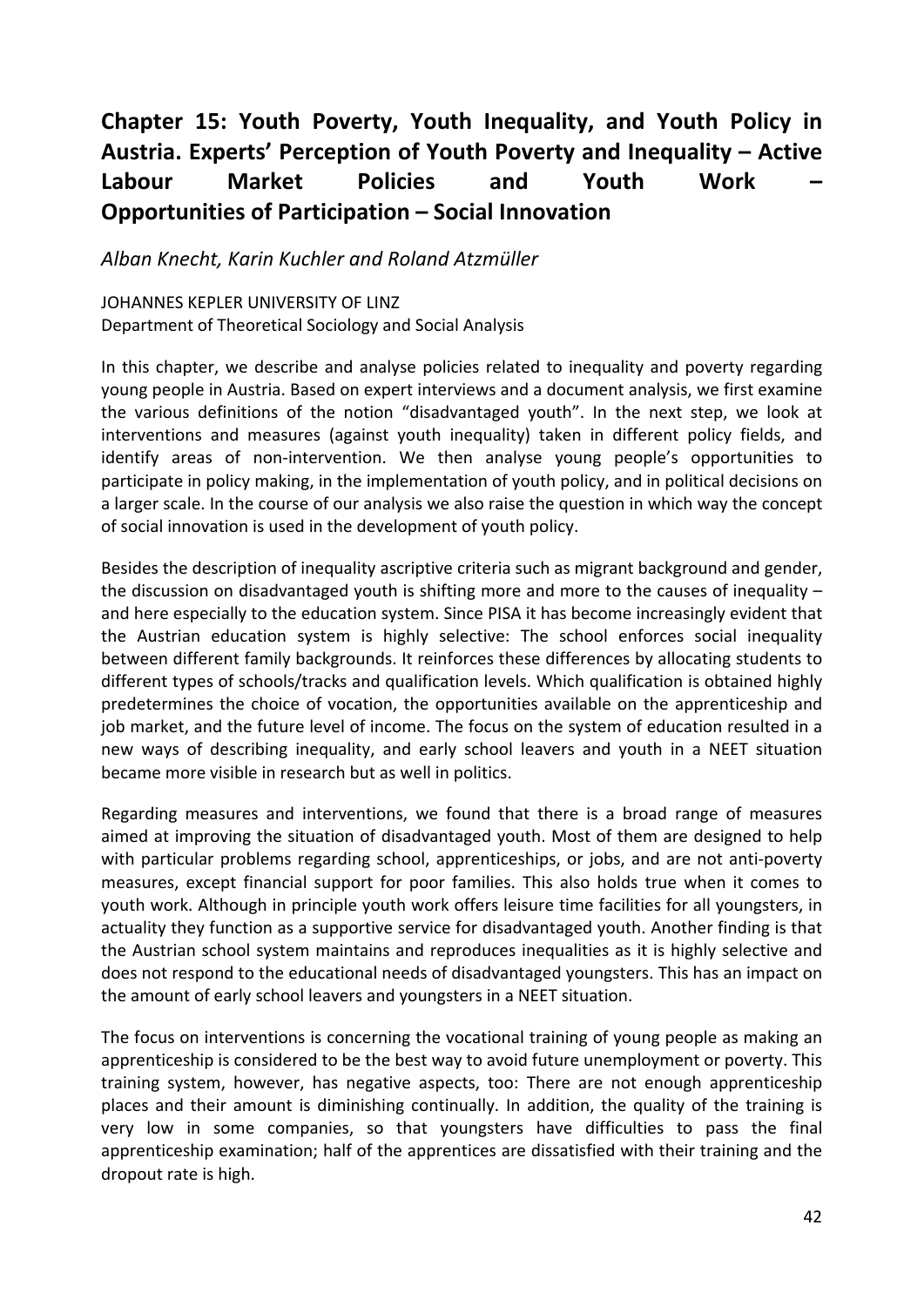## Chapter 15: Youth Poverty, Youth Inequality, and Youth Policy in Austria. Experts' Perception of Youth Poverty and Inequality – Active Labour Market Policies and Youth Work – Opportunities of Participation – Social Innovation

*Alban Knecht, Karin Kuchler and Roland Atzmüller*

JOHANNES KEPLER UNIVERSITY OF LINZ
Department of Theoretical Sociology and Social Analysis

In this chapter, we describe and analyse policies related to inequality and poverty regarding young people in Austria. Based on expert interviews and a document analysis, we first examine the various definitions of the notion "disadvantaged youth". In the next step, we look at interventions and measures (against youth inequality) taken in different policy fields, and identify areas of non-intervention. We then analyse young people's opportunities to participate in policy making, in the implementation of youth policy, and in political decisions on a larger scale. In the course of our analysis we also raise the question in which way the concept of social innovation is used in the development of youth policy.

Besides the description of inequality ascriptive criteria such as migrant background and gender, the discussion on disadvantaged youth is shifting more and more to the causes of inequality – and here especially to the education system. Since PISA it has become increasingly evident that the Austrian education system is highly selective: The school enforces social inequality between different family backgrounds. It reinforces these differences by allocating students to different types of schools/tracks and qualification levels. Which qualification is obtained highly predetermines the choice of vocation, the opportunities available on the apprenticeship and job market, and the future level of income. The focus on the system of education resulted in a new ways of describing inequality, and early school leavers and youth in a NEET situation became more visible in research but as well in politics.

Regarding measures and interventions, we found that there is a broad range of measures aimed at improving the situation of disadvantaged youth. Most of them are designed to help with particular problems regarding school, apprenticeships, or jobs, and are not anti-poverty measures, except financial support for poor families. This also holds true when it comes to youth work. Although in principle youth work offers leisure time facilities for all youngsters, in actuality they function as a supportive service for disadvantaged youth. Another finding is that the Austrian school system maintains and reproduces inequalities as it is highly selective and does not respond to the educational needs of disadvantaged youngsters. This has an impact on the amount of early school leavers and youngsters in a NEET situation.

The focus on interventions is concerning the vocational training of young people as making an apprenticeship is considered to be the best way to avoid future unemployment or poverty. This training system, however, has negative aspects, too: There are not enough apprenticeship places and their amount is diminishing continually. In addition, the quality of the training is very low in some companies, so that youngsters have difficulties to pass the final apprenticeship examination; half of the apprentices are dissatisfied with their training and the dropout rate is high.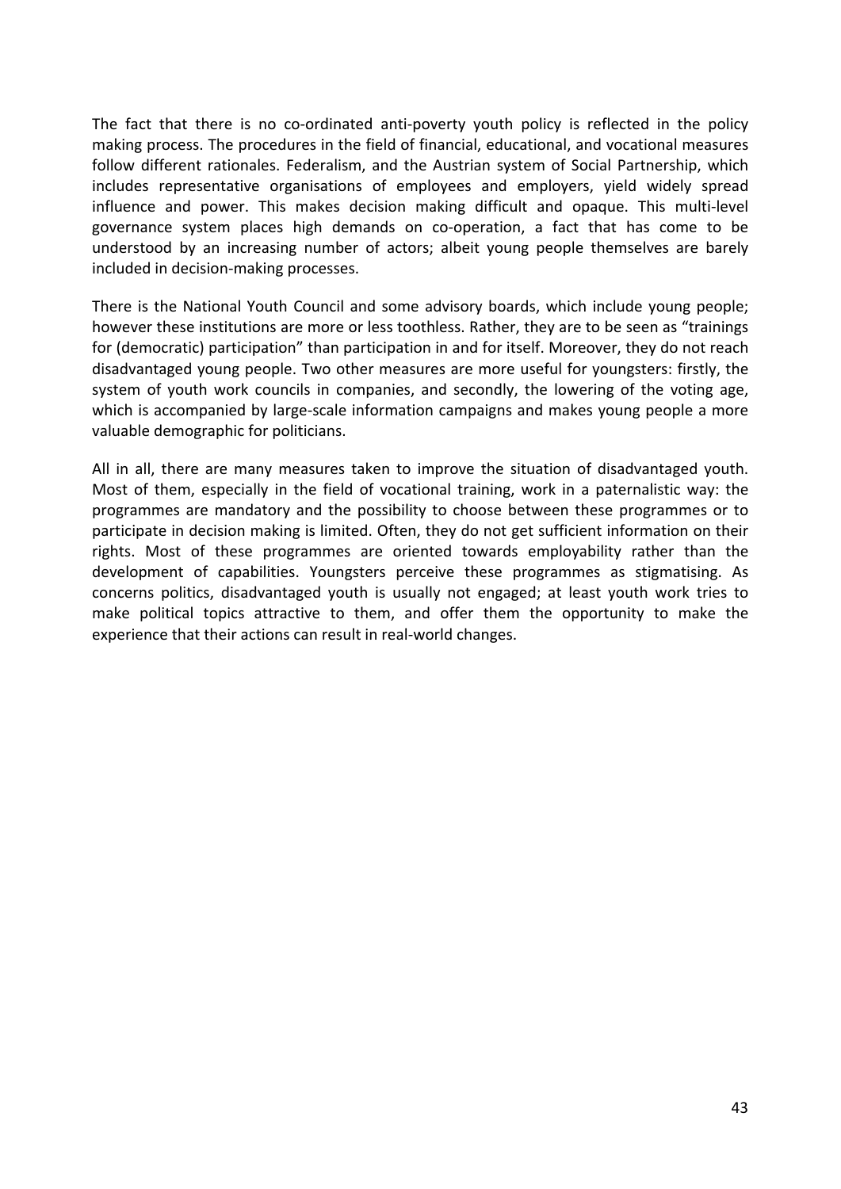The fact that there is no co-ordinated anti-poverty youth policy is reflected in the policy making process. The procedures in the field of financial, educational, and vocational measures follow different rationales. Federalism, and the Austrian system of Social Partnership, which includes representative organisations of employees and employers, yield widely spread influence and power. This makes decision making difficult and opaque. This multi-level governance system places high demands on co-operation, a fact that has come to be understood by an increasing number of actors; albeit young people themselves are barely included in decision-making processes.

There is the National Youth Council and some advisory boards, which include young people; however these institutions are more or less toothless. Rather, they are to be seen as "trainings for (democratic) participation" than participation in and for itself. Moreover, they do not reach disadvantaged young people. Two other measures are more useful for youngsters: firstly, the system of youth work councils in companies, and secondly, the lowering of the voting age, which is accompanied by large-scale information campaigns and makes young people a more valuable demographic for politicians.

All in all, there are many measures taken to improve the situation of disadvantaged youth. Most of them, especially in the field of vocational training, work in a paternalistic way: the programmes are mandatory and the possibility to choose between these programmes or to participate in decision making is limited. Often, they do not get sufficient information on their rights. Most of these programmes are oriented towards employability rather than the development of capabilities. Youngsters perceive these programmes as stigmatising. As concerns politics, disadvantaged youth is usually not engaged; at least youth work tries to make political topics attractive to them, and offer them the opportunity to make the experience that their actions can result in real-world changes.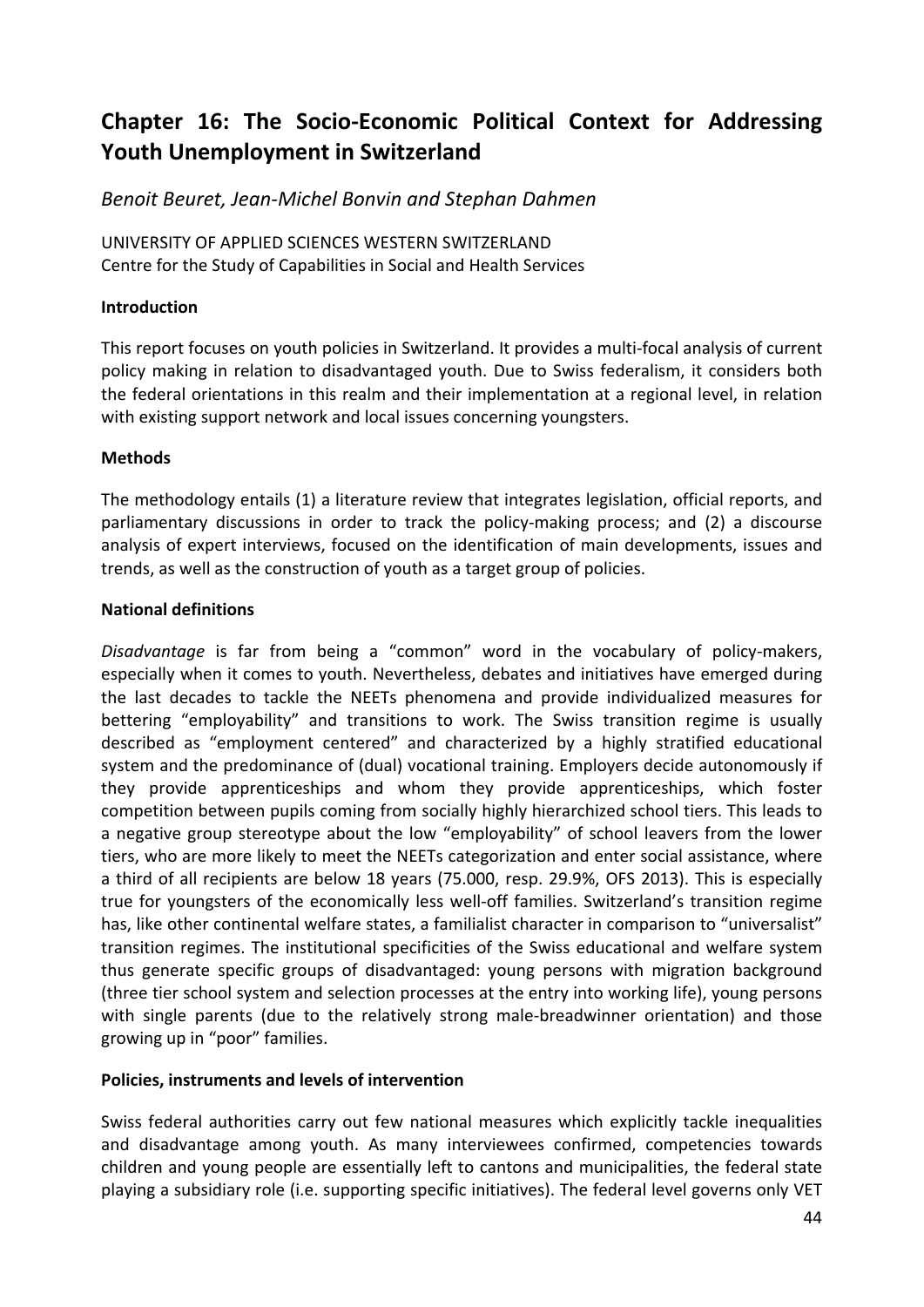# Chapter 16: The Socio-Economic Political Context for Addressing Youth Unemployment in Switzerland

*Benoit Beuret, Jean-Michel Bonvin and Stephan Dahmen*

UNIVERSITY OF APPLIED SCIENCES WESTERN SWITZERLAND
Centre for the Study of Capabilities in Social and Health Services

**Introduction**

This report focuses on youth policies in Switzerland. It provides a multi-focal analysis of current policy making in relation to disadvantaged youth. Due to Swiss federalism, it considers both the federal orientations in this realm and their implementation at a regional level, in relation with existing support network and local issues concerning youngsters.

**Methods**

The methodology entails (1) a literature review that integrates legislation, official reports, and parliamentary discussions in order to track the policy-making process; and (2) a discourse analysis of expert interviews, focused on the identification of main developments, issues and trends, as well as the construction of youth as a target group of policies.

**National definitions**

*Disadvantage* is far from being a "common" word in the vocabulary of policy-makers, especially when it comes to youth. Nevertheless, debates and initiatives have emerged during the last decades to tackle the NEETs phenomena and provide individualized measures for bettering "employability" and transitions to work. The Swiss transition regime is usually described as "employment centered" and characterized by a highly stratified educational system and the predominance of (dual) vocational training. Employers decide autonomously if they provide apprenticeships and whom they provide apprenticeships, which foster competition between pupils coming from socially highly hierarchized school tiers. This leads to a negative group stereotype about the low "employability" of school leavers from the lower tiers, who are more likely to meet the NEETs categorization and enter social assistance, where a third of all recipients are below 18 years (75.000, resp. 29.9%, OFS 2013). This is especially true for youngsters of the economically less well-off families. Switzerland's transition regime has, like other continental welfare states, a familialist character in comparison to "universalist" transition regimes. The institutional specificities of the Swiss educational and welfare system thus generate specific groups of disadvantaged: young persons with migration background (three tier school system and selection processes at the entry into working life), young persons with single parents (due to the relatively strong male-breadwinner orientation) and those growing up in "poor" families.

**Policies, instruments and levels of intervention**

Swiss federal authorities carry out few national measures which explicitly tackle inequalities and disadvantage among youth. As many interviewees confirmed, competencies towards children and young people are essentially left to cantons and municipalities, the federal state playing a subsidiary role (i.e. supporting specific initiatives). The federal level governs only VET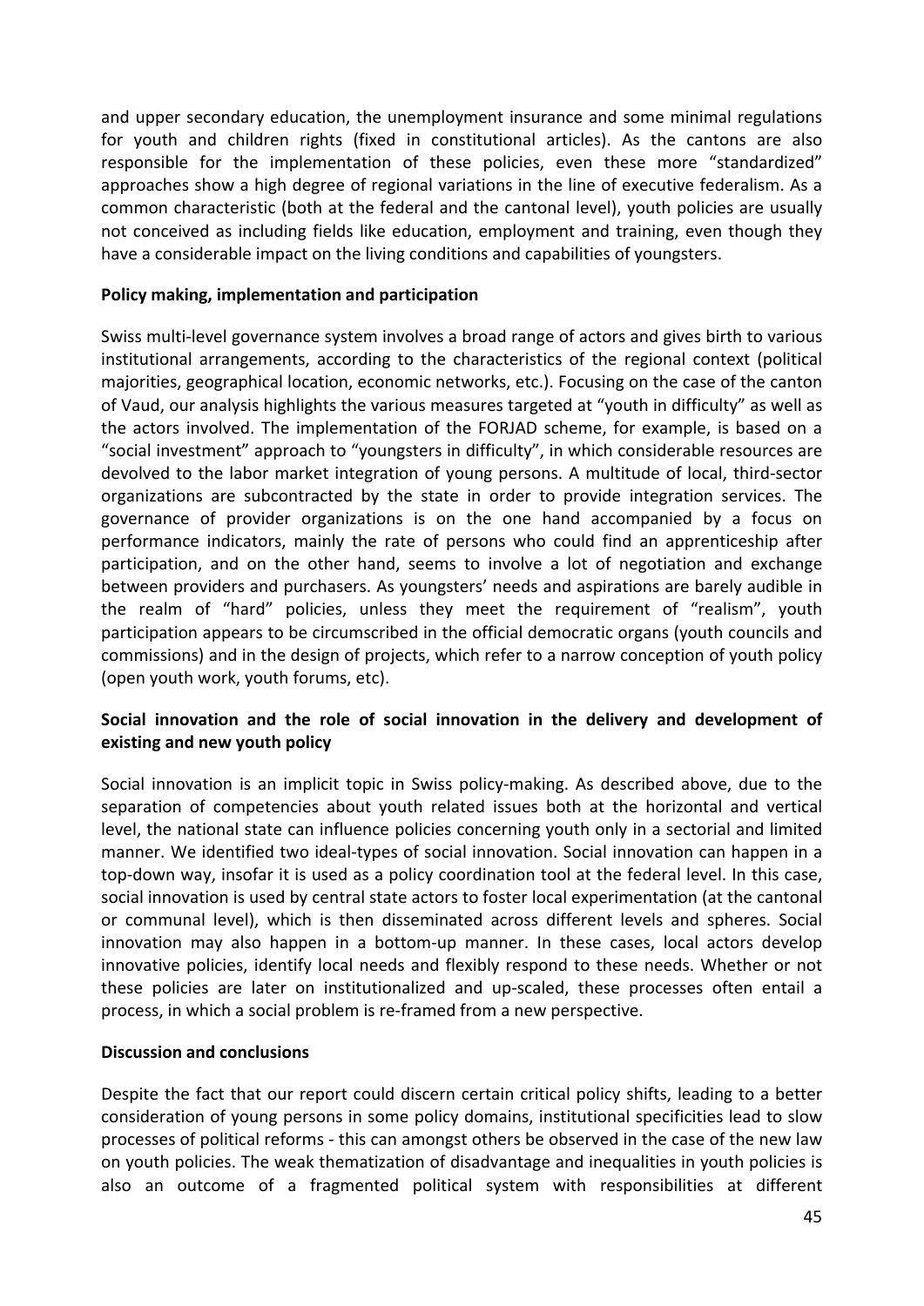and upper secondary education, the unemployment insurance and some minimal regulations for youth and children rights (fixed in constitutional articles). As the cantons are also responsible for the implementation of these policies, even these more "standardized" approaches show a high degree of regional variations in the line of executive federalism. As a common characteristic (both at the federal and the cantonal level), youth policies are usually not conceived as including fields like education, employment and training, even though they have a considerable impact on the living conditions and capabilities of youngsters.

**Policy making, implementation and participation**

Swiss multi-level governance system involves a broad range of actors and gives birth to various institutional arrangements, according to the characteristics of the regional context (political majorities, geographical location, economic networks, etc.). Focusing on the case of the canton of Vaud, our analysis highlights the various measures targeted at "youth in difficulty" as well as the actors involved. The implementation of the FORJAD scheme, for example, is based on a "social investment" approach to "youngsters in difficulty", in which considerable resources are devolved to the labor market integration of young persons. A multitude of local, third-sector organizations are subcontracted by the state in order to provide integration services. The governance of provider organizations is on the one hand accompanied by a focus on performance indicators, mainly the rate of persons who could find an apprenticeship after participation, and on the other hand, seems to involve a lot of negotiation and exchange between providers and purchasers. As youngsters' needs and aspirations are barely audible in the realm of "hard" policies, unless they meet the requirement of "realism", youth participation appears to be circumscribed in the official democratic organs (youth councils and commissions) and in the design of projects, which refer to a narrow conception of youth policy (open youth work, youth forums, etc).

**Social innovation and the role of social innovation in the delivery and development of existing and new youth policy**

Social innovation is an implicit topic in Swiss policy-making. As described above, due to the separation of competencies about youth related issues both at the horizontal and vertical level, the national state can influence policies concerning youth only in a sectorial and limited manner. We identified two ideal-types of social innovation. Social innovation can happen in a top-down way, insofar it is used as a policy coordination tool at the federal level. In this case, social innovation is used by central state actors to foster local experimentation (at the cantonal or communal level), which is then disseminated across different levels and spheres. Social innovation may also happen in a bottom-up manner. In these cases, local actors develop innovative policies, identify local needs and flexibly respond to these needs. Whether or not these policies are later on institutionalized and up-scaled, these processes often entail a process, in which a social problem is re-framed from a new perspective.

**Discussion and conclusions**

Despite the fact that our report could discern certain critical policy shifts, leading to a better consideration of young persons in some policy domains, institutional specificities lead to slow processes of political reforms - this can amongst others be observed in the case of the new law on youth policies. The weak thematization of disadvantage and inequalities in youth policies is also an outcome of a fragmented political system with responsibilities at different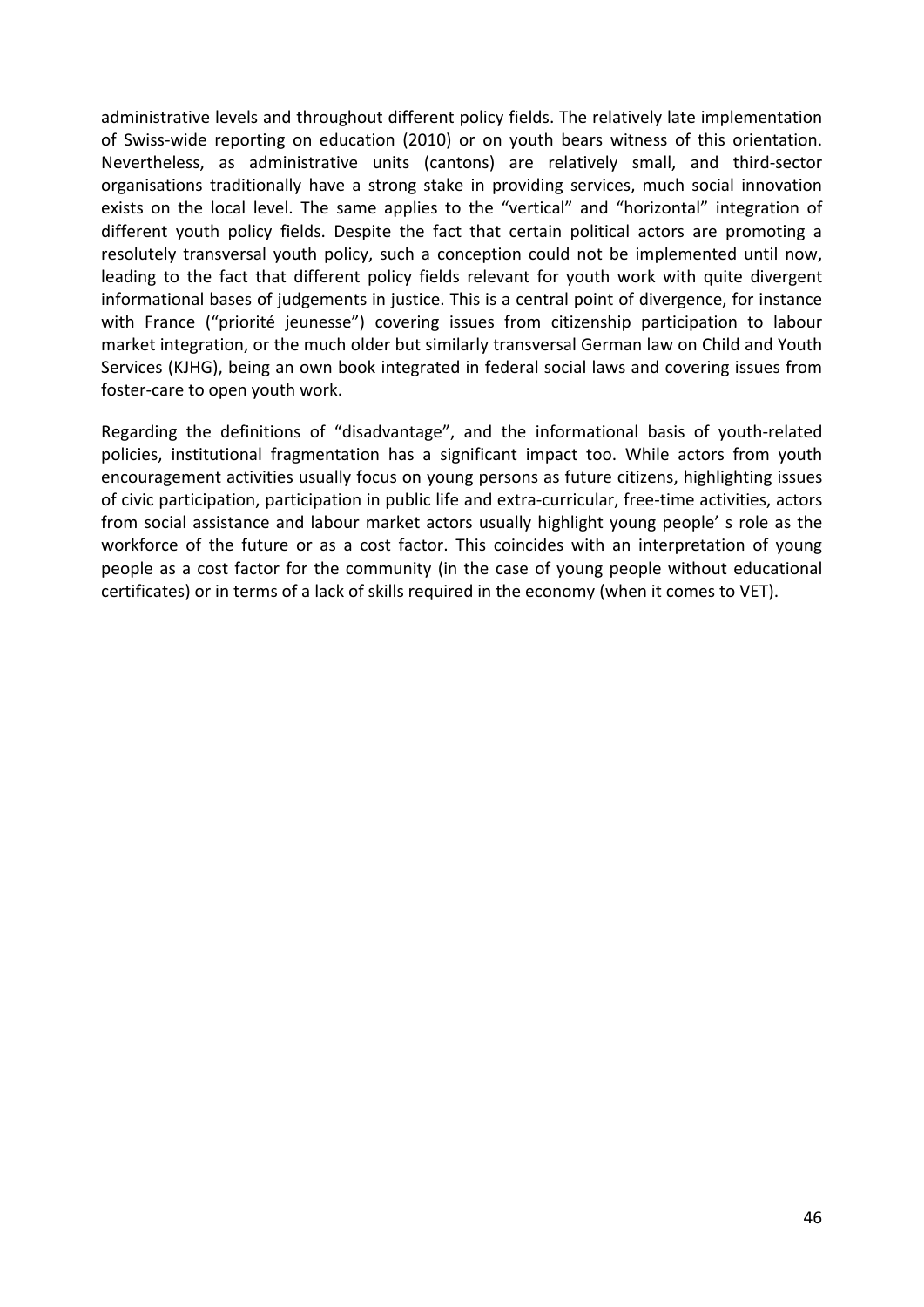administrative levels and throughout different policy fields. The relatively late implementation of Swiss-wide reporting on education (2010) or on youth bears witness of this orientation. Nevertheless, as administrative units (cantons) are relatively small, and third-sector organisations traditionally have a strong stake in providing services, much social innovation exists on the local level. The same applies to the "vertical" and "horizontal" integration of different youth policy fields. Despite the fact that certain political actors are promoting a resolutely transversal youth policy, such a conception could not be implemented until now, leading to the fact that different policy fields relevant for youth work with quite divergent informational bases of judgements in justice. This is a central point of divergence, for instance with France ("priorité jeunesse") covering issues from citizenship participation to labour market integration, or the much older but similarly transversal German law on Child and Youth Services (KJHG), being an own book integrated in federal social laws and covering issues from foster-care to open youth work.

Regarding the definitions of "disadvantage", and the informational basis of youth-related policies, institutional fragmentation has a significant impact too. While actors from youth encouragement activities usually focus on young persons as future citizens, highlighting issues of civic participation, participation in public life and extra-curricular, free-time activities, actors from social assistance and labour market actors usually highlight young people' s role as the workforce of the future or as a cost factor. This coincides with an interpretation of young people as a cost factor for the community (in the case of young people without educational certificates) or in terms of a lack of skills required in the economy (when it comes to VET).